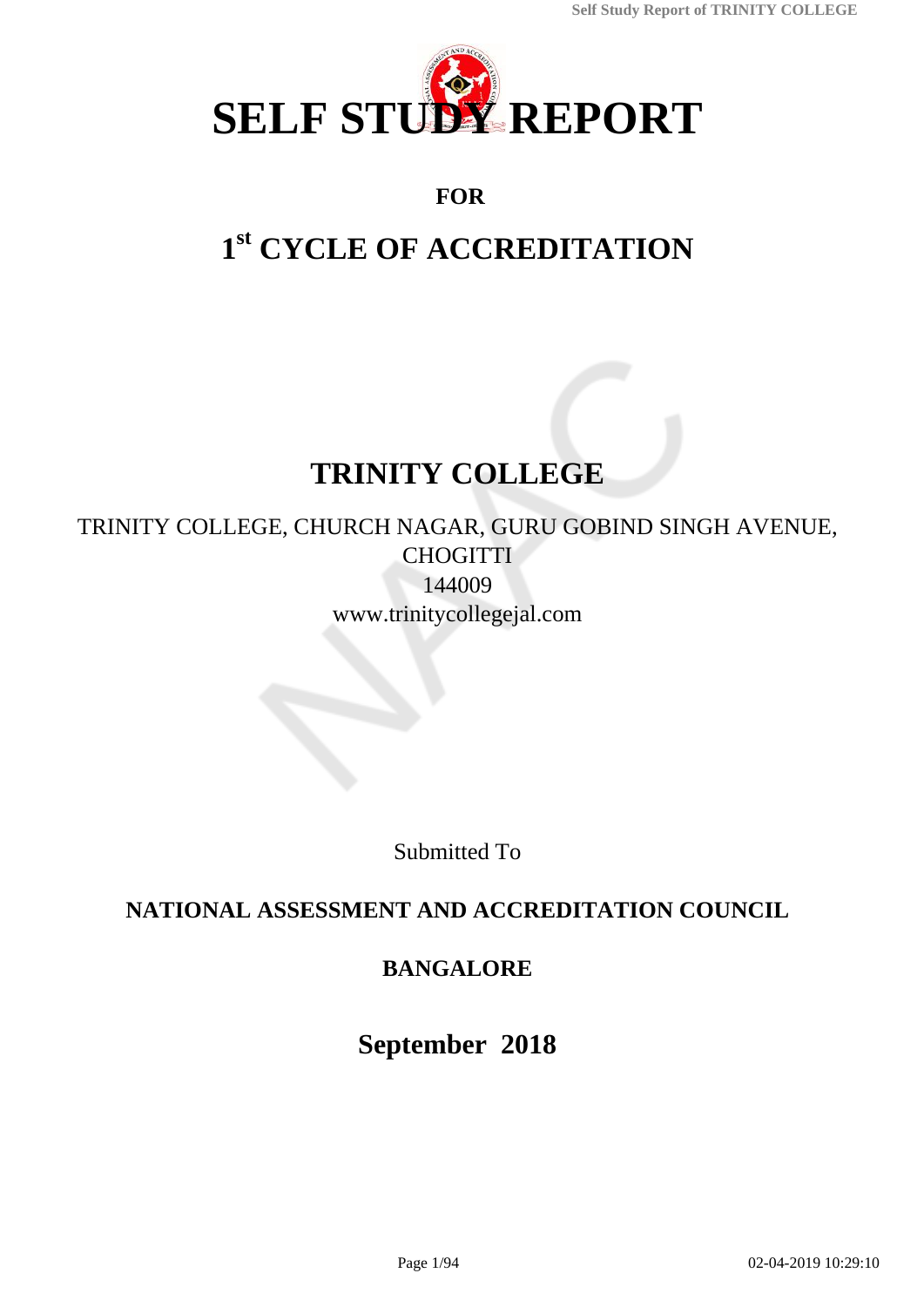# SELF STUDY REPORT

## FOR

# 1st CYCLE OF ACCREDITATION

# TRINITY COLLEGE

TRINITY COLLEGE, CHURCH NAGAR, GURU GOBIND SINGH AVENUE, CHOGITTI
144009
www.trinitycollegejal.com

Submitted To

## NATIONAL ASSESSMENT AND ACCREDITATION COUNCIL

## BANGALORE

## September 2018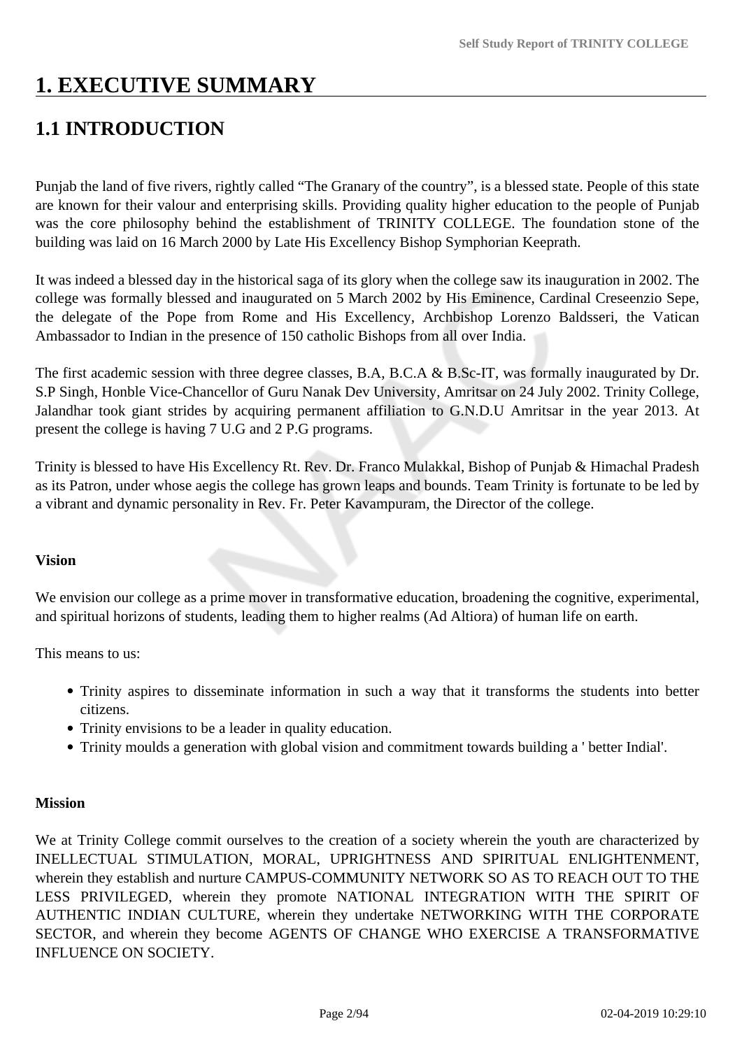# 1. EXECUTIVE SUMMARY

## 1.1 INTRODUCTION

Punjab the land of five rivers, rightly called "The Granary of the country", is a blessed state. People of this state are known for their valour and enterprising skills. Providing quality higher education to the people of Punjab was the core philosophy behind the establishment of TRINITY COLLEGE. The foundation stone of the building was laid on 16 March 2000 by Late His Excellency Bishop Symphorian Keeprath.

It was indeed a blessed day in the historical saga of its glory when the college saw its inauguration in 2002. The college was formally blessed and inaugurated on 5 March 2002 by His Eminence, Cardinal Creseenzio Sepe, the delegate of the Pope from Rome and His Excellency, Archbishop Lorenzo Baldsseri, the Vatican Ambassador to Indian in the presence of 150 catholic Bishops from all over India.

The first academic session with three degree classes, B.A, B.C.A & B.Sc-IT, was formally inaugurated by Dr. S.P Singh, Honble Vice-Chancellor of Guru Nanak Dev University, Amritsar on 24 July 2002. Trinity College, Jalandhar took giant strides by acquiring permanent affiliation to G.N.D.U Amritsar in the year 2013. At present the college is having 7 U.G and 2 P.G programs.

Trinity is blessed to have His Excellency Rt. Rev. Dr. Franco Mulakkal, Bishop of Punjab & Himachal Pradesh as its Patron, under whose aegis the college has grown leaps and bounds. Team Trinity is fortunate to be led by a vibrant and dynamic personality in Rev. Fr. Peter Kavampuram, the Director of the college.

**Vision**

We envision our college as a prime mover in transformative education, broadening the cognitive, experimental, and spiritual horizons of students, leading them to higher realms (Ad Altiora) of human life on earth.

This means to us:

- Trinity aspires to disseminate information in such a way that it transforms the students into better citizens.
- Trinity envisions to be a leader in quality education.
- Trinity moulds a generation with global vision and commitment towards building a ' better Indial'.

**Mission**

We at Trinity College commit ourselves to the creation of a society wherein the youth are characterized by INELLECTUAL STIMULATION, MORAL, UPRIGHTNESS AND SPIRITUAL ENLIGHTENMENT, wherein they establish and nurture CAMPUS-COMMUNITY NETWORK SO AS TO REACH OUT TO THE LESS PRIVILEGED, wherein they promote NATIONAL INTEGRATION WITH THE SPIRIT OF AUTHENTIC INDIAN CULTURE, wherein they undertake NETWORKING WITH THE CORPORATE SECTOR, and wherein they become AGENTS OF CHANGE WHO EXERCISE A TRANSFORMATIVE INFLUENCE ON SOCIETY.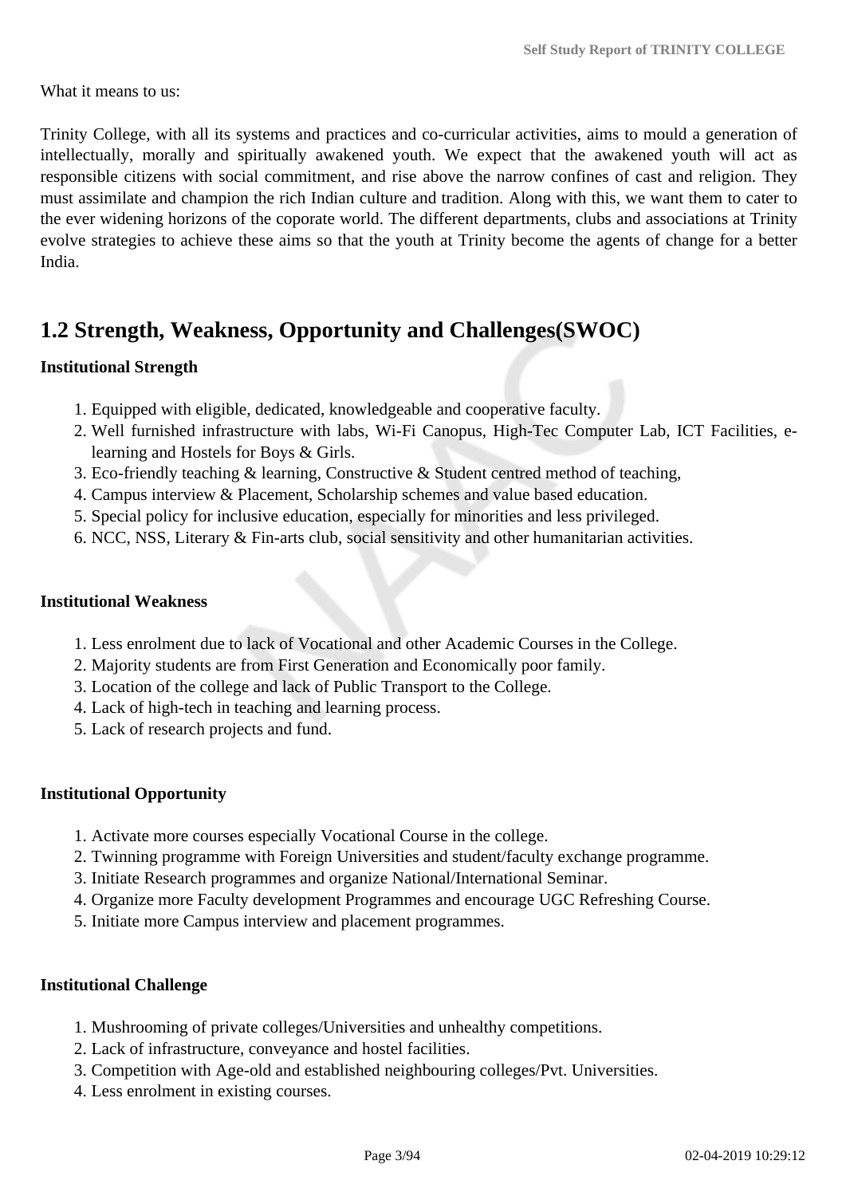What it means to us:

Trinity College, with all its systems and practices and co-curricular activities, aims to mould a generation of intellectually, morally and spiritually awakened youth. We expect that the awakened youth will act as responsible citizens with social commitment, and rise above the narrow confines of cast and religion. They must assimilate and champion the rich Indian culture and tradition. Along with this, we want them to cater to the ever widening horizons of the coporate world. The different departments, clubs and associations at Trinity evolve strategies to achieve these aims so that the youth at Trinity become the agents of change for a better India.

## 1.2 Strength, Weakness, Opportunity and Challenges(SWOC)

**Institutional Strength**

1. Equipped with eligible, dedicated, knowledgeable and cooperative faculty.
2. Well furnished infrastructure with labs, Wi-Fi Canopus, High-Tec Computer Lab, ICT Facilities, e-learning and Hostels for Boys & Girls.
3. Eco-friendly teaching & learning, Constructive & Student centred method of teaching,
4. Campus interview & Placement, Scholarship schemes and value based education.
5. Special policy for inclusive education, especially for minorities and less privileged.
6. NCC, NSS, Literary & Fin-arts club, social sensitivity and other humanitarian activities.

**Institutional Weakness**

1. Less enrolment due to lack of Vocational and other Academic Courses in the College.
2. Majority students are from First Generation and Economically poor family.
3. Location of the college and lack of Public Transport to the College.
4. Lack of high-tech in teaching and learning process.
5. Lack of research projects and fund.

**Institutional Opportunity**

1. Activate more courses especially Vocational Course in the college.
2. Twinning programme with Foreign Universities and student/faculty exchange programme.
3. Initiate Research programmes and organize National/International Seminar.
4. Organize more Faculty development Programmes and encourage UGC Refreshing Course.
5. Initiate more Campus interview and placement programmes.

**Institutional Challenge**

1. Mushrooming of private colleges/Universities and unhealthy competitions.
2. Lack of infrastructure, conveyance and hostel facilities.
3. Competition with Age-old and established neighbouring colleges/Pvt. Universities.
4. Less enrolment in existing courses.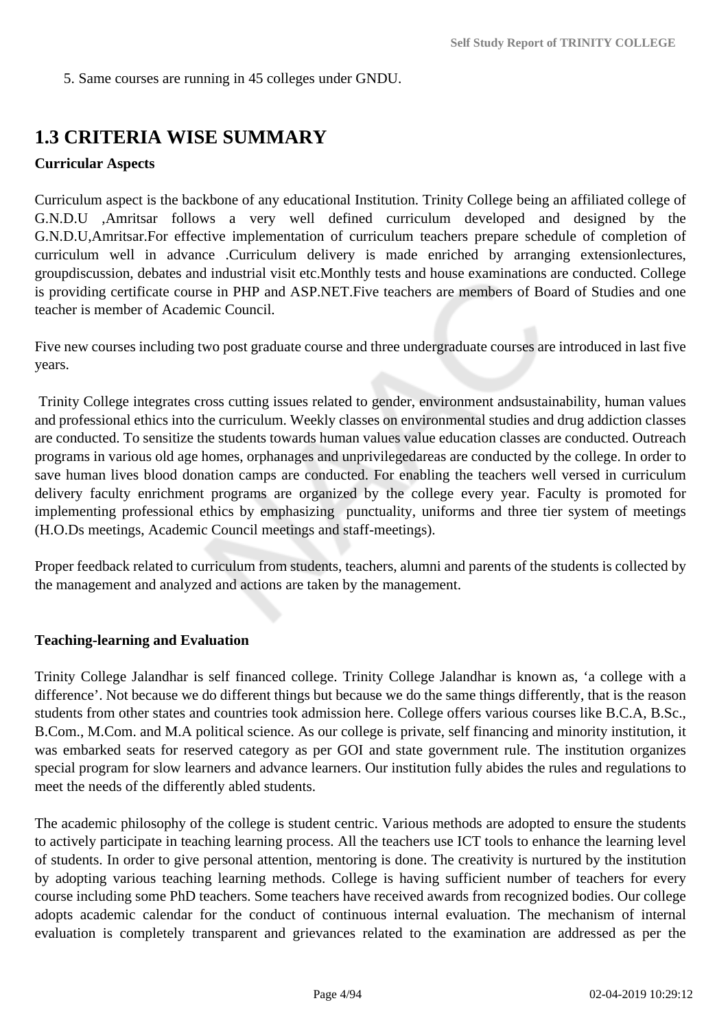5. Same courses are running in 45 colleges under GNDU.

## 1.3 CRITERIA WISE SUMMARY

**Curricular Aspects**

Curriculum aspect is the backbone of any educational Institution. Trinity College being an affiliated college of G.N.D.U ,Amritsar follows a very well defined curriculum developed and designed by the G.N.D.U,Amritsar.For effective implementation of curriculum teachers prepare schedule of completion of curriculum well in advance .Curriculum delivery is made enriched by arranging extensionlectures, groupdiscussion, debates and industrial visit etc.Monthly tests and house examinations are conducted. College is providing certificate course in PHP and ASP.NET.Five teachers are members of Board of Studies and one teacher is member of Academic Council.

Five new courses including two post graduate course and three undergraduate courses are introduced in last five years.

Trinity College integrates cross cutting issues related to gender, environment andsustainability, human values and professional ethics into the curriculum. Weekly classes on environmental studies and drug addiction classes are conducted. To sensitize the students towards human values value education classes are conducted. Outreach programs in various old age homes, orphanages and unprivilegedareas are conducted by the college. In order to save human lives blood donation camps are conducted. For enabling the teachers well versed in curriculum delivery faculty enrichment programs are organized by the college every year. Faculty is promoted for implementing professional ethics by emphasizing punctuality, uniforms and three tier system of meetings (H.O.Ds meetings, Academic Council meetings and staff-meetings).

Proper feedback related to curriculum from students, teachers, alumni and parents of the students is collected by the management and analyzed and actions are taken by the management.

**Teaching-learning and Evaluation**

Trinity College Jalandhar is self financed college. Trinity College Jalandhar is known as, 'a college with a difference'. Not because we do different things but because we do the same things differently, that is the reason students from other states and countries took admission here. College offers various courses like B.C.A, B.Sc., B.Com., M.Com. and M.A political science. As our college is private, self financing and minority institution, it was embarked seats for reserved category as per GOI and state government rule. The institution organizes special program for slow learners and advance learners. Our institution fully abides the rules and regulations to meet the needs of the differently abled students.

The academic philosophy of the college is student centric. Various methods are adopted to ensure the students to actively participate in teaching learning process. All the teachers use ICT tools to enhance the learning level of students. In order to give personal attention, mentoring is done. The creativity is nurtured by the institution by adopting various teaching learning methods. College is having sufficient number of teachers for every course including some PhD teachers. Some teachers have received awards from recognized bodies. Our college adopts academic calendar for the conduct of continuous internal evaluation. The mechanism of internal evaluation is completely transparent and grievances related to the examination are addressed as per the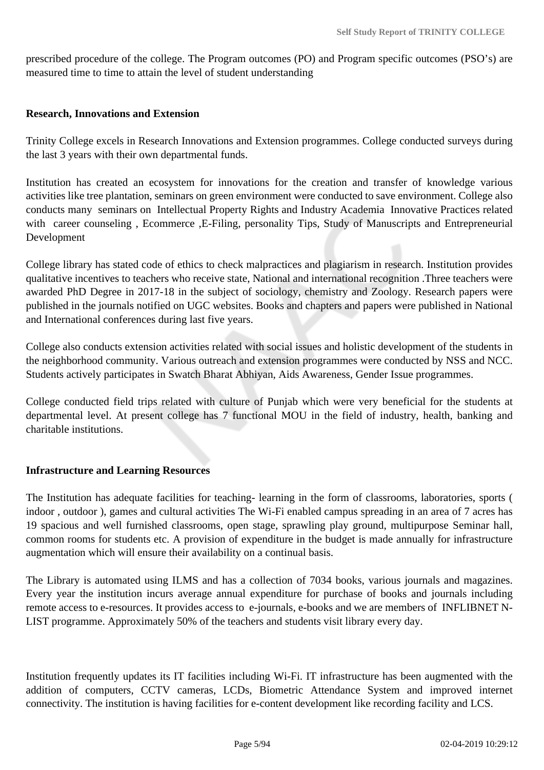prescribed procedure of the college. The Program outcomes (PO) and Program specific outcomes (PSO's) are measured time to time to attain the level of student understanding

**Research, Innovations and Extension**

Trinity College excels in Research Innovations and Extension programmes. College conducted surveys during the last 3 years with their own departmental funds.

Institution has created an ecosystem for innovations for the creation and transfer of knowledge various activities like tree plantation, seminars on green environment were conducted to save environment. College also conducts many seminars on Intellectual Property Rights and Industry Academia Innovative Practices related with career counseling , Ecommerce ,E-Filing, personality Tips, Study of Manuscripts and Entrepreneurial Development

College library has stated code of ethics to check malpractices and plagiarism in research. Institution provides qualitative incentives to teachers who receive state, National and international recognition .Three teachers were awarded PhD Degree in 2017-18 in the subject of sociology, chemistry and Zoology. Research papers were published in the journals notified on UGC websites. Books and chapters and papers were published in National and International conferences during last five years.

College also conducts extension activities related with social issues and holistic development of the students in the neighborhood community. Various outreach and extension programmes were conducted by NSS and NCC. Students actively participates in Swatch Bharat Abhiyan, Aids Awareness, Gender Issue programmes.

College conducted field trips related with culture of Punjab which were very beneficial for the students at departmental level. At present college has 7 functional MOU in the field of industry, health, banking and charitable institutions.

**Infrastructure and Learning Resources**

The Institution has adequate facilities for teaching- learning in the form of classrooms, laboratories, sports ( indoor , outdoor ), games and cultural activities The Wi-Fi enabled campus spreading in an area of 7 acres has 19 spacious and well furnished classrooms, open stage, sprawling play ground, multipurpose Seminar hall, common rooms for students etc. A provision of expenditure in the budget is made annually for infrastructure augmentation which will ensure their availability on a continual basis.

The Library is automated using ILMS and has a collection of 7034 books, various journals and magazines. Every year the institution incurs average annual expenditure for purchase of books and journals including remote access to e-resources. It provides access to e-journals, e-books and we are members of INFLIBNET N-LIST programme. Approximately 50% of the teachers and students visit library every day.

Institution frequently updates its IT facilities including Wi-Fi. IT infrastructure has been augmented with the addition of computers, CCTV cameras, LCDs, Biometric Attendance System and improved internet connectivity. The institution is having facilities for e-content development like recording facility and LCS.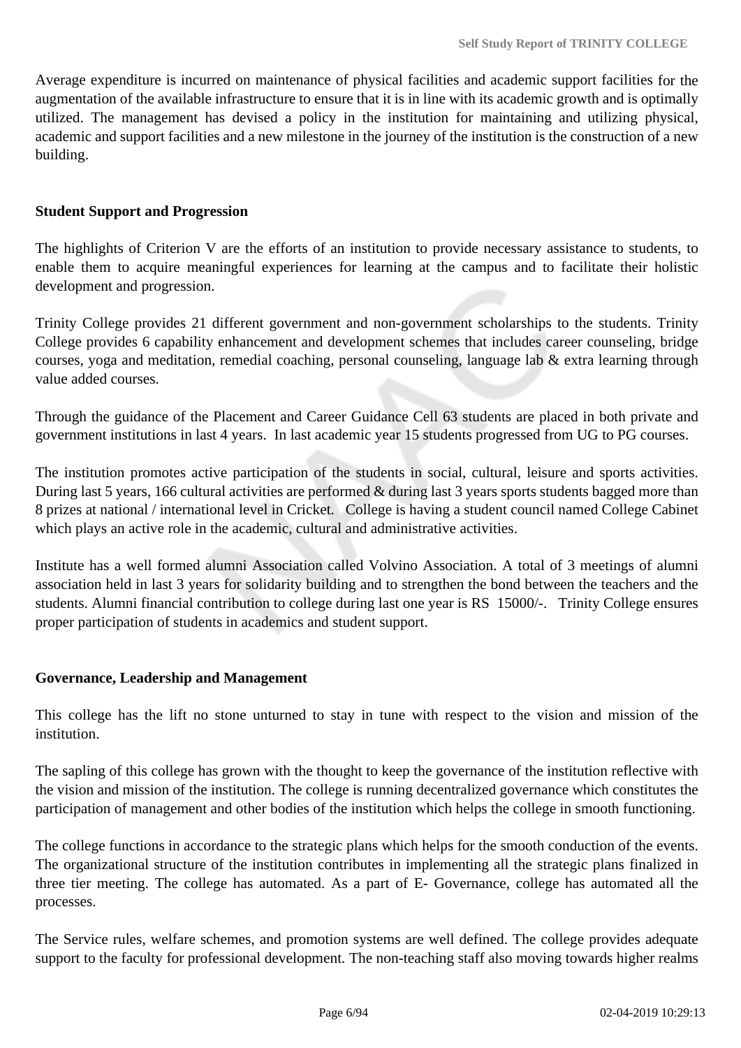Average expenditure is incurred on maintenance of physical facilities and academic support facilities for the augmentation of the available infrastructure to ensure that it is in line with its academic growth and is optimally utilized. The management has devised a policy in the institution for maintaining and utilizing physical, academic and support facilities and a new milestone in the journey of the institution is the construction of a new building.

**Student Support and Progression**

The highlights of Criterion V are the efforts of an institution to provide necessary assistance to students, to enable them to acquire meaningful experiences for learning at the campus and to facilitate their holistic development and progression.

Trinity College provides 21 different government and non-government scholarships to the students. Trinity College provides 6 capability enhancement and development schemes that includes career counseling, bridge courses, yoga and meditation, remedial coaching, personal counseling, language lab & extra learning through value added courses.

Through the guidance of the Placement and Career Guidance Cell 63 students are placed in both private and government institutions in last 4 years. In last academic year 15 students progressed from UG to PG courses.

The institution promotes active participation of the students in social, cultural, leisure and sports activities. During last 5 years, 166 cultural activities are performed & during last 3 years sports students bagged more than 8 prizes at national / international level in Cricket. College is having a student council named College Cabinet which plays an active role in the academic, cultural and administrative activities.

Institute has a well formed alumni Association called Volvino Association. A total of 3 meetings of alumni association held in last 3 years for solidarity building and to strengthen the bond between the teachers and the students. Alumni financial contribution to college during last one year is RS 15000/-. Trinity College ensures proper participation of students in academics and student support.

**Governance, Leadership and Management**

This college has the lift no stone unturned to stay in tune with respect to the vision and mission of the institution.

The sapling of this college has grown with the thought to keep the governance of the institution reflective with the vision and mission of the institution. The college is running decentralized governance which constitutes the participation of management and other bodies of the institution which helps the college in smooth functioning.

The college functions in accordance to the strategic plans which helps for the smooth conduction of the events. The organizational structure of the institution contributes in implementing all the strategic plans finalized in three tier meeting. The college has automated. As a part of E- Governance, college has automated all the processes.

The Service rules, welfare schemes, and promotion systems are well defined. The college provides adequate support to the faculty for professional development. The non-teaching staff also moving towards higher realms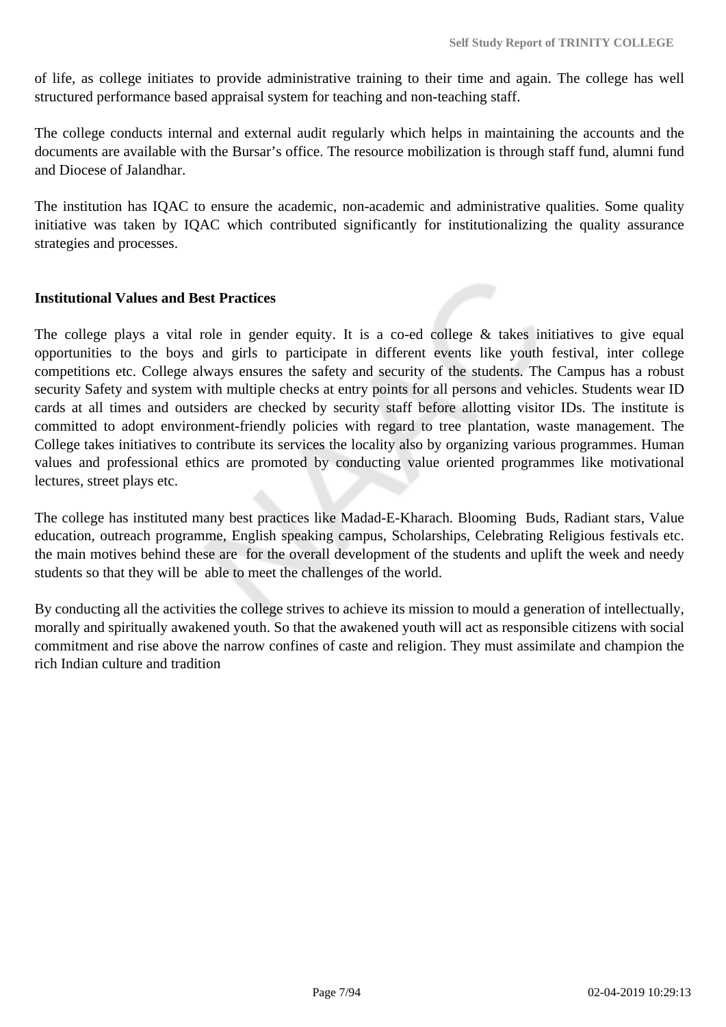of life, as college initiates to provide administrative training to their time and again. The college has well structured performance based appraisal system for teaching and non-teaching staff.

The college conducts internal and external audit regularly which helps in maintaining the accounts and the documents are available with the Bursar's office. The resource mobilization is through staff fund, alumni fund and Diocese of Jalandhar.

The institution has IQAC to ensure the academic, non-academic and administrative qualities. Some quality initiative was taken by IQAC which contributed significantly for institutionalizing the quality assurance strategies and processes.

**Institutional Values and Best Practices**

The college plays a vital role in gender equity. It is a co-ed college & takes initiatives to give equal opportunities to the boys and girls to participate in different events like youth festival, inter college competitions etc. College always ensures the safety and security of the students. The Campus has a robust security Safety and system with multiple checks at entry points for all persons and vehicles. Students wear ID cards at all times and outsiders are checked by security staff before allotting visitor IDs. The institute is committed to adopt environment-friendly policies with regard to tree plantation, waste management. The College takes initiatives to contribute its services the locality also by organizing various programmes. Human values and professional ethics are promoted by conducting value oriented programmes like motivational lectures, street plays etc.

The college has instituted many best practices like Madad-E-Kharach. Blooming Buds, Radiant stars, Value education, outreach programme, English speaking campus, Scholarships, Celebrating Religious festivals etc. the main motives behind these are for the overall development of the students and uplift the week and needy students so that they will be able to meet the challenges of the world.

By conducting all the activities the college strives to achieve its mission to mould a generation of intellectually, morally and spiritually awakened youth. So that the awakened youth will act as responsible citizens with social commitment and rise above the narrow confines of caste and religion. They must assimilate and champion the rich Indian culture and tradition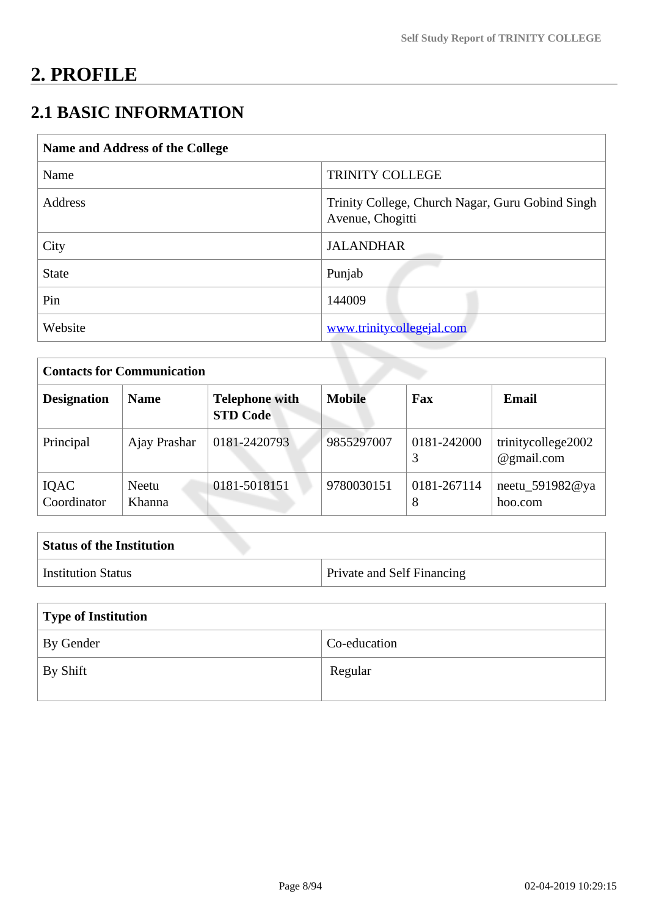# 2. PROFILE

## 2.1 BASIC INFORMATION

| Name and Address of the College | |
|---|---|
| Name | TRINITY COLLEGE |
| Address | Trinity College, Church Nagar, Guru Gobind Singh Avenue, Chogitti |
| City | JALANDHAR |
| State | Punjab |
| Pin | 144009 |
| Website | www.trinitycollegejal.com |

| Contacts for Communication | | | | | |
|---|---|---|---|---|---|
| **Designation** | **Name** | **Telephone with STD Code** | **Mobile** | **Fax** | **Email** |
| Principal | Ajay Prashar | 0181-2420793 | 9855297007 | 0181-2420003 | trinitycollege2002@gmail.com |
| IQAC Coordinator | Neetu Khanna | 0181-5018151 | 9780030151 | 0181-2671148 | neetu_591982@yahoo.com |

| Status of the Institution | |
|---|---|
| Institution Status | Private and Self Financing |

| Type of Institution | |
|---|---|
| By Gender | Co-education |
| By Shift | Regular |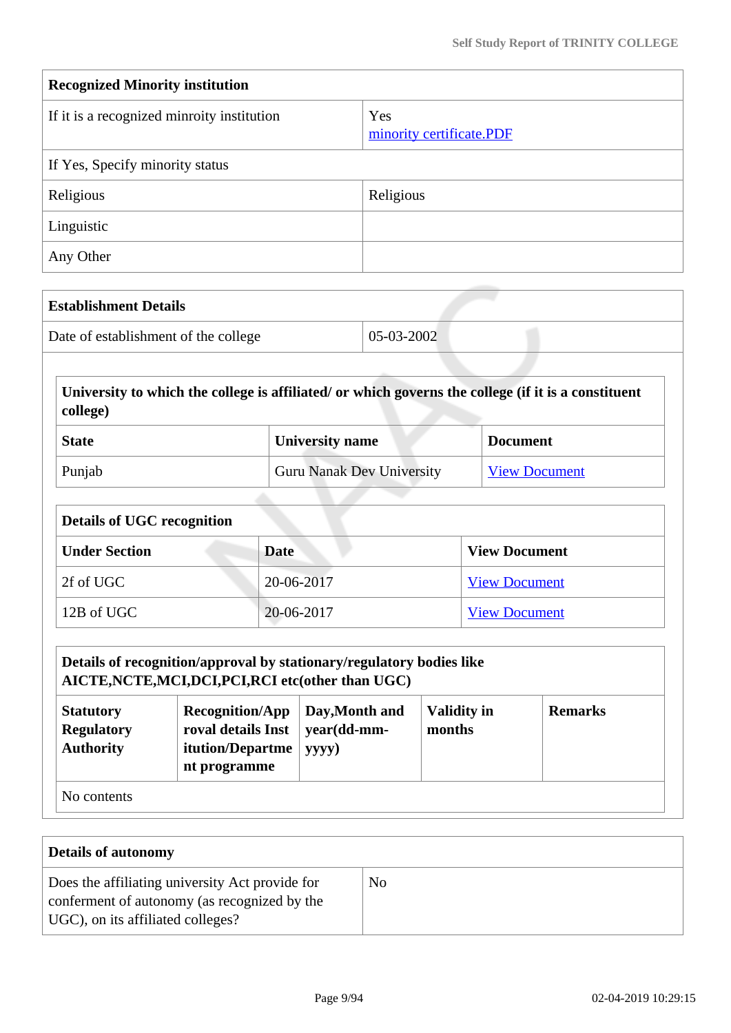| Recognized Minority institution | |
|---|---|
| If it is a recognized minroity institution | Yes<br>minority certificate.PDF |
| If Yes, Specify minority status | |
| Religious | Religious |
| Linguistic | |
| Any Other | |

| Establishment Details | |
|---|---|
| Date of establishment of the college | 05-03-2002 |

| University to which the college is affiliated/ or which governs the college (if it is a constituent college) | | |
|---|---|---|
| **State** | **University name** | **Document** |
| Punjab | Guru Nanak Dev University | View Document |

| Details of UGC recognition | | |
|---|---|---|
| **Under Section** | **Date** | **View Document** |
| 2f of UGC | 20-06-2017 | View Document |
| 12B of UGC | 20-06-2017 | View Document |

| Details of recognition/approval by stationary/regulatory bodies like AICTE,NCTE,MCI,DCI,PCI,RCI etc(other than UGC) | | | | |
|---|---|---|---|---|
| **Statutory Regulatory Authority** | **Recognition/Approval details Institution/Department programme** | **Day,Month and year(dd-mm-yyyy)** | **Validity in months** | **Remarks** |
| No contents | | | | |

| Details of autonomy | |
|---|---|
| Does the affiliating university Act provide for conferment of autonomy (as recognized by the UGC), on its affiliated colleges? | No |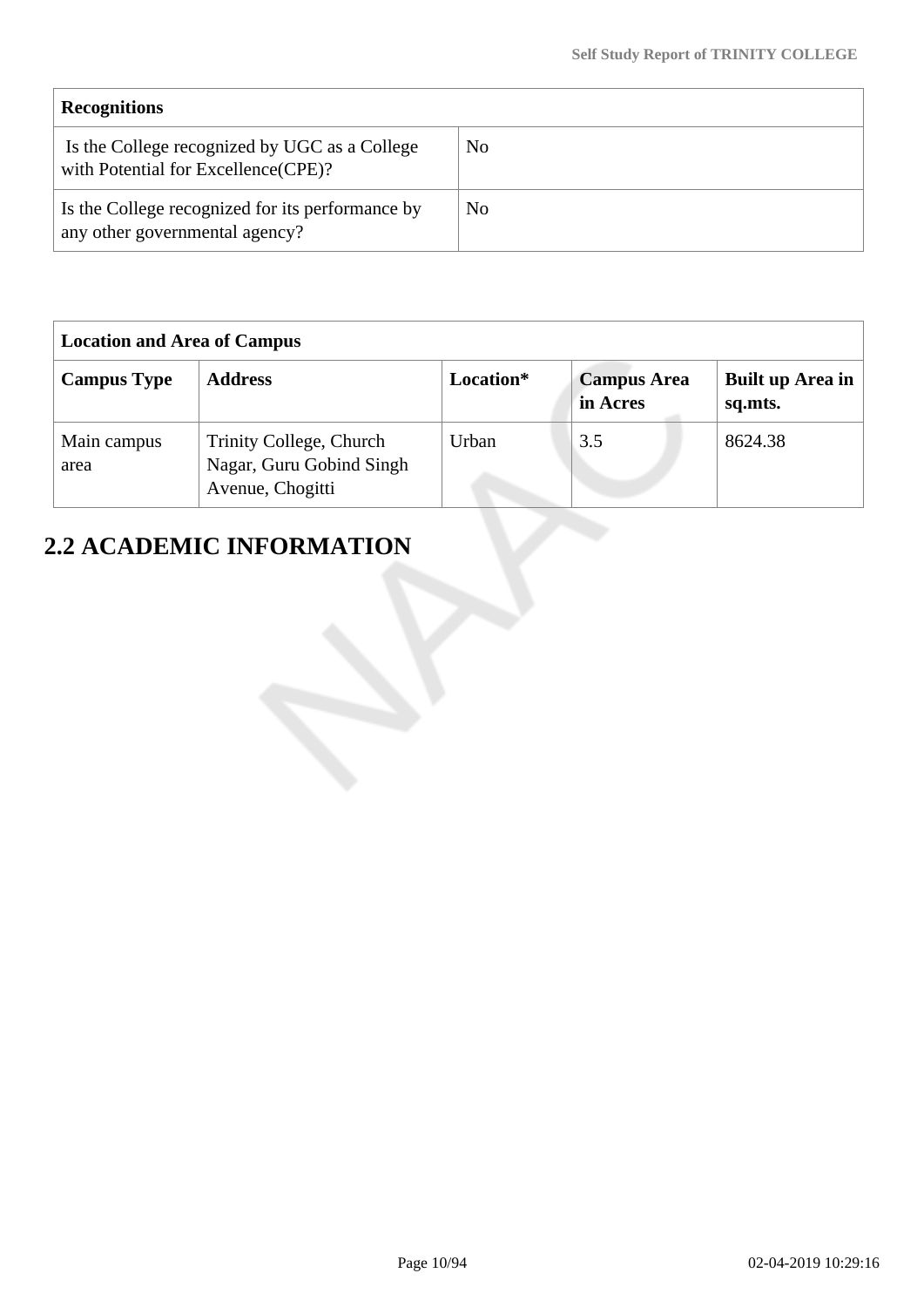| Recognitions | |
|---|---|
| Is the College recognized by UGC as a College with Potential for Excellence(CPE)? | No |
| Is the College recognized for its performance by any other governmental agency? | No |

| Location and Area of Campus | | | | |
|---|---|---|---|---|
| **Campus Type** | **Address** | **Location*** | **Campus Area in Acres** | **Built up Area in sq.mts.** |
| Main campus area | Trinity College, Church Nagar, Guru Gobind Singh Avenue, Chogitti | Urban | 3.5 | 8624.38 |

## 2.2 ACADEMIC INFORMATION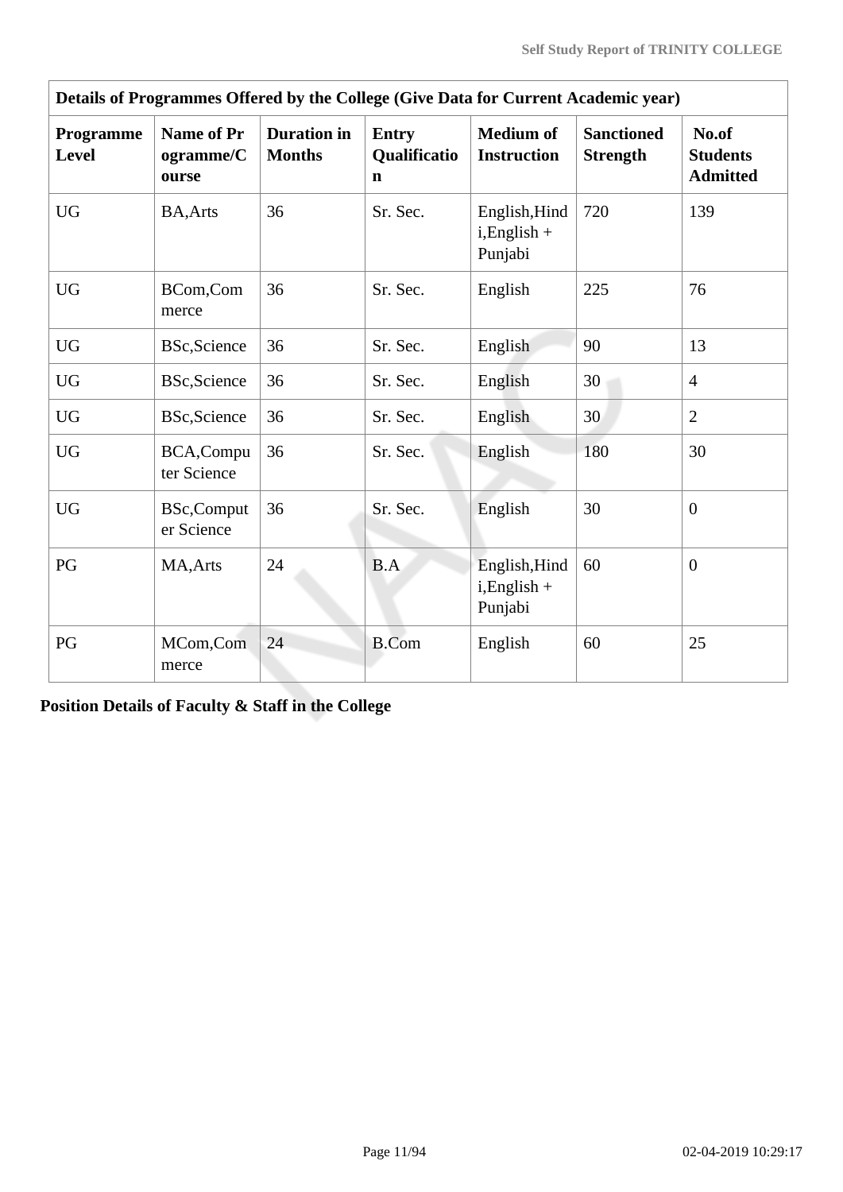| Details of Programmes Offered by the College (Give Data for Current Academic year) | | | | | | |
|---|---|---|---|---|---|---|
| **Programme Level** | **Name of Programme/Course** | **Duration in Months** | **Entry Qualification** | **Medium of Instruction** | **Sanctioned Strength** | **No.of Students Admitted** |
| UG | BA,Arts | 36 | Sr. Sec. | English,Hindi,English + Punjabi | 720 | 139 |
| UG | BCom,Commerce | 36 | Sr. Sec. | English | 225 | 76 |
| UG | BSc,Science | 36 | Sr. Sec. | English | 90 | 13 |
| UG | BSc,Science | 36 | Sr. Sec. | English | 30 | 4 |
| UG | BSc,Science | 36 | Sr. Sec. | English | 30 | 2 |
| UG | BCA,Computer Science | 36 | Sr. Sec. | English | 180 | 30 |
| UG | BSc,Computer Science | 36 | Sr. Sec. | English | 30 | 0 |
| PG | MA,Arts | 24 | B.A | English,Hindi,English + Punjabi | 60 | 0 |
| PG | MCom,Commerce | 24 | B.Com | English | 60 | 25 |

**Position Details of Faculty & Staff in the College**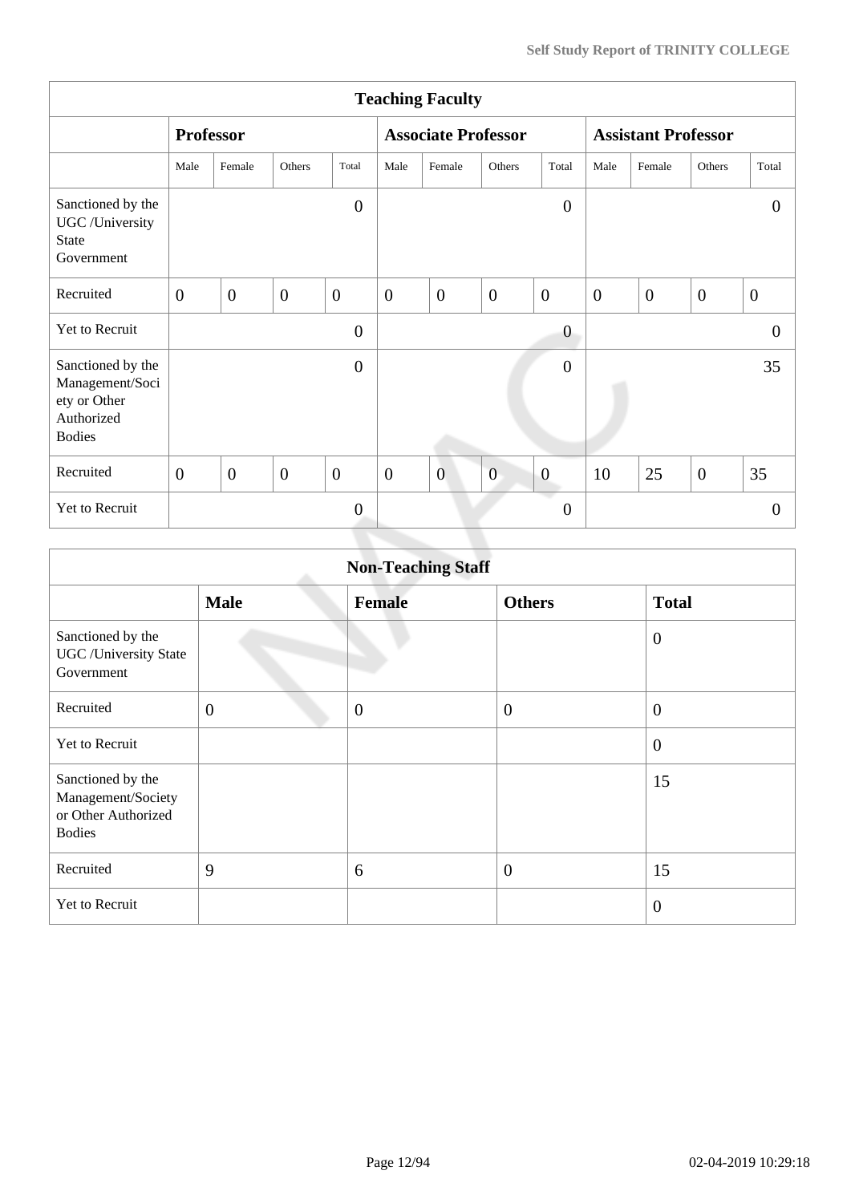| Teaching Faculty | | | | | | | | | | | | |
|---|---|---|---|---|---|---|---|---|---|---|---|---|
| | **Professor** | | | | **Associate Professor** | | | | **Assistant Professor** | | | |
| | Male | Female | Others | Total | Male | Female | Others | Total | Male | Female | Others | Total |
| Sanctioned by the UGC /University State Government | | | | 0 | | | | 0 | | | | 0 |
| Recruited | 0 | 0 | 0 | 0 | 0 | 0 | 0 | 0 | 0 | 0 | 0 | 0 |
| Yet to Recruit | | | | 0 | | | | 0 | | | | 0 |
| Sanctioned by the Management/Society or Other Authorized Bodies | | | | 0 | | | | 0 | | | | 35 |
| Recruited | 0 | 0 | 0 | 0 | 0 | 0 | 0 | 0 | 10 | 25 | 0 | 35 |
| Yet to Recruit | | | | 0 | | | | 0 | | | | 0 |

| Non-Teaching Staff | | | | |
|---|---|---|---|---|
| | **Male** | **Female** | **Others** | **Total** |
| Sanctioned by the UGC /University State Government | | | | 0 |
| Recruited | 0 | 0 | 0 | 0 |
| Yet to Recruit | | | | 0 |
| Sanctioned by the Management/Society or Other Authorized Bodies | | | | 15 |
| Recruited | 9 | 6 | 0 | 15 |
| Yet to Recruit | | | | 0 |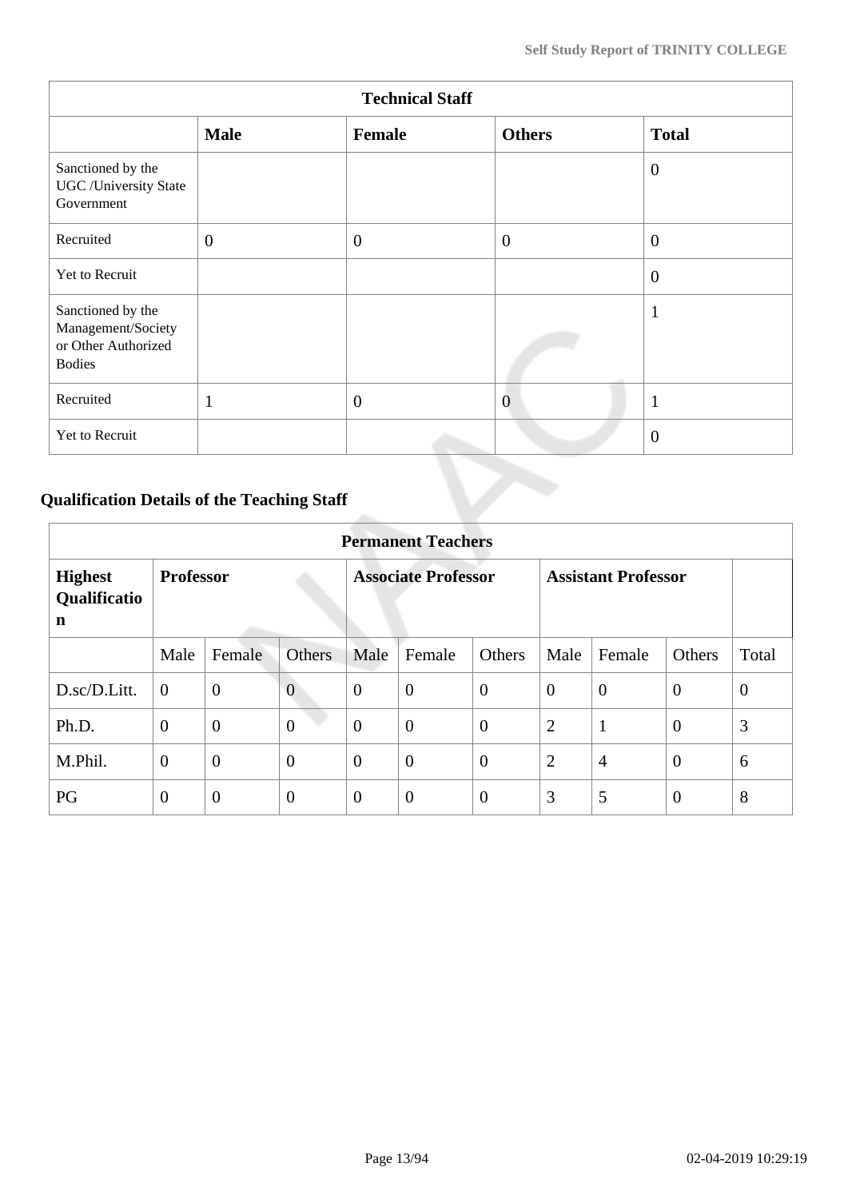| Technical Staff | | | | |
|---|---|---|---|---|
| | **Male** | **Female** | **Others** | **Total** |
| Sanctioned by the UGC /University State Government | | | | 0 |
| Recruited | 0 | 0 | 0 | 0 |
| Yet to Recruit | | | | 0 |
| Sanctioned by the Management/Society or Other Authorized Bodies | | | | 1 |
| Recruited | 1 | 0 | 0 | 1 |
| Yet to Recruit | | | | 0 |

### Qualification Details of the Teaching Staff

| Permanent Teachers | | | | | | | | | | |
|---|---|---|---|---|---|---|---|---|---|---|
| **Highest Qualification** | **Professor** | | | **Associate Professor** | | | **Assistant Professor** | | | |
| | Male | Female | Others | Male | Female | Others | Male | Female | Others | Total |
| D.sc/D.Litt. | 0 | 0 | 0 | 0 | 0 | 0 | 0 | 0 | 0 | 0 |
| Ph.D. | 0 | 0 | 0 | 0 | 0 | 0 | 2 | 1 | 0 | 3 |
| M.Phil. | 0 | 0 | 0 | 0 | 0 | 0 | 2 | 4 | 0 | 6 |
| PG | 0 | 0 | 0 | 0 | 0 | 0 | 3 | 5 | 0 | 8 |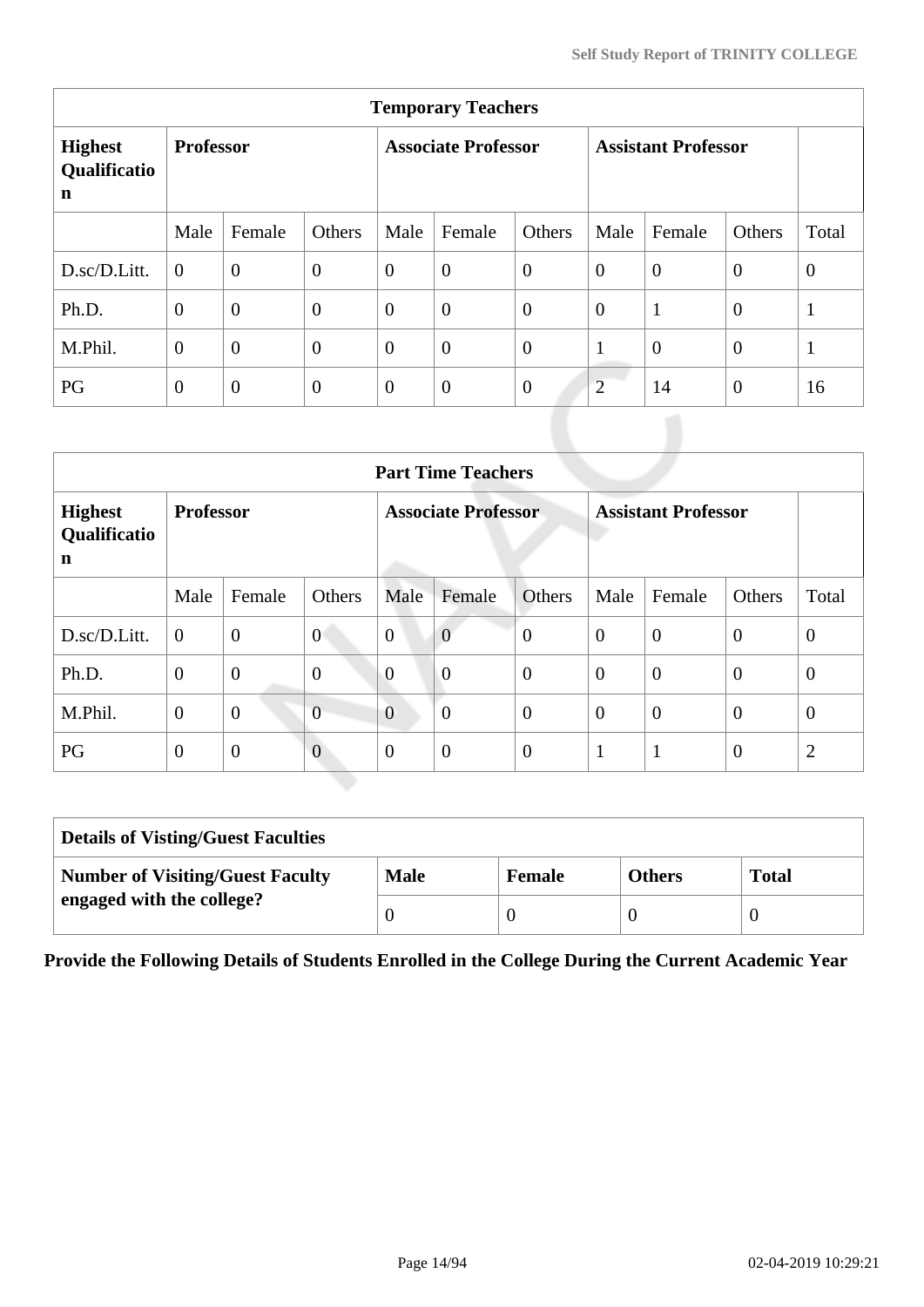| Temporary Teachers | | | | | | | | | | |
|---|---|---|---|---|---|---|---|---|---|---|
| **Highest Qualification** | **Professor** | | | **Associate Professor** | | | **Assistant Professor** | | | |
| | Male | Female | Others | Male | Female | Others | Male | Female | Others | Total |
| D.sc/D.Litt. | 0 | 0 | 0 | 0 | 0 | 0 | 0 | 0 | 0 | 0 |
| Ph.D. | 0 | 0 | 0 | 0 | 0 | 0 | 0 | 1 | 0 | 1 |
| M.Phil. | 0 | 0 | 0 | 0 | 0 | 0 | 1 | 0 | 0 | 1 |
| PG | 0 | 0 | 0 | 0 | 0 | 0 | 2 | 14 | 0 | 16 |

| Part Time Teachers | | | | | | | | | | |
|---|---|---|---|---|---|---|---|---|---|---|
| **Highest Qualification** | **Professor** | | | **Associate Professor** | | | **Assistant Professor** | | | |
| | Male | Female | Others | Male | Female | Others | Male | Female | Others | Total |
| D.sc/D.Litt. | 0 | 0 | 0 | 0 | 0 | 0 | 0 | 0 | 0 | 0 |
| Ph.D. | 0 | 0 | 0 | 0 | 0 | 0 | 0 | 0 | 0 | 0 |
| M.Phil. | 0 | 0 | 0 | 0 | 0 | 0 | 0 | 0 | 0 | 0 |
| PG | 0 | 0 | 0 | 0 | 0 | 0 | 1 | 1 | 0 | 2 |

| **Details of Visting/Guest Faculties** | | | | |
|---|---|---|---|---|
| **Number of Visiting/Guest Faculty engaged with the college?** | **Male** | **Female** | **Others** | **Total** |
| | 0 | 0 | 0 | 0 |

**Provide the Following Details of Students Enrolled in the College During the Current Academic Year**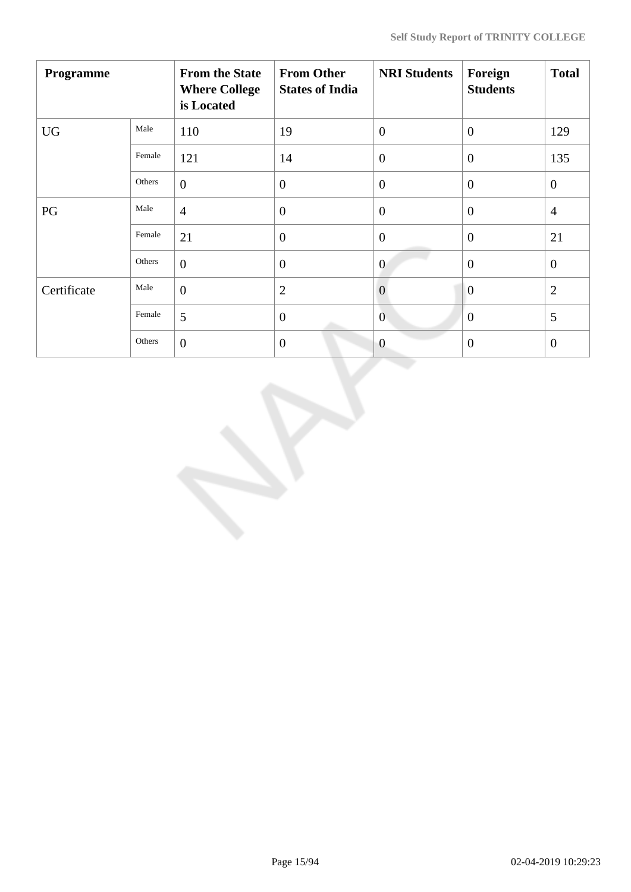| Programme | | From the State Where College is Located | From Other States of India | NRI Students | Foreign Students | Total |
|---|---|---|---|---|---|---|
| UG | Male | 110 | 19 | 0 | 0 | 129 |
| | Female | 121 | 14 | 0 | 0 | 135 |
| | Others | 0 | 0 | 0 | 0 | 0 |
| PG | Male | 4 | 0 | 0 | 0 | 4 |
| | Female | 21 | 0 | 0 | 0 | 21 |
| | Others | 0 | 0 | 0 | 0 | 0 |
| Certificate | Male | 0 | 2 | 0 | 0 | 2 |
| | Female | 5 | 0 | 0 | 0 | 5 |
| | Others | 0 | 0 | 0 | 0 | 0 |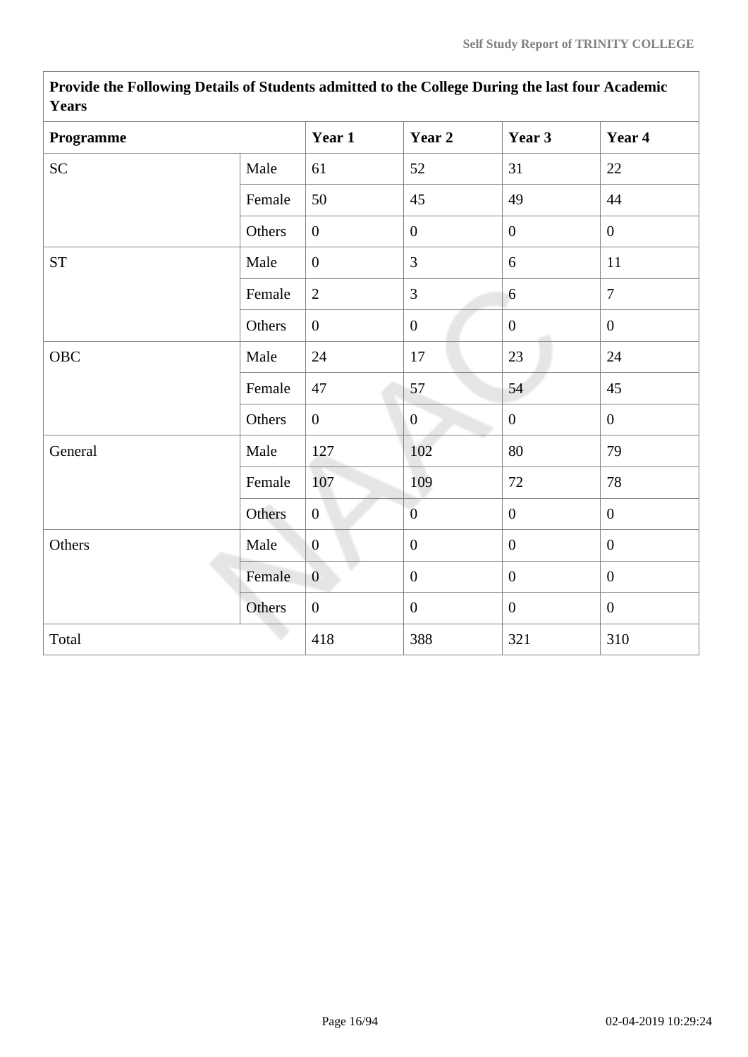| Provide the Following Details of Students admitted to the College During the last four Academic Years | | | | | |
|---|---|---|---|---|---|
| **Programme** | | **Year 1** | **Year 2** | **Year 3** | **Year 4** |
| SC | Male | 61 | 52 | 31 | 22 |
| | Female | 50 | 45 | 49 | 44 |
| | Others | 0 | 0 | 0 | 0 |
| ST | Male | 0 | 3 | 6 | 11 |
| | Female | 2 | 3 | 6 | 7 |
| | Others | 0 | 0 | 0 | 0 |
| OBC | Male | 24 | 17 | 23 | 24 |
| | Female | 47 | 57 | 54 | 45 |
| | Others | 0 | 0 | 0 | 0 |
| General | Male | 127 | 102 | 80 | 79 |
| | Female | 107 | 109 | 72 | 78 |
| | Others | 0 | 0 | 0 | 0 |
| Others | Male | 0 | 0 | 0 | 0 |
| | Female | 0 | 0 | 0 | 0 |
| | Others | 0 | 0 | 0 | 0 |
| Total | | 418 | 388 | 321 | 310 |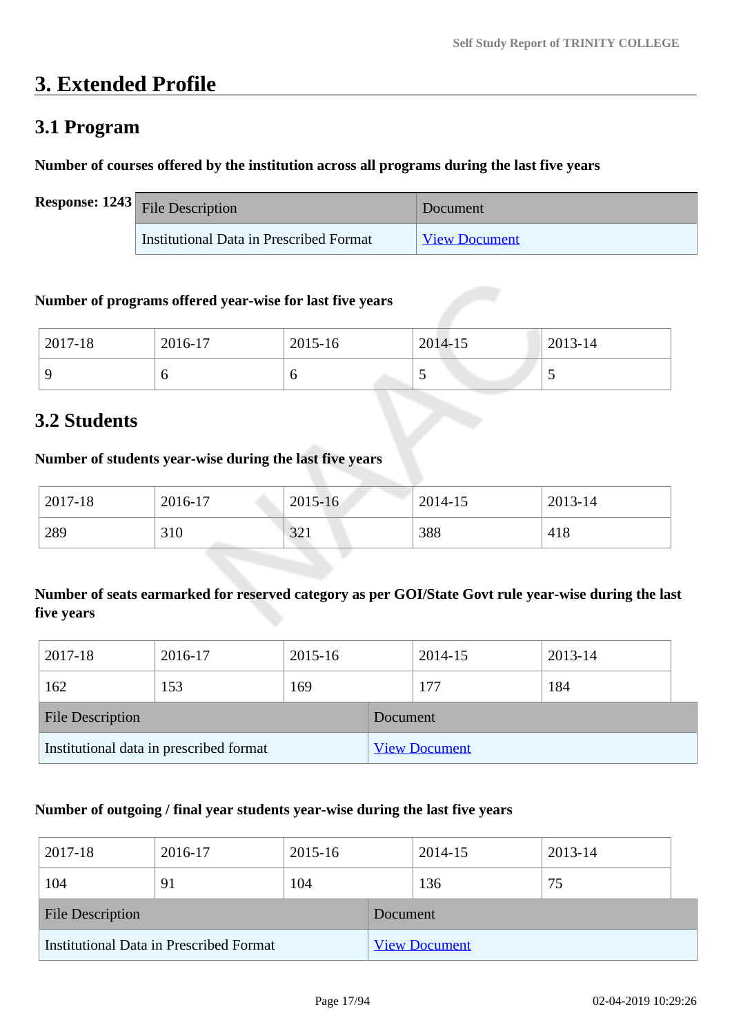# 3. Extended Profile

## 3.1 Program

**Number of courses offered by the institution across all programs during the last five years**

**Response:** 1243

| File Description | Document |
|---|---|
| Institutional Data in Prescribed Format | View Document |

**Number of programs offered year-wise for last five years**

| 2017-18 | 2016-17 | 2015-16 | 2014-15 | 2013-14 |
|---|---|---|---|---|
| 9 | 6 | 6 | 5 | 5 |

## 3.2 Students

**Number of students year-wise during the last five years**

| 2017-18 | 2016-17 | 2015-16 | 2014-15 | 2013-14 |
|---|---|---|---|---|
| 289 | 310 | 321 | 388 | 418 |

**Number of seats earmarked for reserved category as per GOI/State Govt rule year-wise during the last five years**

| 2017-18 | 2016-17 | 2015-16 | 2014-15 | 2013-14 |
|---|---|---|---|---|
| 162 | 153 | 169 | 177 | 184 |

| File Description | Document |
|---|---|
| Institutional data in prescribed format | View Document |

**Number of outgoing / final year students year-wise during the last five years**

| 2017-18 | 2016-17 | 2015-16 | 2014-15 | 2013-14 |
|---|---|---|---|---|
| 104 | 91 | 104 | 136 | 75 |

| File Description | Document |
|---|---|
| Institutional Data in Prescribed Format | View Document |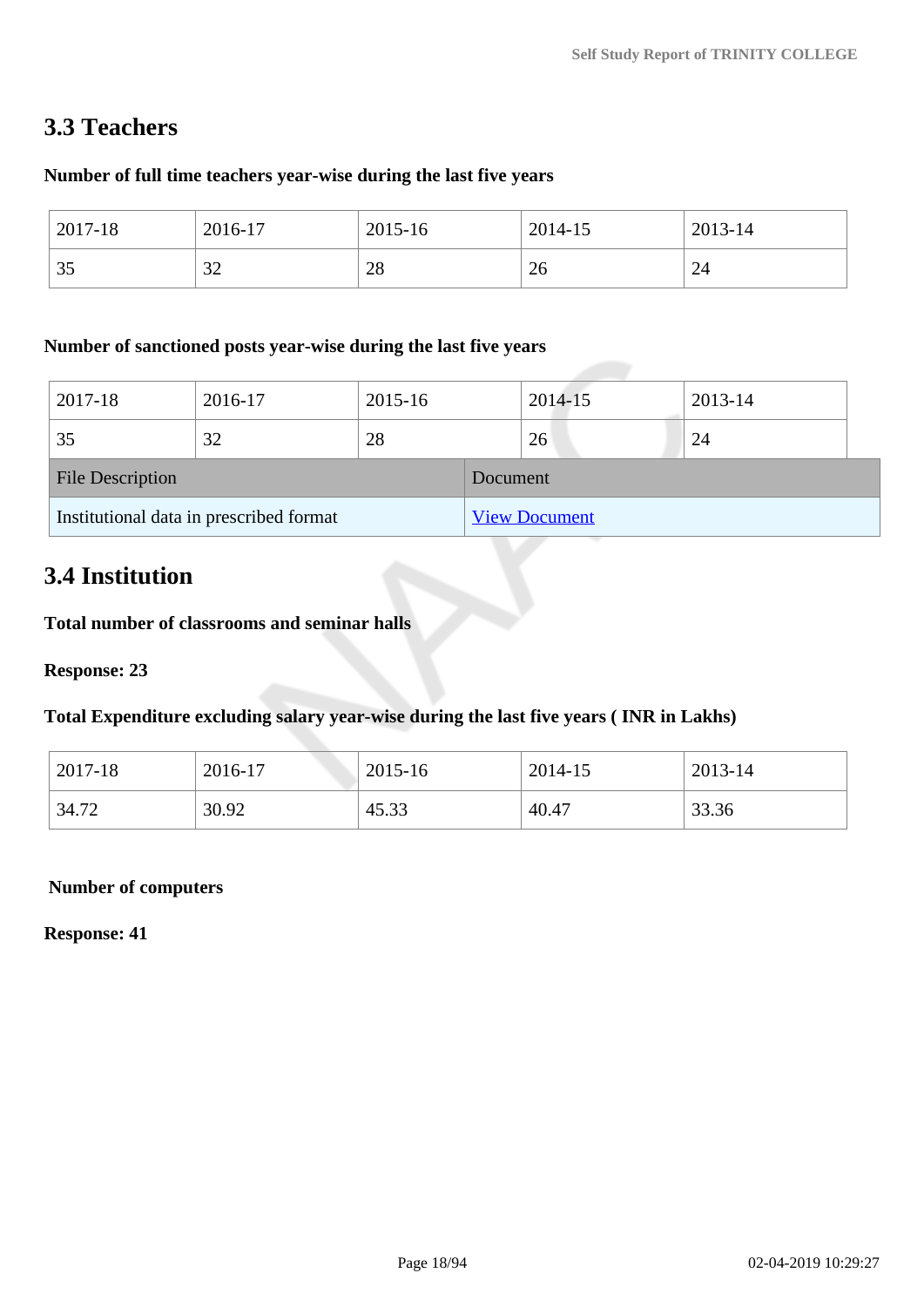## 3.3 Teachers

**Number of full time teachers year-wise during the last five years**

| 2017-18 | 2016-17 | 2015-16 | 2014-15 | 2013-14 |
|---|---|---|---|---|
| 35 | 32 | 28 | 26 | 24 |

**Number of sanctioned posts year-wise during the last five years**

| 2017-18 | 2016-17 | 2015-16 | 2014-15 | 2013-14 |
|---|---|---|---|---|
| 35 | 32 | 28 | 26 | 24 |

| File Description | Document |
|---|---|
| Institutional data in prescribed format | View Document |

## 3.4 Institution

**Total number of classrooms and seminar halls**

**Response: 23**

**Total Expenditure excluding salary year-wise during the last five years ( INR in Lakhs)**

| 2017-18 | 2016-17 | 2015-16 | 2014-15 | 2013-14 |
|---|---|---|---|---|
| 34.72 | 30.92 | 45.33 | 40.47 | 33.36 |

**Number of computers**

**Response: 41**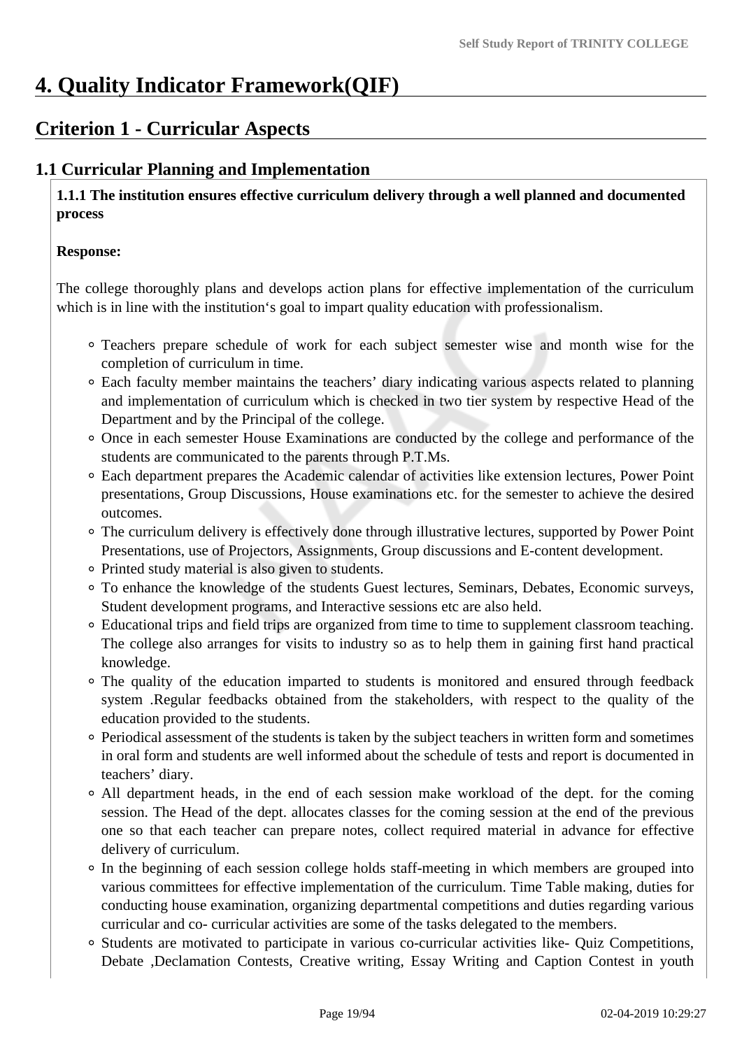# 4. Quality Indicator Framework(QIF)

## Criterion 1 - Curricular Aspects

### 1.1 Curricular Planning and Implementation

**1.1.1 The institution ensures effective curriculum delivery through a well planned and documented process**

**Response:**

The college thoroughly plans and develops action plans for effective implementation of the curriculum which is in line with the institution‘s goal to impart quality education with professionalism.

- Teachers prepare schedule of work for each subject semester wise and month wise for the completion of curriculum in time.
- Each faculty member maintains the teachers' diary indicating various aspects related to planning and implementation of curriculum which is checked in two tier system by respective Head of the Department and by the Principal of the college.
- Once in each semester House Examinations are conducted by the college and performance of the students are communicated to the parents through P.T.Ms.
- Each department prepares the Academic calendar of activities like extension lectures, Power Point presentations, Group Discussions, House examinations etc. for the semester to achieve the desired outcomes.
- The curriculum delivery is effectively done through illustrative lectures, supported by Power Point Presentations, use of Projectors, Assignments, Group discussions and E-content development.
- Printed study material is also given to students.
- To enhance the knowledge of the students Guest lectures, Seminars, Debates, Economic surveys, Student development programs, and Interactive sessions etc are also held.
- Educational trips and field trips are organized from time to time to supplement classroom teaching. The college also arranges for visits to industry so as to help them in gaining first hand practical knowledge.
- The quality of the education imparted to students is monitored and ensured through feedback system .Regular feedbacks obtained from the stakeholders, with respect to the quality of the education provided to the students.
- Periodical assessment of the students is taken by the subject teachers in written form and sometimes in oral form and students are well informed about the schedule of tests and report is documented in teachers' diary.
- All department heads, in the end of each session make workload of the dept. for the coming session. The Head of the dept. allocates classes for the coming session at the end of the previous one so that each teacher can prepare notes, collect required material in advance for effective delivery of curriculum.
- In the beginning of each session college holds staff-meeting in which members are grouped into various committees for effective implementation of the curriculum. Time Table making, duties for conducting house examination, organizing departmental competitions and duties regarding various curricular and co- curricular activities are some of the tasks delegated to the members.
- Students are motivated to participate in various co-curricular activities like- Quiz Competitions, Debate ,Declamation Contests, Creative writing, Essay Writing and Caption Contest in youth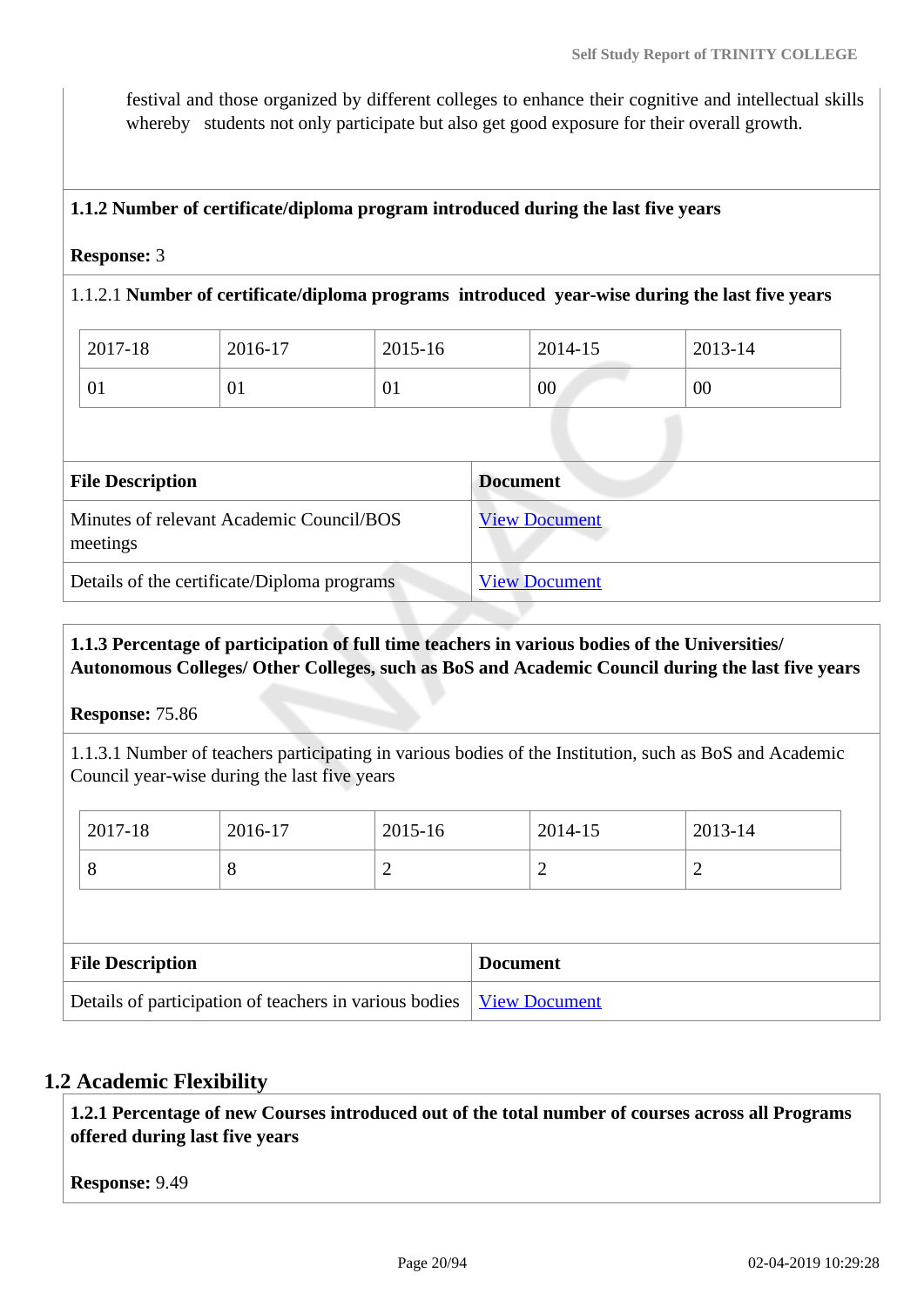festival and those organized by different colleges to enhance their cognitive and intellectual skills whereby students not only participate but also get good exposure for their overall growth.

**1.1.2 Number of certificate/diploma program introduced during the last five years**

**Response:** 3

1.1.2.1 **Number of certificate/diploma programs introduced year-wise during the last five years**

| 2017-18 | 2016-17 | 2015-16 | 2014-15 | 2013-14 |
|---|---|---|---|---|
| 01 | 01 | 01 | 00 | 00 |

| File Description | Document |
|---|---|
| Minutes of relevant Academic Council/BOS meetings | View Document |
| Details of the certificate/Diploma programs | View Document |

**1.1.3 Percentage of participation of full time teachers in various bodies of the Universities/ Autonomous Colleges/ Other Colleges, such as BoS and Academic Council during the last five years**

**Response:** 75.86

1.1.3.1 Number of teachers participating in various bodies of the Institution, such as BoS and Academic Council year-wise during the last five years

| 2017-18 | 2016-17 | 2015-16 | 2014-15 | 2013-14 |
|---|---|---|---|---|
| 8 | 8 | 2 | 2 | 2 |

| File Description | Document |
|---|---|
| Details of participation of teachers in various bodies | View Document |

## 1.2 Academic Flexibility

**1.2.1 Percentage of new Courses introduced out of the total number of courses across all Programs offered during last five years**

**Response:** 9.49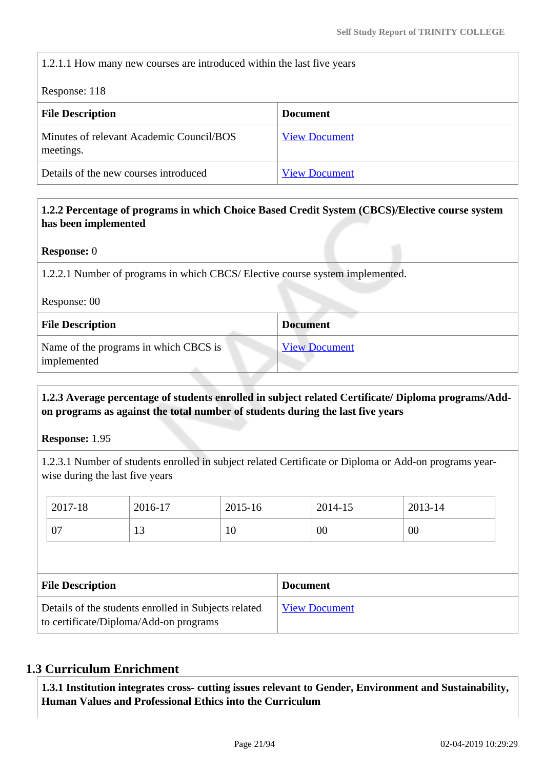1.2.1.1 How many new courses are introduced within the last five years

Response: 118

| File Description | Document |
|---|---|
| Minutes of relevant Academic Council/BOS meetings. | View Document |
| Details of the new courses introduced | View Document |

**1.2.2 Percentage of programs in which Choice Based Credit System (CBCS)/Elective course system has been implemented**

**Response:** 0

1.2.2.1 Number of programs in which CBCS/ Elective course system implemented.

Response: 00

| File Description | Document |
|---|---|
| Name of the programs in which CBCS is implemented | View Document |

**1.2.3 Average percentage of students enrolled in subject related Certificate/ Diploma programs/Add-on programs as against the total number of students during the last five years**

**Response:** 1.95

1.2.3.1 Number of students enrolled in subject related Certificate or Diploma or Add-on programs year-wise during the last five years

| 2017-18 | 2016-17 | 2015-16 | 2014-15 | 2013-14 |
|---|---|---|---|---|
| 07 | 13 | 10 | 00 | 00 |

| File Description | Document |
|---|---|
| Details of the students enrolled in Subjects related to certificate/Diploma/Add-on programs | View Document |

## 1.3 Curriculum Enrichment

**1.3.1 Institution integrates cross- cutting issues relevant to Gender, Environment and Sustainability, Human Values and Professional Ethics into the Curriculum**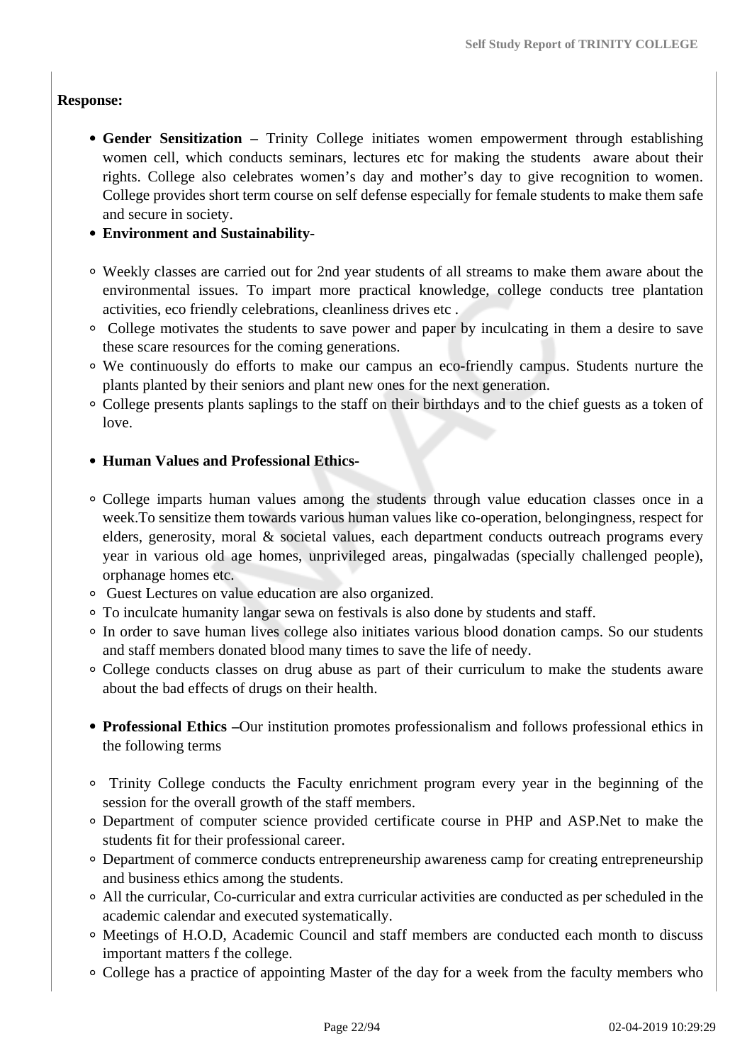**Response:**

- **Gender Sensitization –** Trinity College initiates women empowerment through establishing women cell, which conducts seminars, lectures etc for making the students aware about their rights. College also celebrates women's day and mother's day to give recognition to women. College provides short term course on self defense especially for female students to make them safe and secure in society.
- **Environment and Sustainability-**

  - Weekly classes are carried out for 2nd year students of all streams to make them aware about the environmental issues. To impart more practical knowledge, college conducts tree plantation activities, eco friendly celebrations, cleanliness drives etc .
  - College motivates the students to save power and paper by inculcating in them a desire to save these scare resources for the coming generations.
  - We continuously do efforts to make our campus an eco-friendly campus. Students nurture the plants planted by their seniors and plant new ones for the next generation.
  - College presents plants saplings to the staff on their birthdays and to the chief guests as a token of love.

- **Human Values and Professional Ethics-**

  - College imparts human values among the students through value education classes once in a week.To sensitize them towards various human values like co-operation, belongingness, respect for elders, generosity, moral & societal values, each department conducts outreach programs every year in various old age homes, unprivileged areas, pingalwadas (specially challenged people), orphanage homes etc.
  - Guest Lectures on value education are also organized.
  - To inculcate humanity langar sewa on festivals is also done by students and staff.
  - In order to save human lives college also initiates various blood donation camps. So our students and staff members donated blood many times to save the life of needy.
  - College conducts classes on drug abuse as part of their curriculum to make the students aware about the bad effects of drugs on their health.

- **Professional Ethics –**Our institution promotes professionalism and follows professional ethics in the following terms

  - Trinity College conducts the Faculty enrichment program every year in the beginning of the session for the overall growth of the staff members.
  - Department of computer science provided certificate course in PHP and ASP.Net to make the students fit for their professional career.
  - Department of commerce conducts entrepreneurship awareness camp for creating entrepreneurship and business ethics among the students.
  - All the curricular, Co-curricular and extra curricular activities are conducted as per scheduled in the academic calendar and executed systematically.
  - Meetings of H.O.D, Academic Council and staff members are conducted each month to discuss important matters f the college.
  - College has a practice of appointing Master of the day for a week from the faculty members who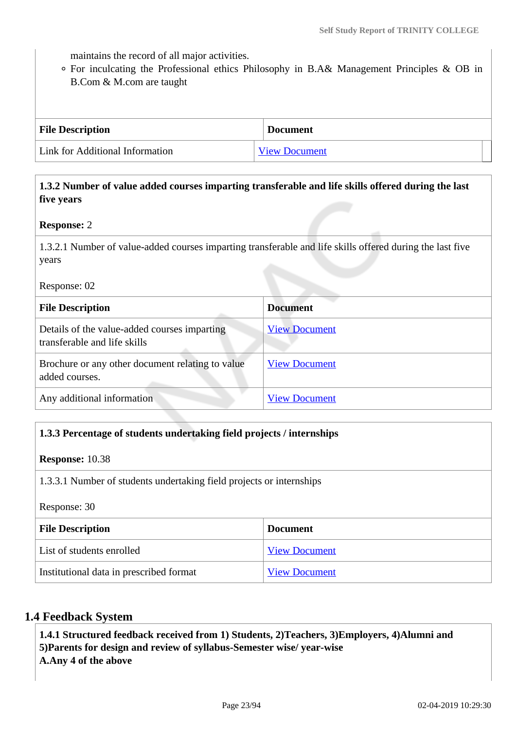maintains the record of all major activities.

- For inculcating the Professional ethics Philosophy in B.A& Management Principles & OB in B.Com & M.com are taught

| File Description | Document |
|---|---|
| Link for Additional Information | View Document |

**1.3.2 Number of value added courses imparting transferable and life skills offered during the last five years**

**Response:** 2

1.3.2.1 Number of value-added courses imparting transferable and life skills offered during the last five years

Response: 02

| File Description | Document |
|---|---|
| Details of the value-added courses imparting transferable and life skills | View Document |
| Brochure or any other document relating to value added courses. | View Document |
| Any additional information | View Document |

**1.3.3 Percentage of students undertaking field projects / internships**

**Response:** 10.38

1.3.3.1 Number of students undertaking field projects or internships

Response: 30

| File Description | Document |
|---|---|
| List of students enrolled | View Document |
| Institutional data in prescribed format | View Document |

## 1.4 Feedback System

**1.4.1 Structured feedback received from 1) Students, 2)Teachers, 3)Employers, 4)Alumni and 5)Parents for design and review of syllabus-Semester wise/ year-wise**
**A.Any 4 of the above**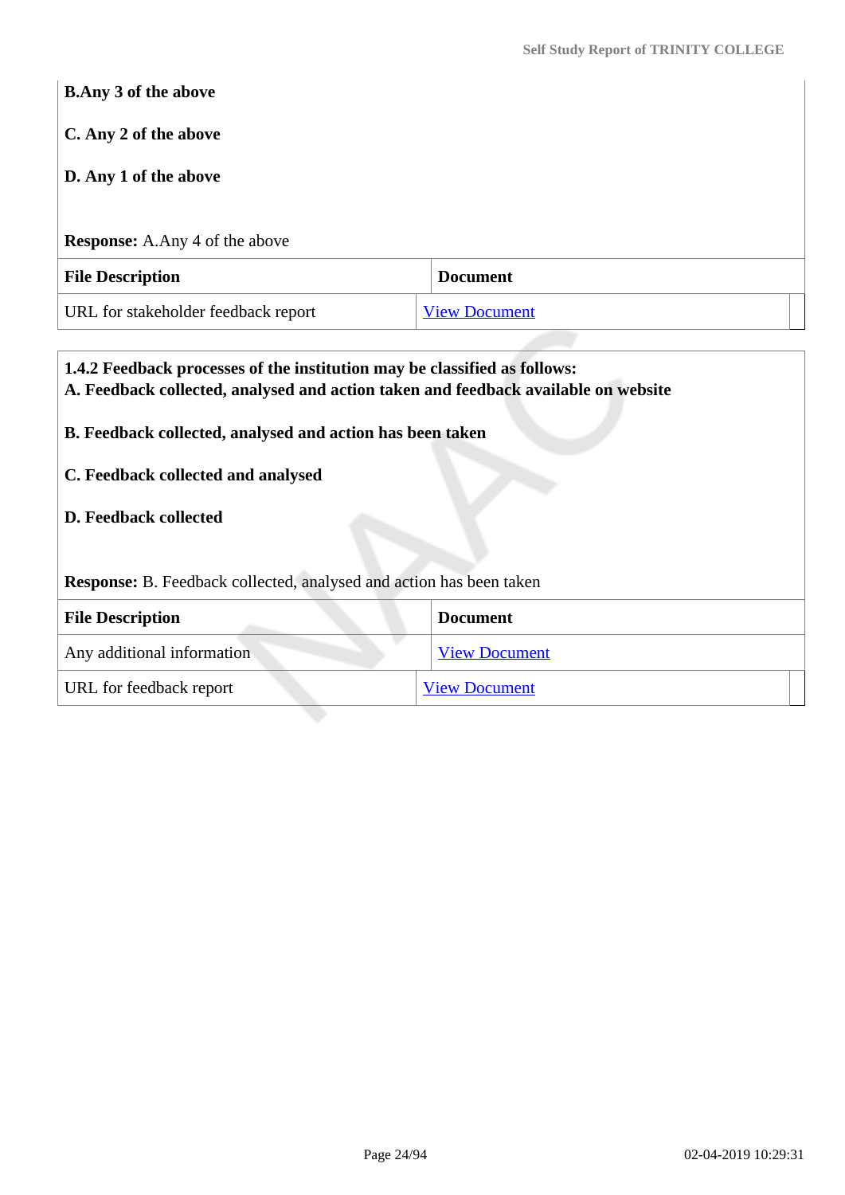**B.Any 3 of the above**

**C. Any 2 of the above**

**D. Any 1 of the above**

**Response:** A.Any 4 of the above

| File Description | Document |
|---|---|
| URL for stakeholder feedback report | View Document |

**1.4.2 Feedback processes of the institution may be classified as follows:**
**A. Feedback collected, analysed and action taken and feedback available on website**

**B. Feedback collected, analysed and action has been taken**

**C. Feedback collected and analysed**

**D. Feedback collected**

**Response:** B. Feedback collected, analysed and action has been taken

| File Description | Document |
|---|---|
| Any additional information | View Document |
| URL for feedback report | View Document |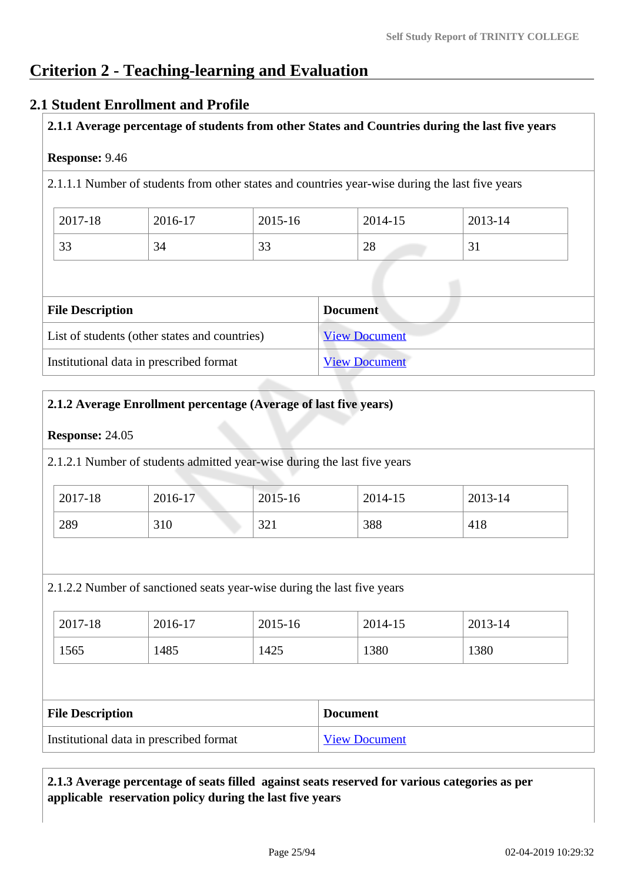# Criterion 2 - Teaching-learning and Evaluation

## 2.1 Student Enrollment and Profile

**2.1.1 Average percentage of students from other States and Countries during the last five years**

**Response:** 9.46

2.1.1.1 Number of students from other states and countries year-wise during the last five years

| 2017-18 | 2016-17 | 2015-16 | 2014-15 | 2013-14 |
|---|---|---|---|---|
| 33 | 34 | 33 | 28 | 31 |

| File Description | Document |
|---|---|
| List of students (other states and countries) | View Document |
| Institutional data in prescribed format | View Document |

**2.1.2 Average Enrollment percentage (Average of last five years)**

**Response:** 24.05

2.1.2.1 Number of students admitted year-wise during the last five years

| 2017-18 | 2016-17 | 2015-16 | 2014-15 | 2013-14 |
|---|---|---|---|---|
| 289 | 310 | 321 | 388 | 418 |

2.1.2.2 Number of sanctioned seats year-wise during the last five years

| 2017-18 | 2016-17 | 2015-16 | 2014-15 | 2013-14 |
|---|---|---|---|---|
| 1565 | 1485 | 1425 | 1380 | 1380 |

| File Description | Document |
|---|---|
| Institutional data in prescribed format | View Document |

**2.1.3 Average percentage of seats filled against seats reserved for various categories as per applicable reservation policy during the last five years**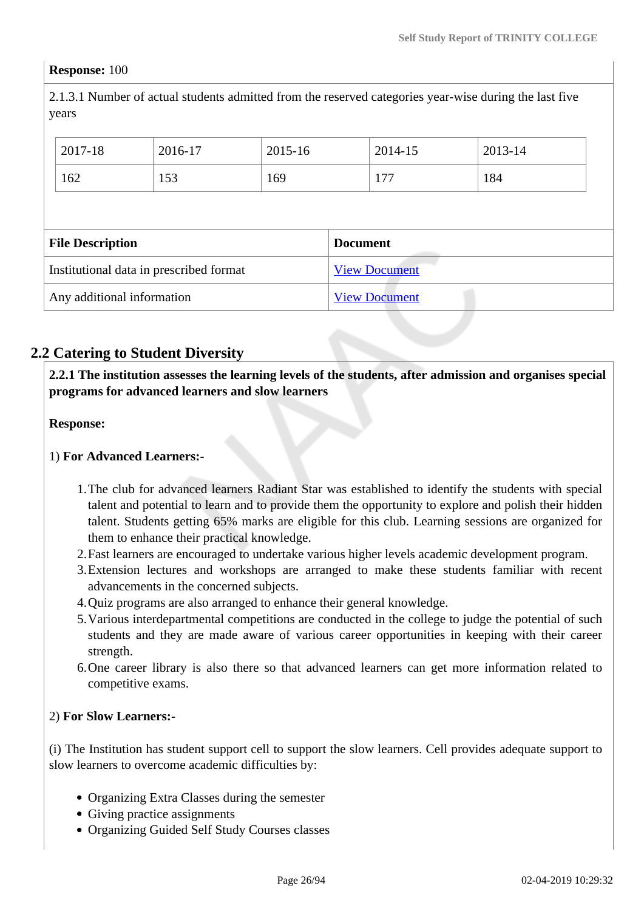**Response:** 100

2.1.3.1 Number of actual students admitted from the reserved categories year-wise during the last five years

| 2017-18 | 2016-17 | 2015-16 | 2014-15 | 2013-14 |
|---|---|---|---|---|
| 162 | 153 | 169 | 177 | 184 |

| File Description | Document |
|---|---|
| Institutional data in prescribed format | View Document |
| Any additional information | View Document |

## 2.2 Catering to Student Diversity

**2.2.1 The institution assesses the learning levels of the students, after admission and organises special programs for advanced learners and slow learners**

**Response:**

1) **For Advanced Learners:-**

1. The club for advanced learners Radiant Star was established to identify the students with special talent and potential to learn and to provide them the opportunity to explore and polish their hidden talent. Students getting 65% marks are eligible for this club. Learning sessions are organized for them to enhance their practical knowledge.
2. Fast learners are encouraged to undertake various higher levels academic development program.
3. Extension lectures and workshops are arranged to make these students familiar with recent advancements in the concerned subjects.
4. Quiz programs are also arranged to enhance their general knowledge.
5. Various interdepartmental competitions are conducted in the college to judge the potential of such students and they are made aware of various career opportunities in keeping with their career strength.
6. One career library is also there so that advanced learners can get more information related to competitive exams.

2) **For Slow Learners:-**

(i) The Institution has student support cell to support the slow learners. Cell provides adequate support to slow learners to overcome academic difficulties by:

- Organizing Extra Classes during the semester
- Giving practice assignments
- Organizing Guided Self Study Courses classes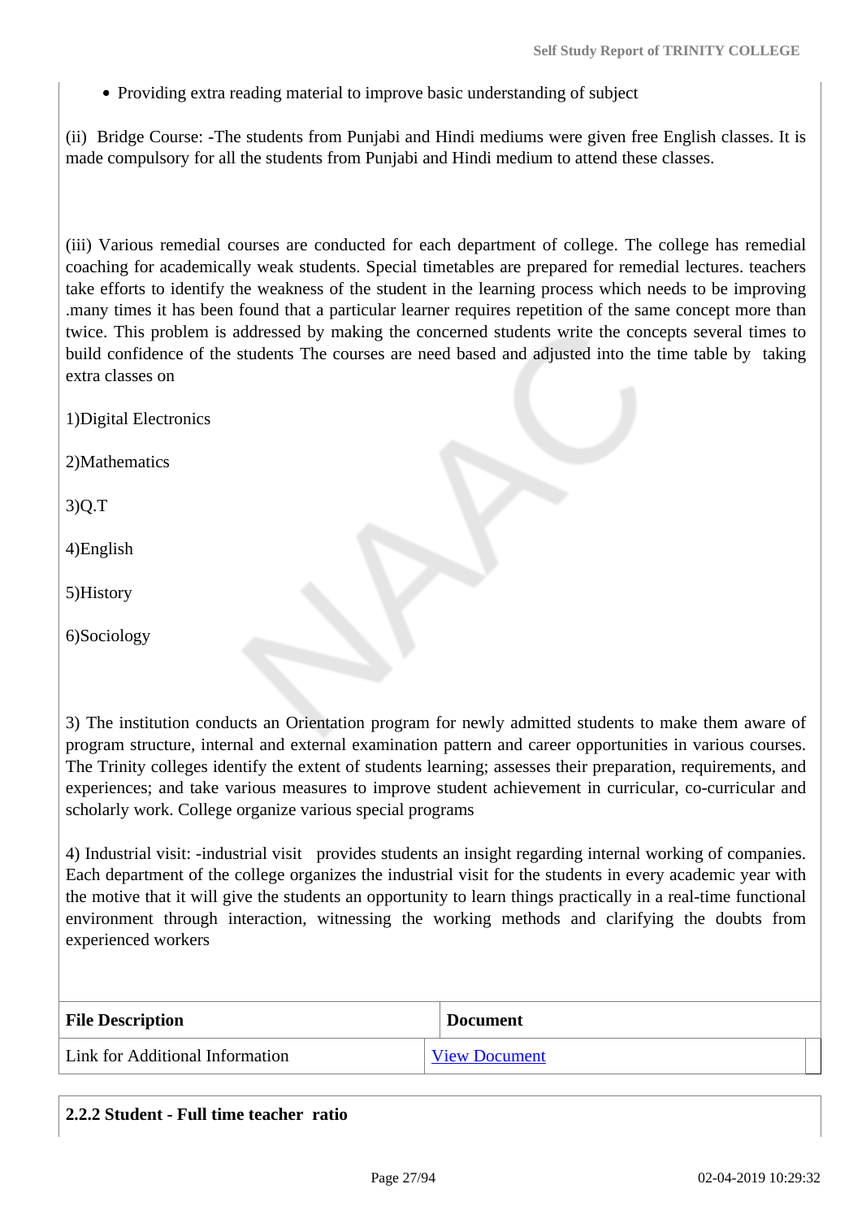- Providing extra reading material to improve basic understanding of subject

(ii)  Bridge Course: -The students from Punjabi and Hindi mediums were given free English classes. It is made compulsory for all the students from Punjabi and Hindi medium to attend these classes.

(iii) Various remedial courses are conducted for each department of college. The college has remedial coaching for academically weak students. Special timetables are prepared for remedial lectures. teachers take efforts to identify the weakness of the student in the learning process which needs to be improving .many times it has been found that a particular learner requires repetition of the same concept more than twice. This problem is addressed by making the concerned students write the concepts several times to build confidence of the students The courses are need based and adjusted into the time table by  taking extra classes on

1)Digital Electronics

2)Mathematics

3)Q.T

4)English

5)History

6)Sociology

3) The institution conducts an Orientation program for newly admitted students to make them aware of program structure, internal and external examination pattern and career opportunities in various courses. The Trinity colleges identify the extent of students learning; assesses their preparation, requirements, and experiences; and take various measures to improve student achievement in curricular, co-curricular and scholarly work. College organize various special programs

4) Industrial visit: -industrial visit   provides students an insight regarding internal working of companies. Each department of the college organizes the industrial visit for the students in every academic year with the motive that it will give the students an opportunity to learn things practically in a real-time functional environment through interaction, witnessing the working methods and clarifying the doubts from experienced workers

| File Description | Document |
|---|---|
| Link for Additional Information | View Document |

**2.2.2 Student - Full time teacher  ratio**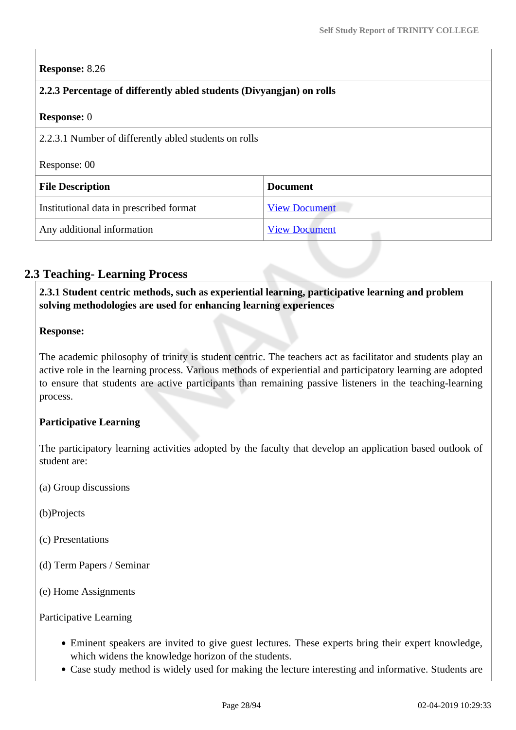**Response:** 8.26

**2.2.3 Percentage of differently abled students (Divyangjan) on rolls**

**Response:** 0

2.2.3.1 Number of differently abled students on rolls

Response: 00

| File Description | Document |
|---|---|
| Institutional data in prescribed format | View Document |
| Any additional information | View Document |

## 2.3 Teaching- Learning Process

**2.3.1 Student centric methods, such as experiential learning, participative learning and problem solving methodologies are used for enhancing learning experiences**

**Response:**

The academic philosophy of trinity is student centric. The teachers act as facilitator and students play an active role in the learning process. Various methods of experiential and participatory learning are adopted to ensure that students are active participants than remaining passive listeners in the teaching-learning process.

**Participative Learning**

The participatory learning activities adopted by the faculty that develop an application based outlook of student are:

(a) Group discussions

(b)Projects

(c) Presentations

(d) Term Papers / Seminar

(e) Home Assignments

Participative Learning

- Eminent speakers are invited to give guest lectures. These experts bring their expert knowledge, which widens the knowledge horizon of the students.
- Case study method is widely used for making the lecture interesting and informative. Students are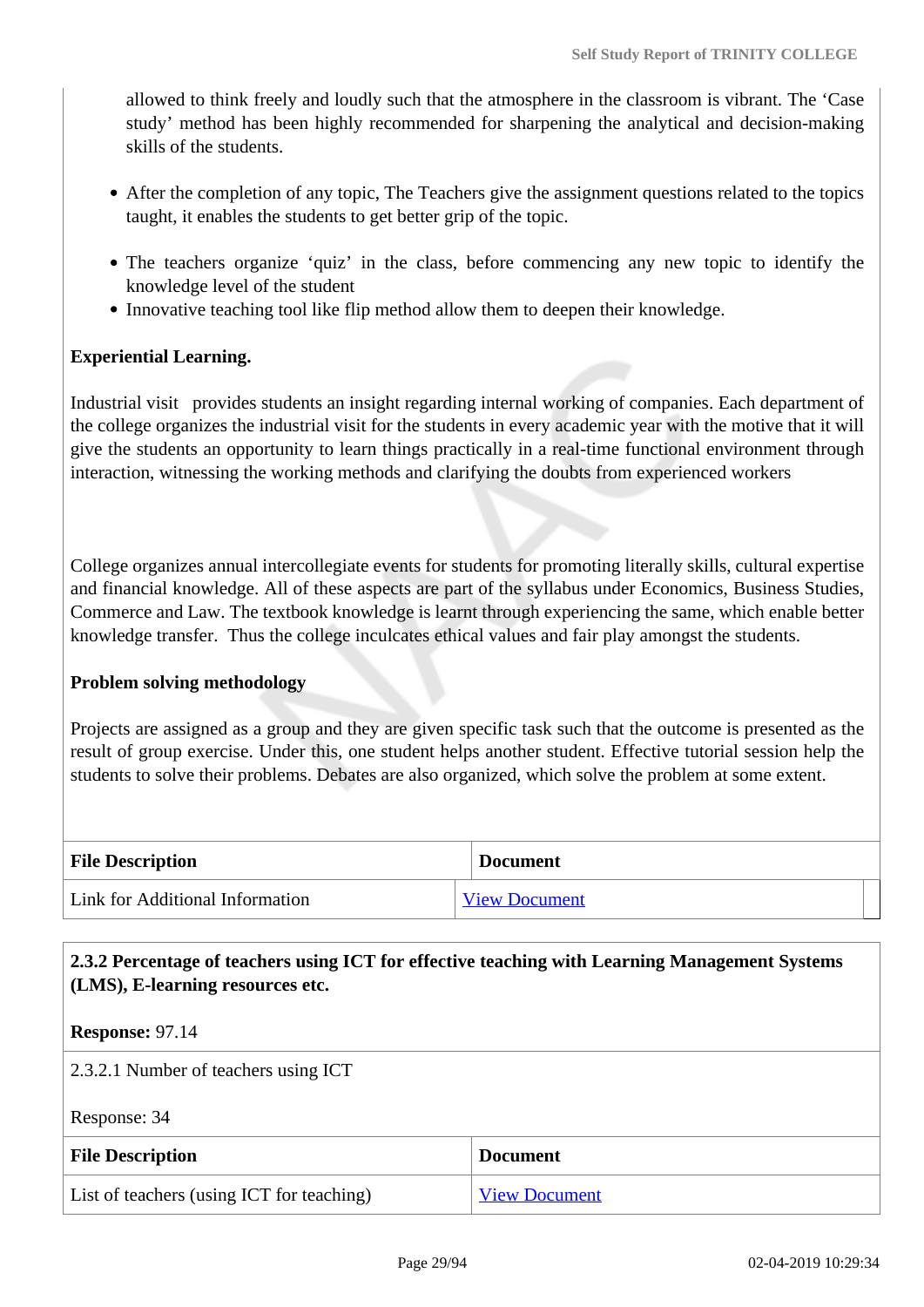allowed to think freely and loudly such that the atmosphere in the classroom is vibrant. The 'Case study' method has been highly recommended for sharpening the analytical and decision-making skills of the students.

- After the completion of any topic, The Teachers give the assignment questions related to the topics taught, it enables the students to get better grip of the topic.
- The teachers organize 'quiz' in the class, before commencing any new topic to identify the knowledge level of the student
- Innovative teaching tool like flip method allow them to deepen their knowledge.

**Experiential Learning.**

Industrial visit provides students an insight regarding internal working of companies. Each department of the college organizes the industrial visit for the students in every academic year with the motive that it will give the students an opportunity to learn things practically in a real-time functional environment through interaction, witnessing the working methods and clarifying the doubts from experienced workers

College organizes annual intercollegiate events for students for promoting literally skills, cultural expertise and financial knowledge. All of these aspects are part of the syllabus under Economics, Business Studies, Commerce and Law. The textbook knowledge is learnt through experiencing the same, which enable better knowledge transfer. Thus the college inculcates ethical values and fair play amongst the students.

**Problem solving methodology**

Projects are assigned as a group and they are given specific task such that the outcome is presented as the result of group exercise. Under this, one student helps another student. Effective tutorial session help the students to solve their problems. Debates are also organized, which solve the problem at some extent.

| File Description | Document |
|---|---|
| Link for Additional Information | View Document |

**2.3.2 Percentage of teachers using ICT for effective teaching with Learning Management Systems (LMS), E-learning resources etc.**

**Response:** 97.14

2.3.2.1 Number of teachers using ICT

Response: 34

| File Description | Document |
|---|---|
| List of teachers (using ICT for teaching) | View Document |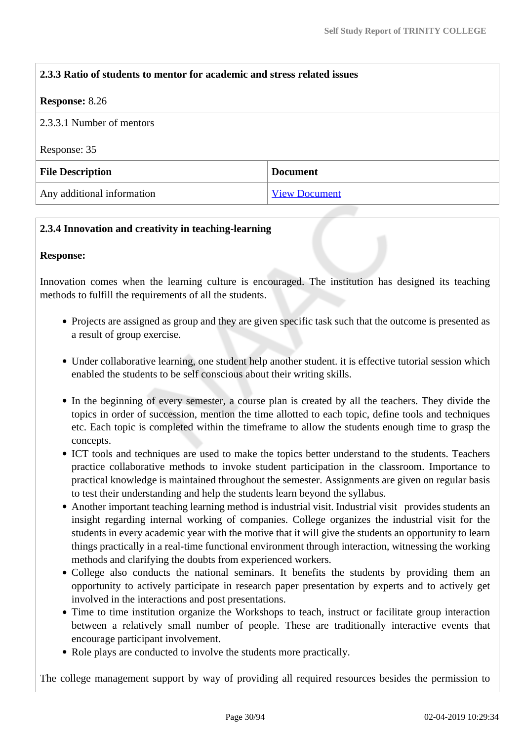**2.3.3 Ratio of students to mentor for academic and stress related issues**

**Response:** 8.26

2.3.3.1 Number of mentors

Response: 35

| File Description | Document |
|---|---|
| Any additional information | View Document |

**2.3.4 Innovation and creativity in teaching-learning**

**Response:**

Innovation comes when the learning culture is encouraged. The institution has designed its teaching methods to fulfill the requirements of all the students.

- Projects are assigned as group and they are given specific task such that the outcome is presented as a result of group exercise.

- Under collaborative learning, one student help another student. it is effective tutorial session which enabled the students to be self conscious about their writing skills.

- In the beginning of every semester, a course plan is created by all the teachers. They divide the topics in order of succession, mention the time allotted to each topic, define tools and techniques etc. Each topic is completed within the timeframe to allow the students enough time to grasp the concepts.
- ICT tools and techniques are used to make the topics better understand to the students. Teachers practice collaborative methods to invoke student participation in the classroom. Importance to practical knowledge is maintained throughout the semester. Assignments are given on regular basis to test their understanding and help the students learn beyond the syllabus.
- Another important teaching learning method is industrial visit. Industrial visit provides students an insight regarding internal working of companies. College organizes the industrial visit for the students in every academic year with the motive that it will give the students an opportunity to learn things practically in a real-time functional environment through interaction, witnessing the working methods and clarifying the doubts from experienced workers.
- College also conducts the national seminars. It benefits the students by providing them an opportunity to actively participate in research paper presentation by experts and to actively get involved in the interactions and post presentations.
- Time to time institution organize the Workshops to teach, instruct or facilitate group interaction between a relatively small number of people. These are traditionally interactive events that encourage participant involvement.
- Role plays are conducted to involve the students more practically.

The college management support by way of providing all required resources besides the permission to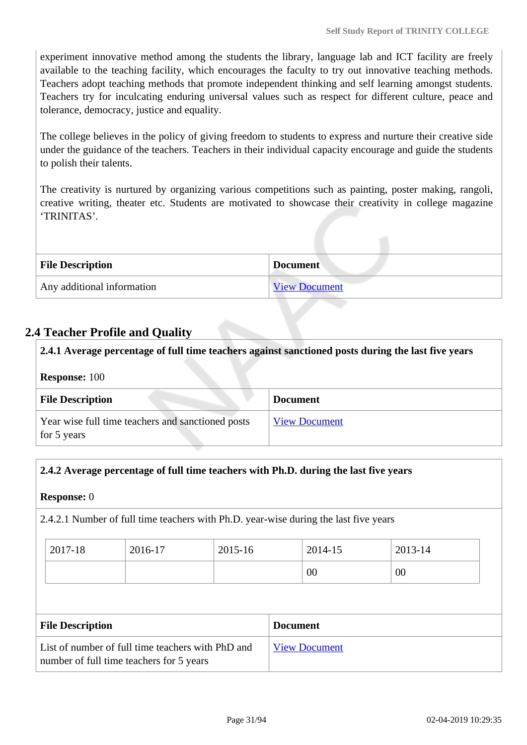experiment innovative method among the students the library, language lab and ICT facility are freely available to the teaching facility, which encourages the faculty to try out innovative teaching methods. Teachers adopt teaching methods that promote independent thinking and self learning amongst students. Teachers try for inculcating enduring universal values such as respect for different culture, peace and tolerance, democracy, justice and equality.

The college believes in the policy of giving freedom to students to express and nurture their creative side under the guidance of the teachers. Teachers in their individual capacity encourage and guide the students to polish their talents.

The creativity is nurtured by organizing various competitions such as painting, poster making, rangoli, creative writing, theater etc. Students are motivated to showcase their creativity in college magazine 'TRINITAS'.

| File Description | Document |
|---|---|
| Any additional information | View Document |

## 2.4 Teacher Profile and Quality

**2.4.1 Average percentage of full time teachers against sanctioned posts during the last five years**

**Response:** 100

| File Description | Document |
|---|---|
| Year wise full time teachers and sanctioned posts for 5 years | View Document |

**2.4.2 Average percentage of full time teachers with Ph.D. during the last five years**

**Response:** 0

2.4.2.1 Number of full time teachers with Ph.D. year-wise during the last five years

| 2017-18 | 2016-17 | 2015-16 | 2014-15 | 2013-14 |
|---|---|---|---|---|
| | | | 00 | 00 |

| File Description | Document |
|---|---|
| List of number of full time teachers with PhD and number of full time teachers for 5 years | View Document |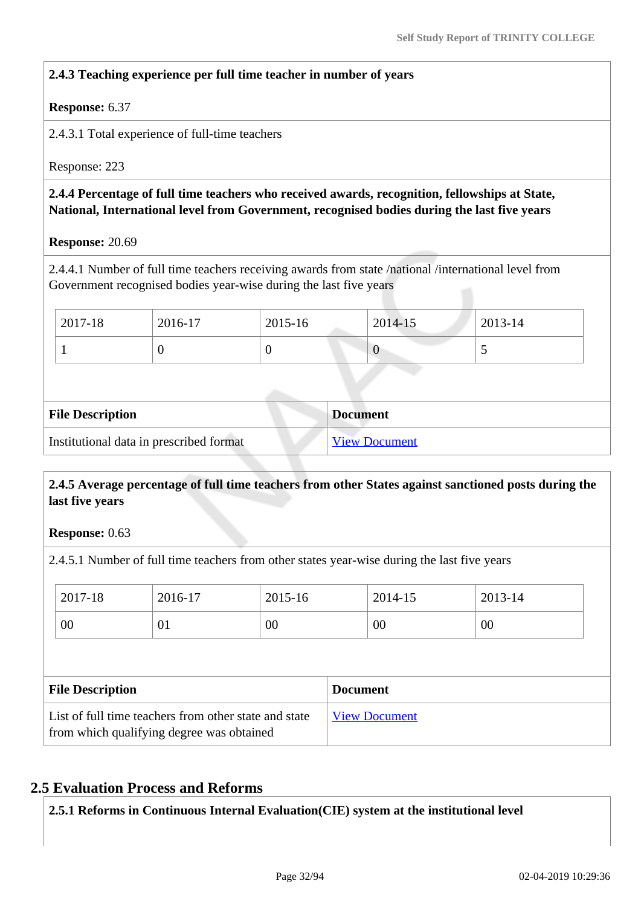**2.4.3 Teaching experience per full time teacher in number of years**

**Response:** 6.37

2.4.3.1 Total experience of full-time teachers

Response: 223

**2.4.4 Percentage of full time teachers who received awards, recognition, fellowships at State, National, International level from Government, recognised bodies during the last five years**

**Response:** 20.69

2.4.4.1 Number of full time teachers receiving awards from state /national /international level from Government recognised bodies year-wise during the last five years

| 2017-18 | 2016-17 | 2015-16 | 2014-15 | 2013-14 |
|---|---|---|---|---|
| 1 | 0 | 0 | 0 | 5 |

| File Description | Document |
|---|---|
| Institutional data in prescribed format | View Document |

**2.4.5 Average percentage of full time teachers from other States against sanctioned posts during the last five years**

**Response:** 0.63

2.4.5.1 Number of full time teachers from other states year-wise during the last five years

| 2017-18 | 2016-17 | 2015-16 | 2014-15 | 2013-14 |
|---|---|---|---|---|
| 00 | 01 | 00 | 00 | 00 |

| File Description | Document |
|---|---|
| List of full time teachers from other state and state from which qualifying degree was obtained | View Document |

## 2.5 Evaluation Process and Reforms

**2.5.1 Reforms in Continuous Internal Evaluation(CIE) system at the institutional level**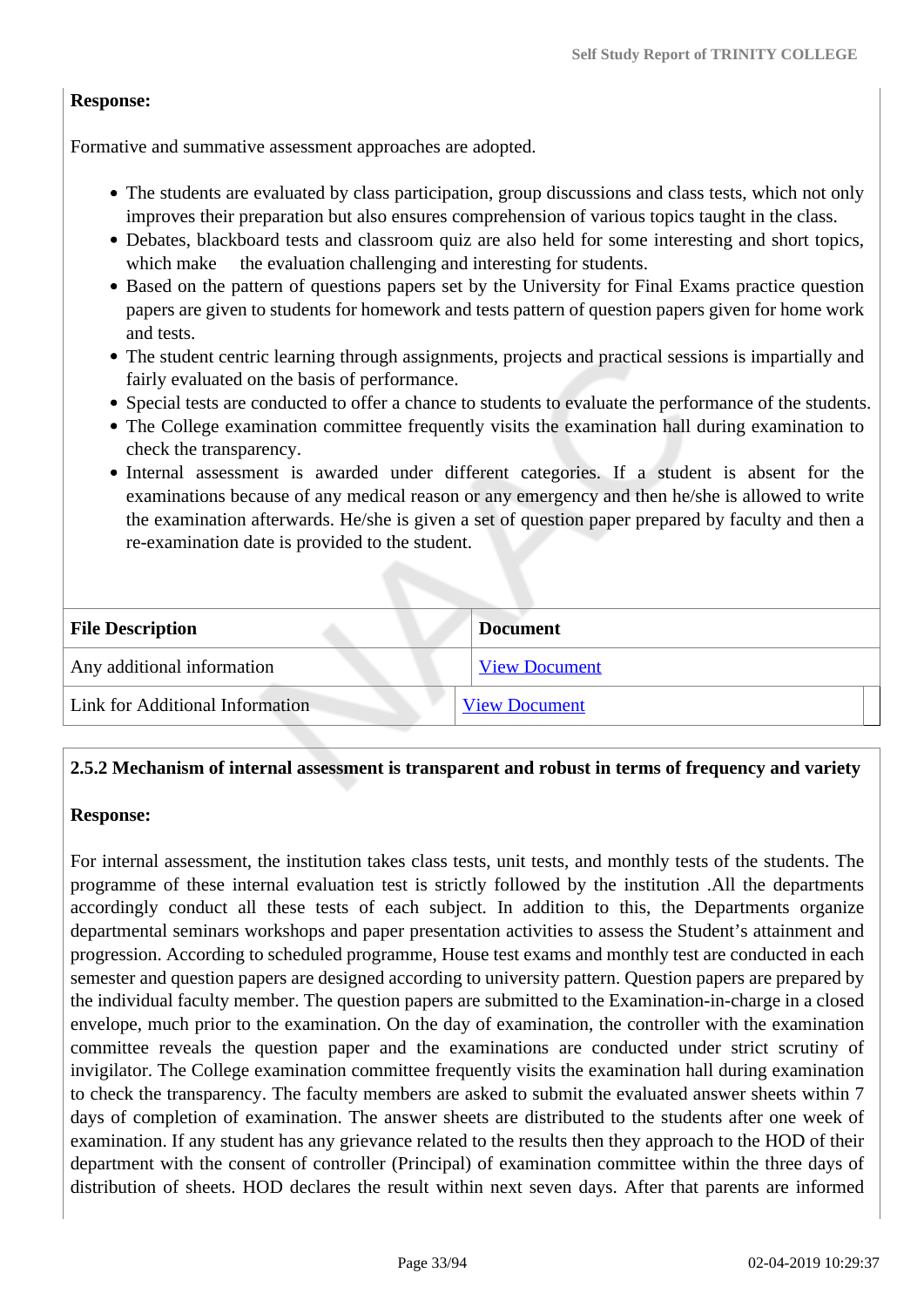**Response:**

Formative and summative assessment approaches are adopted.

- The students are evaluated by class participation, group discussions and class tests, which not only improves their preparation but also ensures comprehension of various topics taught in the class.
- Debates, blackboard tests and classroom quiz are also held for some interesting and short topics, which make the evaluation challenging and interesting for students.
- Based on the pattern of questions papers set by the University for Final Exams practice question papers are given to students for homework and tests pattern of question papers given for home work and tests.
- The student centric learning through assignments, projects and practical sessions is impartially and fairly evaluated on the basis of performance.
- Special tests are conducted to offer a chance to students to evaluate the performance of the students.
- The College examination committee frequently visits the examination hall during examination to check the transparency.
- Internal assessment is awarded under different categories. If a student is absent for the examinations because of any medical reason or any emergency and then he/she is allowed to write the examination afterwards. He/she is given a set of question paper prepared by faculty and then a re-examination date is provided to the student.

| File Description | Document |
|---|---|
| Any additional information | View Document |
| Link for Additional Information | View Document |

**2.5.2 Mechanism of internal assessment is transparent and robust in terms of frequency and variety**

**Response:**

For internal assessment, the institution takes class tests, unit tests, and monthly tests of the students. The programme of these internal evaluation test is strictly followed by the institution .All the departments accordingly conduct all these tests of each subject. In addition to this, the Departments organize departmental seminars workshops and paper presentation activities to assess the Student's attainment and progression. According to scheduled programme, House test exams and monthly test are conducted in each semester and question papers are designed according to university pattern. Question papers are prepared by the individual faculty member. The question papers are submitted to the Examination-in-charge in a closed envelope, much prior to the examination. On the day of examination, the controller with the examination committee reveals the question paper and the examinations are conducted under strict scrutiny of invigilator. The College examination committee frequently visits the examination hall during examination to check the transparency. The faculty members are asked to submit the evaluated answer sheets within 7 days of completion of examination. The answer sheets are distributed to the students after one week of examination. If any student has any grievance related to the results then they approach to the HOD of their department with the consent of controller (Principal) of examination committee within the three days of distribution of sheets. HOD declares the result within next seven days. After that parents are informed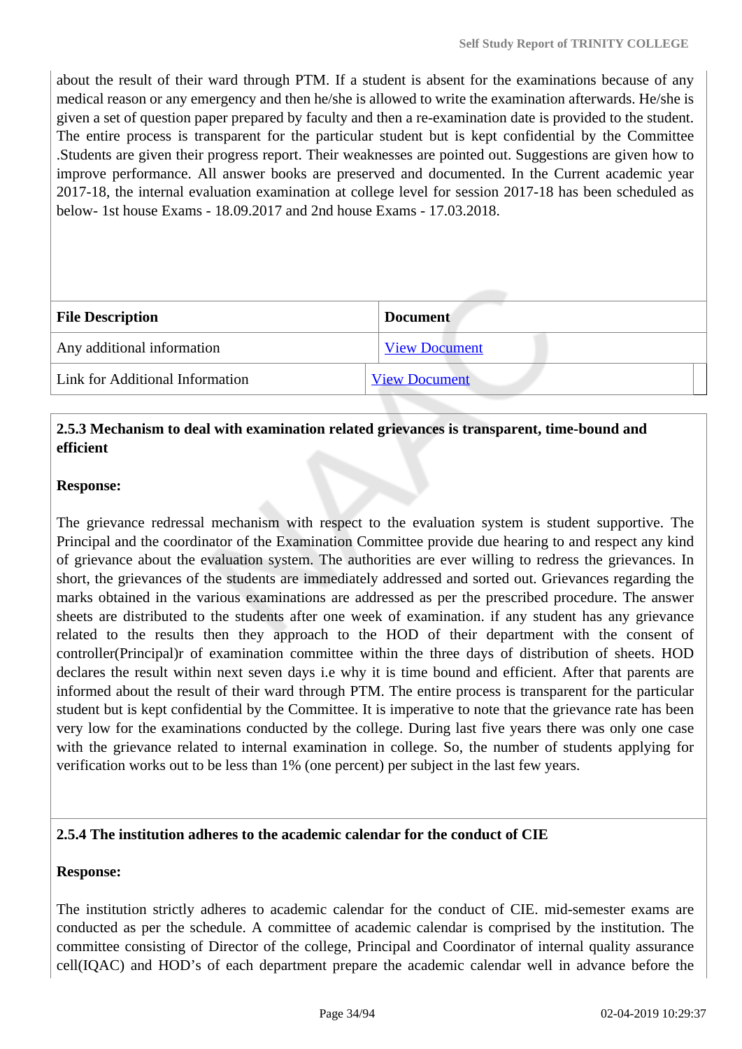about the result of their ward through PTM. If a student is absent for the examinations because of any medical reason or any emergency and then he/she is allowed to write the examination afterwards. He/she is given a set of question paper prepared by faculty and then a re-examination date is provided to the student. The entire process is transparent for the particular student but is kept confidential by the Committee .Students are given their progress report. Their weaknesses are pointed out. Suggestions are given how to improve performance. All answer books are preserved and documented. In the Current academic year 2017-18, the internal evaluation examination at college level for session 2017-18 has been scheduled as below- 1st house Exams - 18.09.2017 and 2nd house Exams - 17.03.2018.

| File Description | Document |
|---|---|
| Any additional information | View Document |
| Link for Additional Information | View Document |

**2.5.3 Mechanism to deal with examination related grievances is transparent, time-bound and efficient**

**Response:**

The grievance redressal mechanism with respect to the evaluation system is student supportive. The Principal and the coordinator of the Examination Committee provide due hearing to and respect any kind of grievance about the evaluation system. The authorities are ever willing to redress the grievances. In short, the grievances of the students are immediately addressed and sorted out. Grievances regarding the marks obtained in the various examinations are addressed as per the prescribed procedure. The answer sheets are distributed to the students after one week of examination. if any student has any grievance related to the results then they approach to the HOD of their department with the consent of controller(Principal)r of examination committee within the three days of distribution of sheets. HOD declares the result within next seven days i.e why it is time bound and efficient. After that parents are informed about the result of their ward through PTM. The entire process is transparent for the particular student but is kept confidential by the Committee. It is imperative to note that the grievance rate has been very low for the examinations conducted by the college. During last five years there was only one case with the grievance related to internal examination in college. So, the number of students applying for verification works out to be less than 1% (one percent) per subject in the last few years.

**2.5.4 The institution adheres to the academic calendar for the conduct of CIE**

**Response:**

The institution strictly adheres to academic calendar for the conduct of CIE. mid-semester exams are conducted as per the schedule. A committee of academic calendar is comprised by the institution. The committee consisting of Director of the college, Principal and Coordinator of internal quality assurance cell(IQAC) and HOD's of each department prepare the academic calendar well in advance before the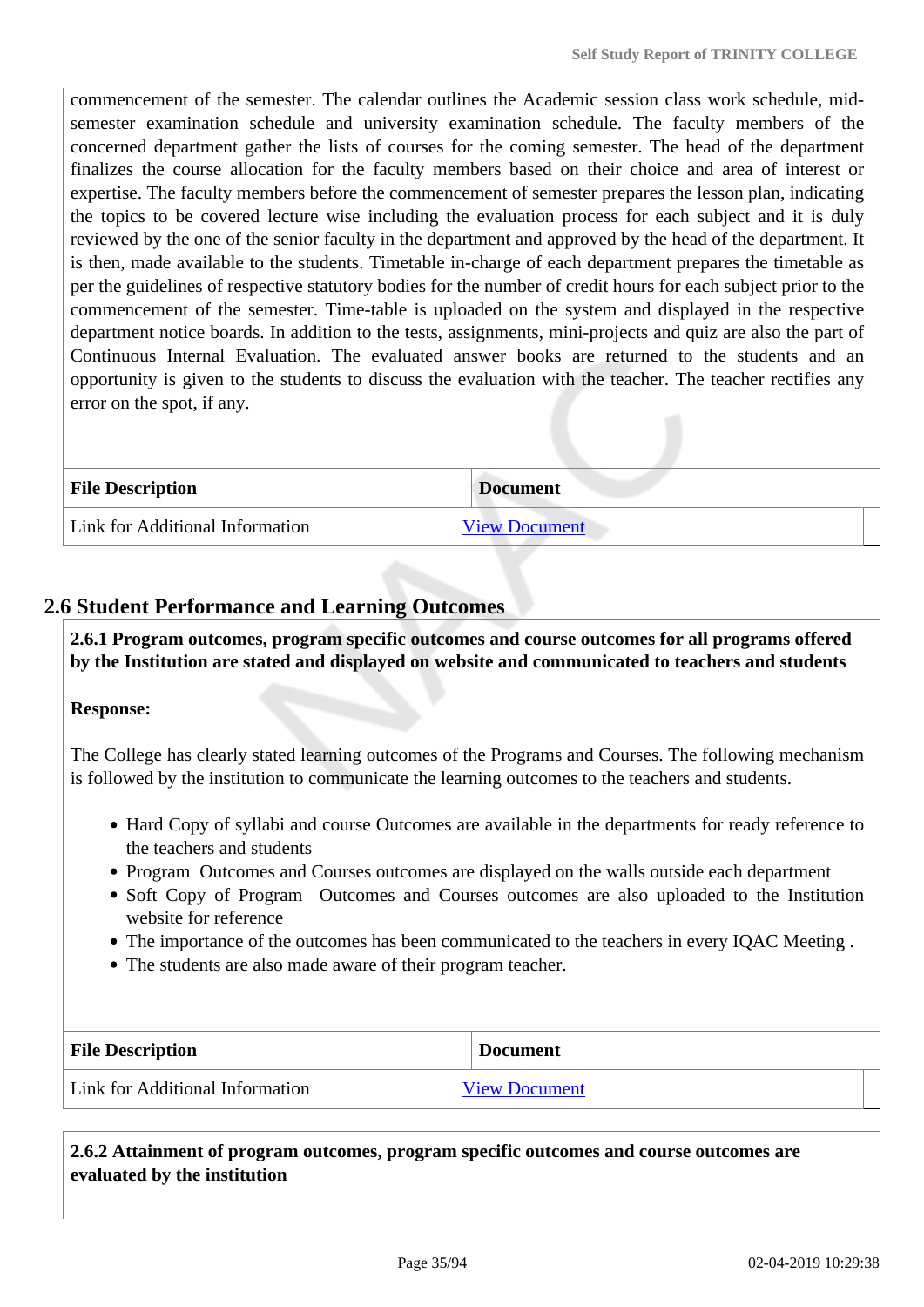commencement of the semester. The calendar outlines the Academic session class work schedule, mid-semester examination schedule and university examination schedule. The faculty members of the concerned department gather the lists of courses for the coming semester. The head of the department finalizes the course allocation for the faculty members based on their choice and area of interest or expertise. The faculty members before the commencement of semester prepares the lesson plan, indicating the topics to be covered lecture wise including the evaluation process for each subject and it is duly reviewed by the one of the senior faculty in the department and approved by the head of the department. It is then, made available to the students. Timetable in-charge of each department prepares the timetable as per the guidelines of respective statutory bodies for the number of credit hours for each subject prior to the commencement of the semester. Time-table is uploaded on the system and displayed in the respective department notice boards. In addition to the tests, assignments, mini-projects and quiz are also the part of Continuous Internal Evaluation. The evaluated answer books are returned to the students and an opportunity is given to the students to discuss the evaluation with the teacher. The teacher rectifies any error on the spot, if any.

| File Description | Document |
|---|---|
| Link for Additional Information | View Document |

## 2.6 Student Performance and Learning Outcomes

**2.6.1 Program outcomes, program specific outcomes and course outcomes for all programs offered by the Institution are stated and displayed on website and communicated to teachers and students**

**Response:**

The College has clearly stated learning outcomes of the Programs and Courses. The following mechanism is followed by the institution to communicate the learning outcomes to the teachers and students.

- Hard Copy of syllabi and course Outcomes are available in the departments for ready reference to the teachers and students
- Program Outcomes and Courses outcomes are displayed on the walls outside each department
- Soft Copy of Program Outcomes and Courses outcomes are also uploaded to the Institution website for reference
- The importance of the outcomes has been communicated to the teachers in every IQAC Meeting .
- The students are also made aware of their program teacher.

| File Description | Document |
|---|---|
| Link for Additional Information | View Document |

**2.6.2 Attainment of program outcomes, program specific outcomes and course outcomes are evaluated by the institution**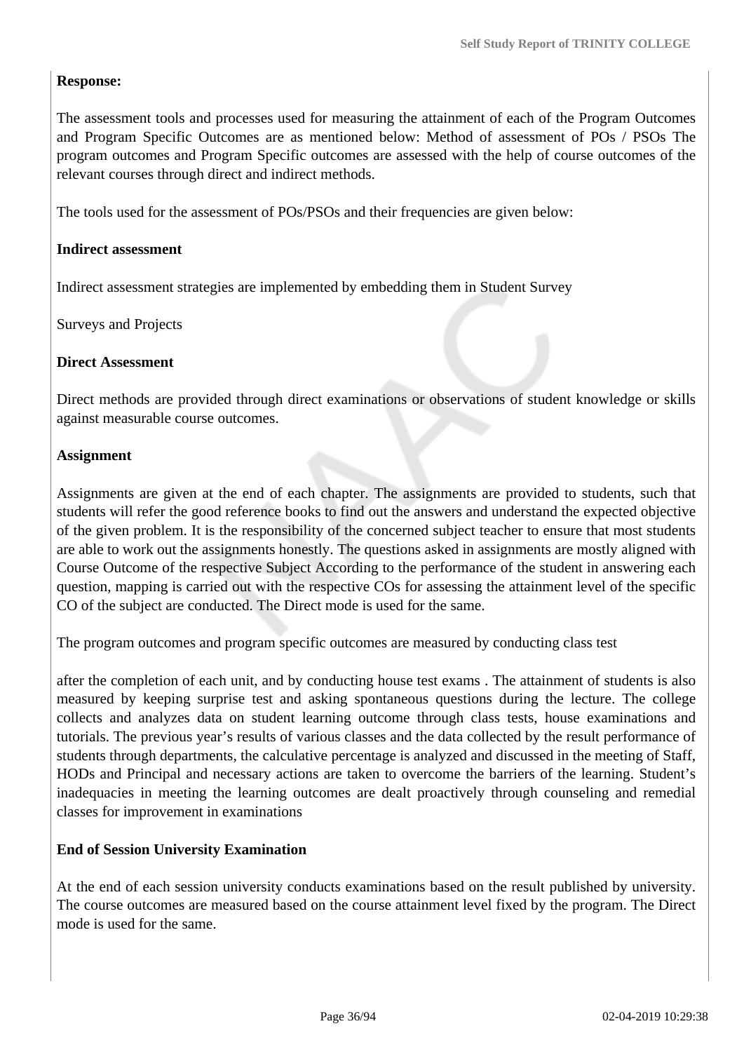**Response:**

The assessment tools and processes used for measuring the attainment of each of the Program Outcomes and Program Specific Outcomes are as mentioned below: Method of assessment of POs / PSOs The program outcomes and Program Specific outcomes are assessed with the help of course outcomes of the relevant courses through direct and indirect methods.

The tools used for the assessment of POs/PSOs and their frequencies are given below:

**Indirect assessment**

Indirect assessment strategies are implemented by embedding them in Student Survey

Surveys and Projects

**Direct Assessment**

Direct methods are provided through direct examinations or observations of student knowledge or skills against measurable course outcomes.

**Assignment**

Assignments are given at the end of each chapter. The assignments are provided to students, such that students will refer the good reference books to find out the answers and understand the expected objective of the given problem. It is the responsibility of the concerned subject teacher to ensure that most students are able to work out the assignments honestly. The questions asked in assignments are mostly aligned with Course Outcome of the respective Subject According to the performance of the student in answering each question, mapping is carried out with the respective COs for assessing the attainment level of the specific CO of the subject are conducted. The Direct mode is used for the same.

The program outcomes and program specific outcomes are measured by conducting class test

after the completion of each unit, and by conducting house test exams . The attainment of students is also measured by keeping surprise test and asking spontaneous questions during the lecture. The college collects and analyzes data on student learning outcome through class tests, house examinations and tutorials. The previous year's results of various classes and the data collected by the result performance of students through departments, the calculative percentage is analyzed and discussed in the meeting of Staff, HODs and Principal and necessary actions are taken to overcome the barriers of the learning. Student's inadequacies in meeting the learning outcomes are dealt proactively through counseling and remedial classes for improvement in examinations

**End of Session University Examination**

At the end of each session university conducts examinations based on the result published by university. The course outcomes are measured based on the course attainment level fixed by the program. The Direct mode is used for the same.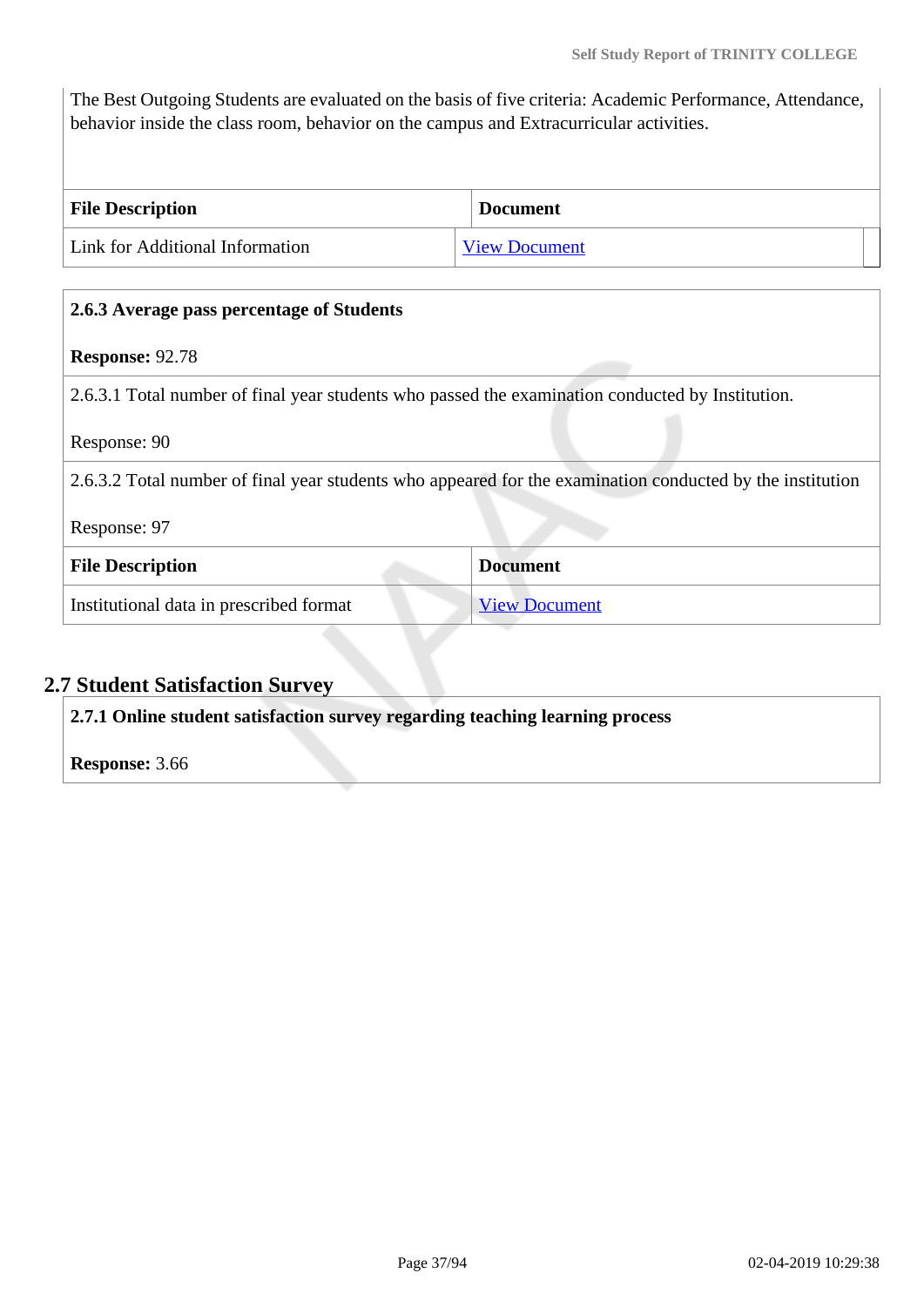The Best Outgoing Students are evaluated on the basis of five criteria: Academic Performance, Attendance, behavior inside the class room, behavior on the campus and Extracurricular activities.

| File Description | Document |
|---|---|
| Link for Additional Information | View Document |

**2.6.3 Average pass percentage of Students**

**Response:** 92.78

2.6.3.1 Total number of final year students who passed the examination conducted by Institution.

Response: 90

2.6.3.2 Total number of final year students who appeared for the examination conducted by the institution

Response: 97

| File Description | Document |
|---|---|
| Institutional data in prescribed format | View Document |

## 2.7 Student Satisfaction Survey

**2.7.1 Online student satisfaction survey regarding teaching learning process**

**Response:** 3.66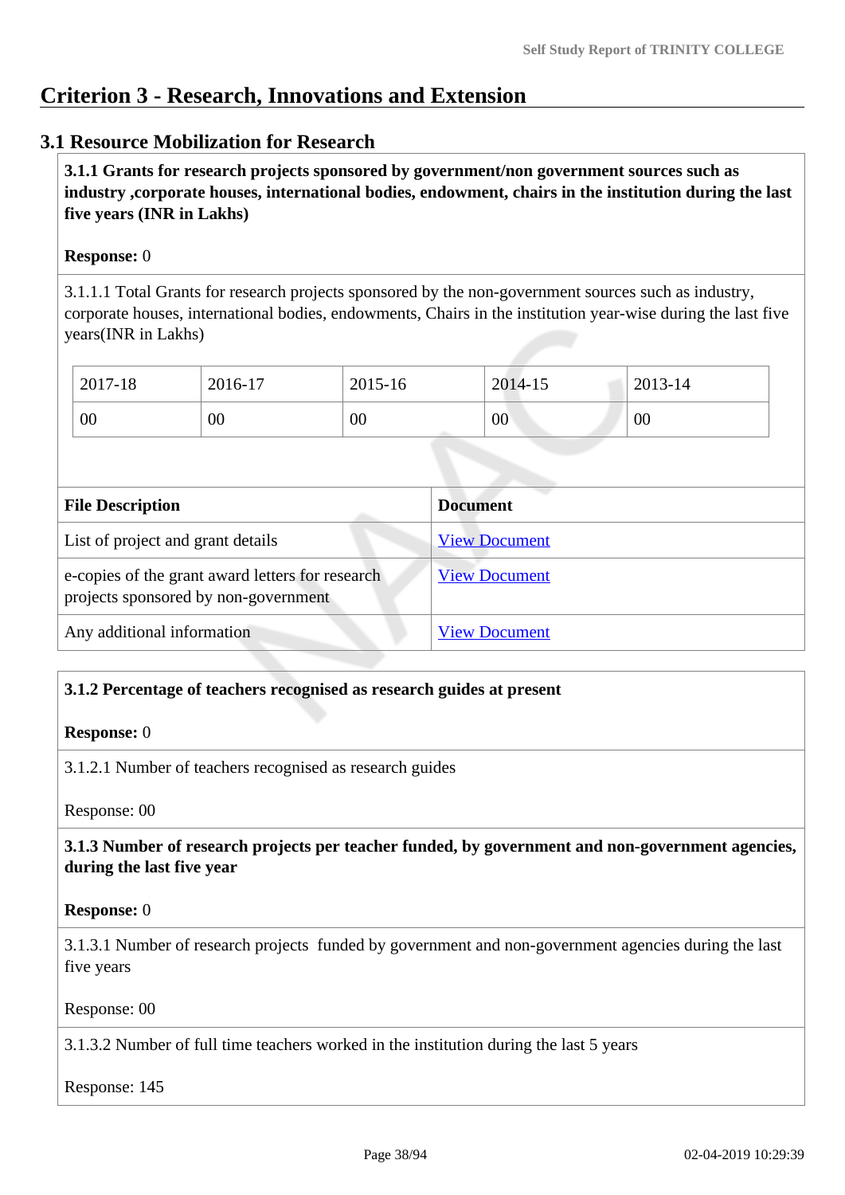# Criterion 3 - Research, Innovations and Extension

## 3.1 Resource Mobilization for Research

**3.1.1 Grants for research projects sponsored by government/non government sources such as industry ,corporate houses, international bodies, endowment, chairs in the institution during the last five years (INR in Lakhs)**

**Response:** 0

3.1.1.1 Total Grants for research projects sponsored by the non-government sources such as industry, corporate houses, international bodies, endowments, Chairs in the institution year-wise during the last five years(INR in Lakhs)

| 2017-18 | 2016-17 | 2015-16 | 2014-15 | 2013-14 |
|---|---|---|---|---|
| 00 | 00 | 00 | 00 | 00 |

| File Description | Document |
|---|---|
| List of project and grant details | View Document |
| e-copies of the grant award letters for research projects sponsored by non-government | View Document |
| Any additional information | View Document |

**3.1.2 Percentage of teachers recognised as research guides at present**

**Response:** 0

3.1.2.1 Number of teachers recognised as research guides

Response: 00

**3.1.3 Number of research projects per teacher funded, by government and non-government agencies, during the last five year**

**Response:** 0

3.1.3.1 Number of research projects funded by government and non-government agencies during the last five years

Response: 00

3.1.3.2 Number of full time teachers worked in the institution during the last 5 years

Response: 145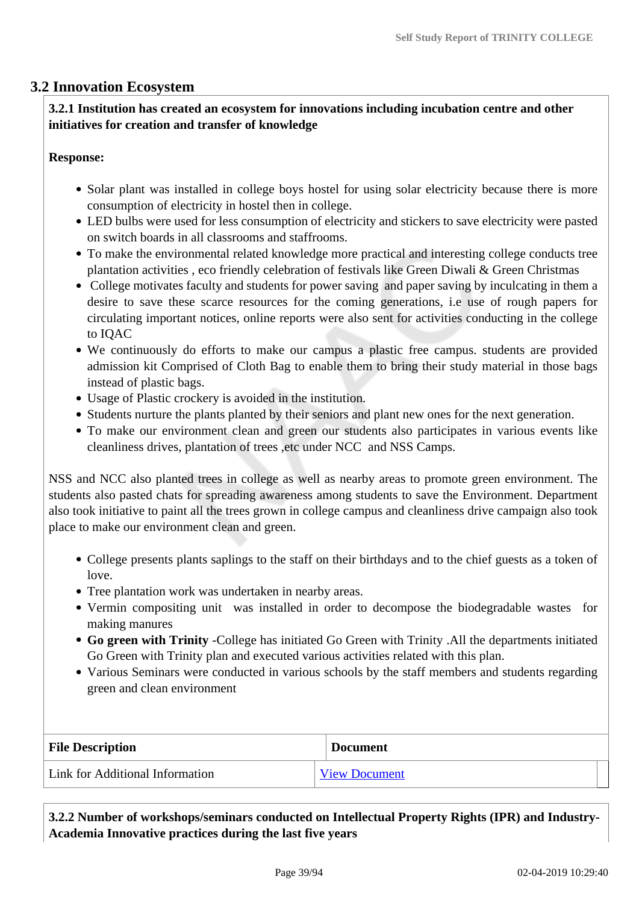## 3.2 Innovation Ecosystem

**3.2.1 Institution has created an ecosystem for innovations including incubation centre and other initiatives for creation and transfer of knowledge**

**Response:**

- Solar plant was installed in college boys hostel for using solar electricity because there is more consumption of electricity in hostel then in college.
- LED bulbs were used for less consumption of electricity and stickers to save electricity were pasted on switch boards in all classrooms and staffrooms.
- To make the environmental related knowledge more practical and interesting college conducts tree plantation activities , eco friendly celebration of festivals like Green Diwali & Green Christmas
- College motivates faculty and students for power saving and paper saving by inculcating in them a desire to save these scarce resources for the coming generations, i.e use of rough papers for circulating important notices, online reports were also sent for activities conducting in the college to IQAC
- We continuously do efforts to make our campus a plastic free campus. students are provided admission kit Comprised of Cloth Bag to enable them to bring their study material in those bags instead of plastic bags.
- Usage of Plastic crockery is avoided in the institution.
- Students nurture the plants planted by their seniors and plant new ones for the next generation.
- To make our environment clean and green our students also participates in various events like cleanliness drives, plantation of trees ,etc under NCC and NSS Camps.

NSS and NCC also planted trees in college as well as nearby areas to promote green environment. The students also pasted chats for spreading awareness among students to save the Environment. Department also took initiative to paint all the trees grown in college campus and cleanliness drive campaign also took place to make our environment clean and green.

- College presents plants saplings to the staff on their birthdays and to the chief guests as a token of love.
- Tree plantation work was undertaken in nearby areas.
- Vermin compositing unit was installed in order to decompose the biodegradable wastes for making manures
- **Go green with Trinity** -College has initiated Go Green with Trinity .All the departments initiated Go Green with Trinity plan and executed various activities related with this plan.
- Various Seminars were conducted in various schools by the staff members and students regarding green and clean environment

| File Description | Document |
|---|---|
| Link for Additional Information | View Document |

**3.2.2 Number of workshops/seminars conducted on Intellectual Property Rights (IPR) and Industry-Academia Innovative practices during the last five years**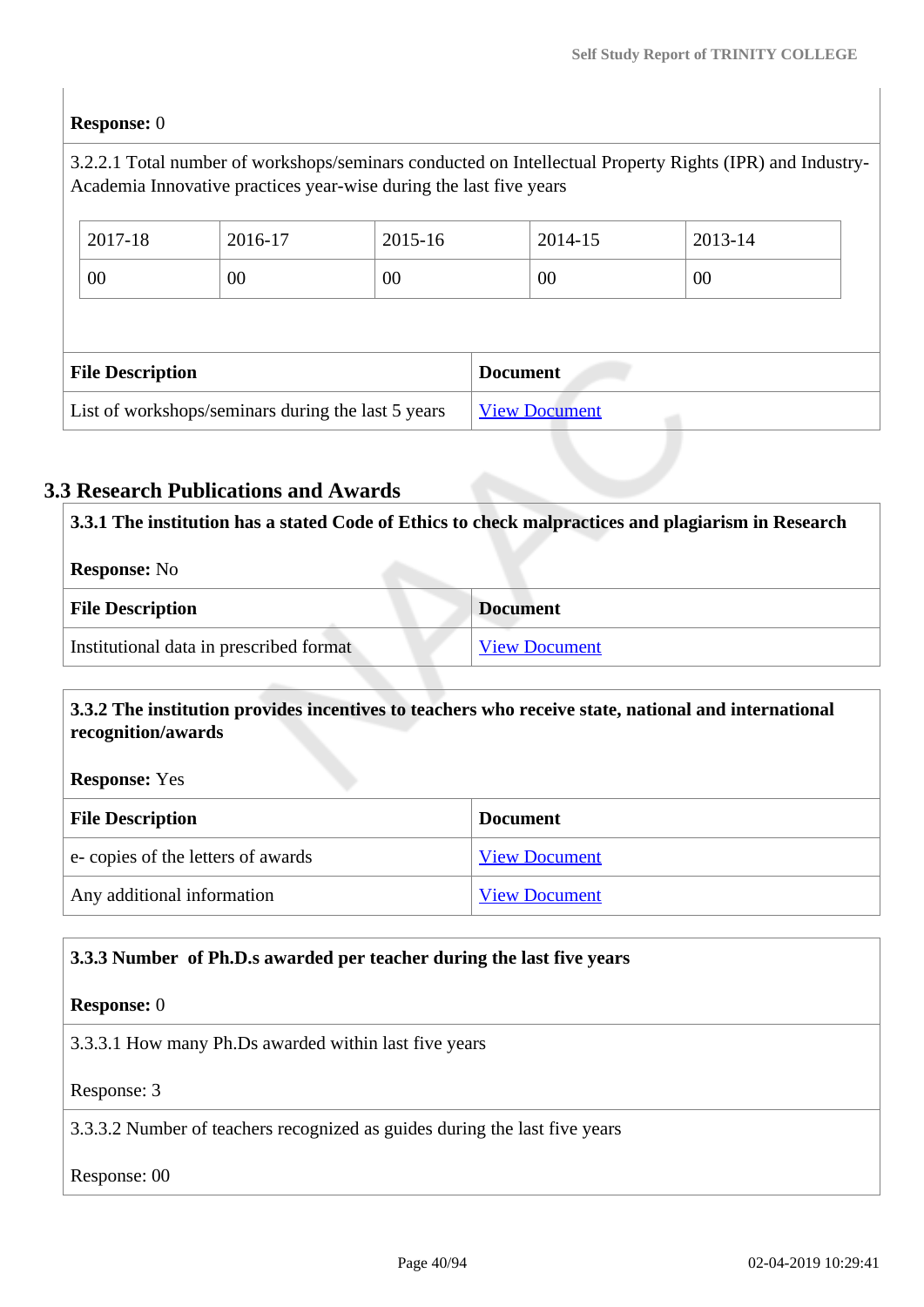**Response:** 0

3.2.2.1 Total number of workshops/seminars conducted on Intellectual Property Rights (IPR) and Industry-Academia Innovative practices year-wise during the last five years

| 2017-18 | 2016-17 | 2015-16 | 2014-15 | 2013-14 |
|---|---|---|---|---|
| 00 | 00 | 00 | 00 | 00 |

| File Description | Document |
|---|---|
| List of workshops/seminars during the last 5 years | View Document |

## 3.3 Research Publications and Awards

**3.3.1 The institution has a stated Code of Ethics to check malpractices and plagiarism in Research**

**Response:** No

| File Description | Document |
|---|---|
| Institutional data in prescribed format | View Document |

**3.3.2 The institution provides incentives to teachers who receive state, national and international recognition/awards**

**Response:** Yes

| File Description | Document |
|---|---|
| e- copies of the letters of awards | View Document |
| Any additional information | View Document |

**3.3.3 Number of Ph.D.s awarded per teacher during the last five years**

**Response:** 0

3.3.3.1 How many Ph.Ds awarded within last five years

Response: 3

3.3.3.2 Number of teachers recognized as guides during the last five years

Response: 00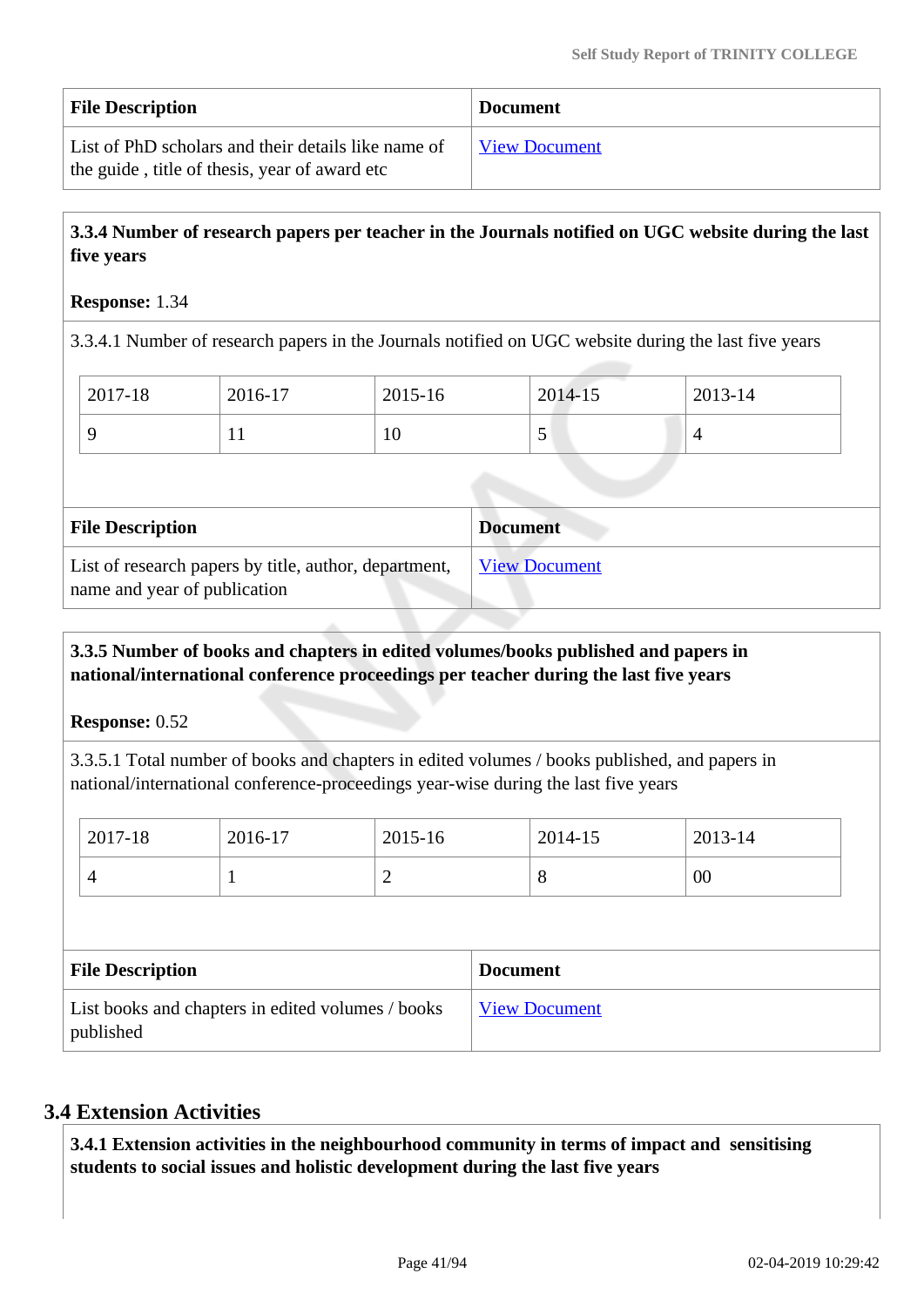| File Description | Document |
|---|---|
| List of PhD scholars and their details like name of the guide , title of thesis, year of award etc | View Document |

**3.3.4 Number of research papers per teacher in the Journals notified on UGC website during the last five years**

**Response:** 1.34

3.3.4.1 Number of research papers in the Journals notified on UGC website during the last five years

| 2017-18 | 2016-17 | 2015-16 | 2014-15 | 2013-14 |
|---|---|---|---|---|
| 9 | 11 | 10 | 5 | 4 |

| File Description | Document |
|---|---|
| List of research papers by title, author, department, name and year of publication | View Document |

**3.3.5 Number of books and chapters in edited volumes/books published and papers in national/international conference proceedings per teacher during the last five years**

**Response:** 0.52

3.3.5.1 Total number of books and chapters in edited volumes / books published, and papers in national/international conference-proceedings year-wise during the last five years

| 2017-18 | 2016-17 | 2015-16 | 2014-15 | 2013-14 |
|---|---|---|---|---|
| 4 | 1 | 2 | 8 | 00 |

| File Description | Document |
|---|---|
| List books and chapters in edited volumes / books published | View Document |

## 3.4 Extension Activities

**3.4.1 Extension activities in the neighbourhood community in terms of impact and sensitising students to social issues and holistic development during the last five years**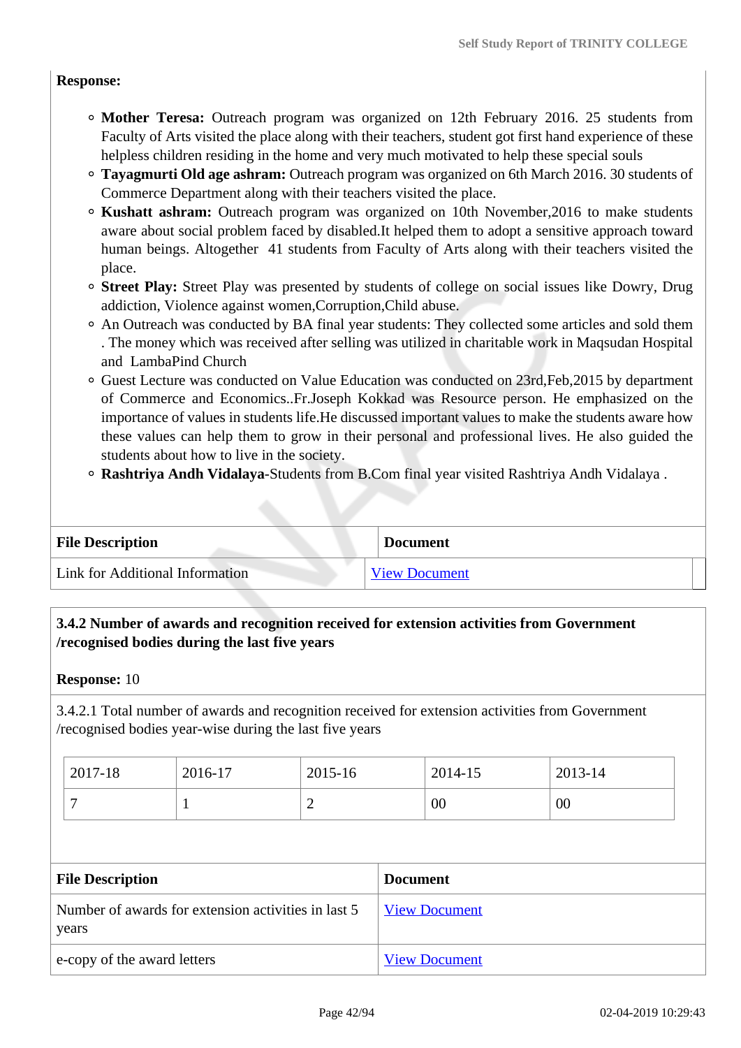**Response:**

- **Mother Teresa:** Outreach program was organized on 12th February 2016. 25 students from Faculty of Arts visited the place along with their teachers, student got first hand experience of these helpless children residing in the home and very much motivated to help these special souls
- **Tayagmurti Old age ashram:** Outreach program was organized on 6th March 2016. 30 students of Commerce Department along with their teachers visited the place.
- **Kushatt ashram:** Outreach program was organized on 10th November,2016 to make students aware about social problem faced by disabled.It helped them to adopt a sensitive approach toward human beings. Altogether 41 students from Faculty of Arts along with their teachers visited the place.
- **Street Play:** Street Play was presented by students of college on social issues like Dowry, Drug addiction, Violence against women,Corruption,Child abuse.
- An Outreach was conducted by BA final year students: They collected some articles and sold them . The money which was received after selling was utilized in charitable work in Maqsudan Hospital and LambaPind Church
- Guest Lecture was conducted on Value Education was conducted on 23rd,Feb,2015 by department of Commerce and Economics..Fr.Joseph Kokkad was Resource person. He emphasized on the importance of values in students life.He discussed important values to make the students aware how these values can help them to grow in their personal and professional lives. He also guided the students about how to live in the society.
- **Rashtriya Andh Vidalaya**-Students from B.Com final year visited Rashtriya Andh Vidalaya .

| File Description | Document |
|---|---|
| Link for Additional Information | View Document |

**3.4.2 Number of awards and recognition received for extension activities from Government /recognised bodies during the last five years**

**Response:** 10

3.4.2.1 Total number of awards and recognition received for extension activities from Government /recognised bodies year-wise during the last five years

| 2017-18 | 2016-17 | 2015-16 | 2014-15 | 2013-14 |
|---|---|---|---|---|
| 7 | 1 | 2 | 00 | 00 |

| File Description | Document |
|---|---|
| Number of awards for extension activities in last 5 years | View Document |
| e-copy of the award letters | View Document |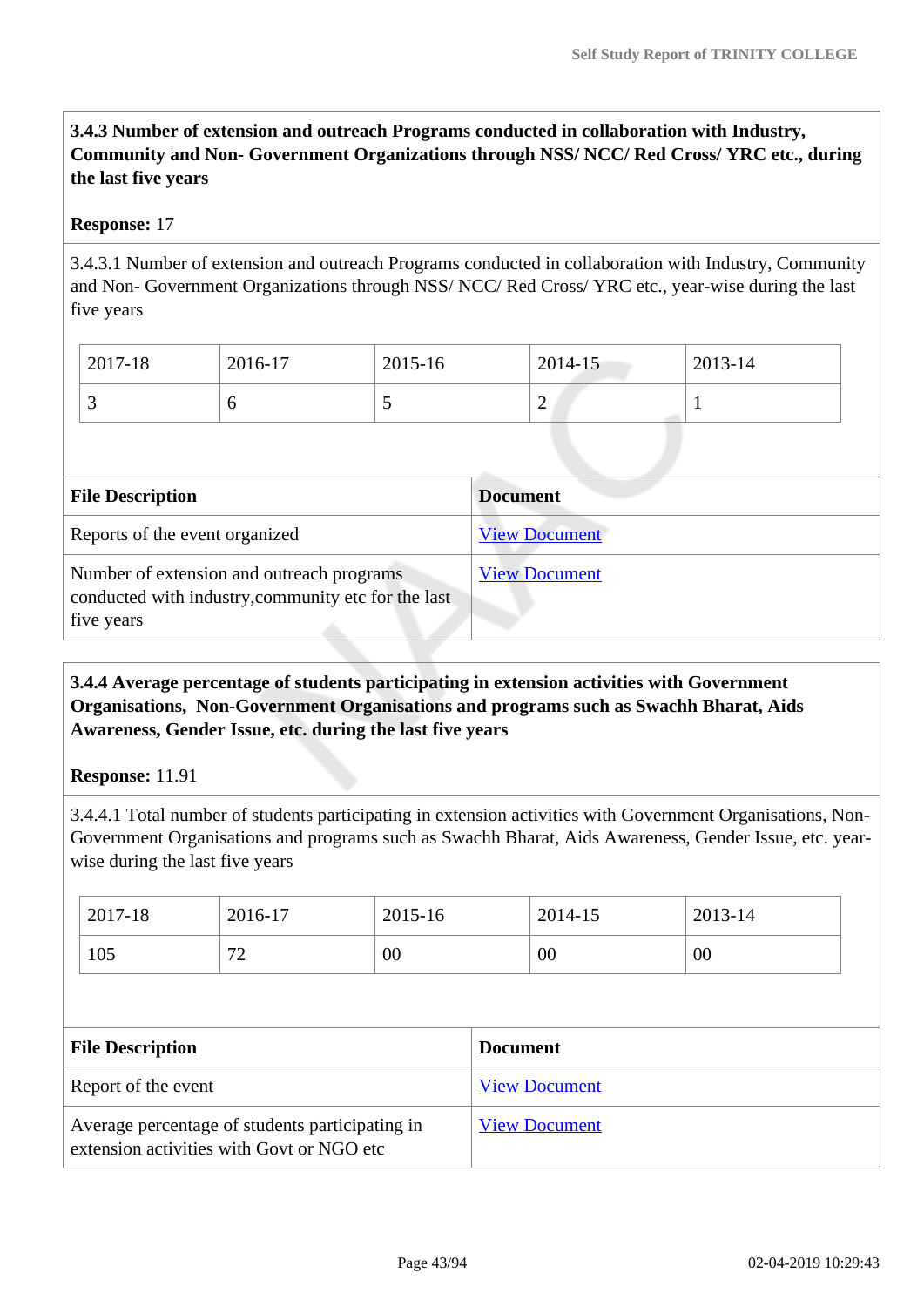**3.4.3 Number of extension and outreach Programs conducted in collaboration with Industry, Community and Non- Government Organizations through NSS/ NCC/ Red Cross/ YRC etc., during the last five years**

**Response:** 17

3.4.3.1 Number of extension and outreach Programs conducted in collaboration with Industry, Community and Non- Government Organizations through NSS/ NCC/ Red Cross/ YRC etc., year-wise during the last five years

| 2017-18 | 2016-17 | 2015-16 | 2014-15 | 2013-14 |
|---|---|---|---|---|
| 3 | 6 | 5 | 2 | 1 |

| File Description | Document |
|---|---|
| Reports of the event organized | View Document |
| Number of extension and outreach programs conducted with industry,community etc for the last five years | View Document |

**3.4.4 Average percentage of students participating in extension activities with Government Organisations, Non-Government Organisations and programs such as Swachh Bharat, Aids Awareness, Gender Issue, etc. during the last five years**

**Response:** 11.91

3.4.4.1 Total number of students participating in extension activities with Government Organisations, Non-Government Organisations and programs such as Swachh Bharat, Aids Awareness, Gender Issue, etc. year-wise during the last five years

| 2017-18 | 2016-17 | 2015-16 | 2014-15 | 2013-14 |
|---|---|---|---|---|
| 105 | 72 | 00 | 00 | 00 |

| File Description | Document |
|---|---|
| Report of the event | View Document |
| Average percentage of students participating in extension activities with Govt or NGO etc | View Document |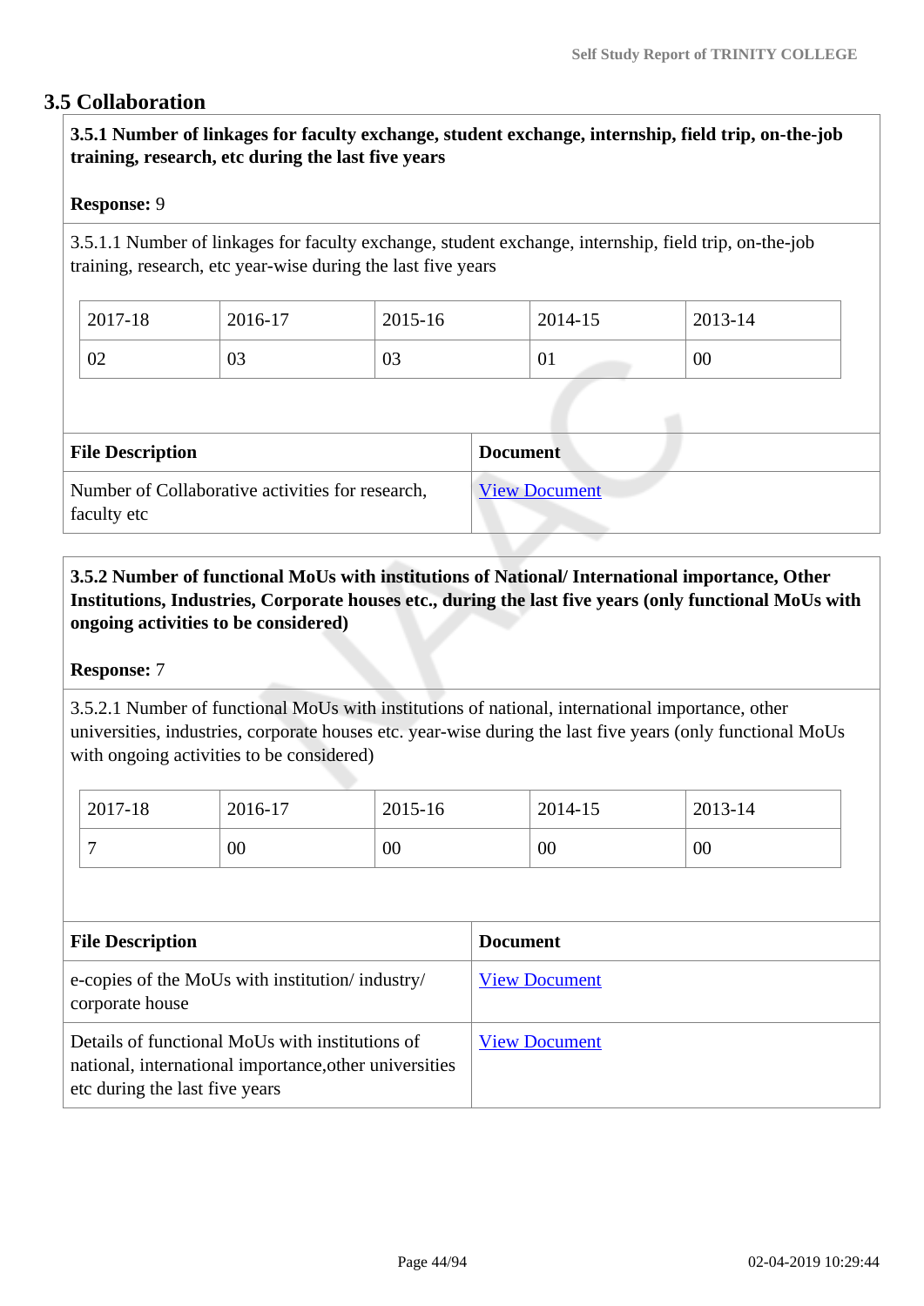## 3.5 Collaboration

**3.5.1 Number of linkages for faculty exchange, student exchange, internship, field trip, on-the-job training, research, etc during the last five years**

**Response:** 9

3.5.1.1 Number of linkages for faculty exchange, student exchange, internship, field trip, on-the-job training, research, etc year-wise during the last five years

| 2017-18 | 2016-17 | 2015-16 | 2014-15 | 2013-14 |
|---|---|---|---|---|
| 02 | 03 | 03 | 01 | 00 |

| File Description | Document |
|---|---|
| Number of Collaborative activities for research, faculty etc | View Document |

**3.5.2 Number of functional MoUs with institutions of National/ International importance, Other Institutions, Industries, Corporate houses etc., during the last five years (only functional MoUs with ongoing activities to be considered)**

**Response:** 7

3.5.2.1 Number of functional MoUs with institutions of national, international importance, other universities, industries, corporate houses etc. year-wise during the last five years (only functional MoUs with ongoing activities to be considered)

| 2017-18 | 2016-17 | 2015-16 | 2014-15 | 2013-14 |
|---|---|---|---|---|
| 7 | 00 | 00 | 00 | 00 |

| File Description | Document |
|---|---|
| e-copies of the MoUs with institution/ industry/ corporate house | View Document |
| Details of functional MoUs with institutions of national, international importance,other universities etc during the last five years | View Document |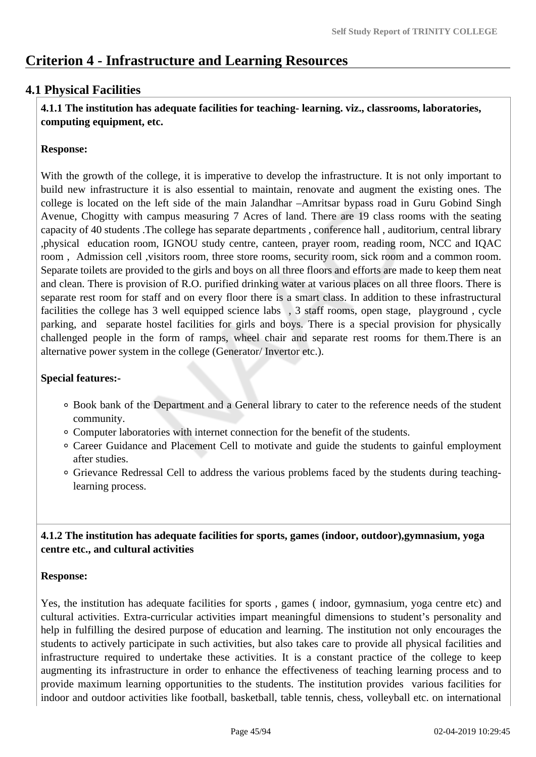# Criterion 4 - Infrastructure and Learning Resources

## 4.1 Physical Facilities

**4.1.1 The institution has adequate facilities for teaching- learning. viz., classrooms, laboratories, computing equipment, etc.**

**Response:**

With the growth of the college, it is imperative to develop the infrastructure. It is not only important to build new infrastructure it is also essential to maintain, renovate and augment the existing ones. The college is located on the left side of the main Jalandhar –Amritsar bypass road in Guru Gobind Singh Avenue, Chogitty with campus measuring 7 Acres of land. There are 19 class rooms with the seating capacity of 40 students .The college has separate departments , conference hall , auditorium, central library ,physical education room, IGNOU study centre, canteen, prayer room, reading room, NCC and IQAC room , Admission cell ,visitors room, three store rooms, security room, sick room and a common room. Separate toilets are provided to the girls and boys on all three floors and efforts are made to keep them neat and clean. There is provision of R.O. purified drinking water at various places on all three floors. There is separate rest room for staff and on every floor there is a smart class. In addition to these infrastructural facilities the college has 3 well equipped science labs , 3 staff rooms, open stage, playground , cycle parking, and separate hostel facilities for girls and boys. There is a special provision for physically challenged people in the form of ramps, wheel chair and separate rest rooms for them.There is an alternative power system in the college (Generator/ Invertor etc.).

**Special features:-**

- Book bank of the Department and a General library to cater to the reference needs of the student community.
- Computer laboratories with internet connection for the benefit of the students.
- Career Guidance and Placement Cell to motivate and guide the students to gainful employment after studies.
- Grievance Redressal Cell to address the various problems faced by the students during teaching-learning process.

**4.1.2 The institution has adequate facilities for sports, games (indoor, outdoor),gymnasium, yoga centre etc., and cultural activities**

**Response:**

Yes, the institution has adequate facilities for sports , games ( indoor, gymnasium, yoga centre etc) and cultural activities. Extra-curricular activities impart meaningful dimensions to student's personality and help in fulfilling the desired purpose of education and learning. The institution not only encourages the students to actively participate in such activities, but also takes care to provide all physical facilities and infrastructure required to undertake these activities. It is a constant practice of the college to keep augmenting its infrastructure in order to enhance the effectiveness of teaching learning process and to provide maximum learning opportunities to the students. The institution provides various facilities for indoor and outdoor activities like football, basketball, table tennis, chess, volleyball etc. on international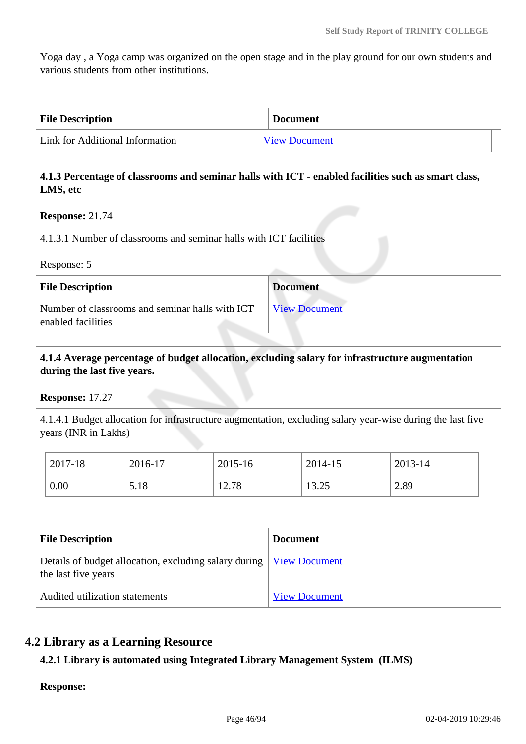Yoga day , a Yoga camp was organized on the open stage and in the play ground for our own students and various students from other institutions.

| File Description | Document |
| --- | --- |
| Link for Additional Information | View Document |

**4.1.3 Percentage of classrooms and seminar halls with ICT - enabled facilities such as smart class, LMS, etc**

**Response:** 21.74

4.1.3.1 Number of classrooms and seminar halls with ICT facilities

Response: 5

| File Description | Document |
| --- | --- |
| Number of classrooms and seminar halls with ICT enabled facilities | View Document |

**4.1.4 Average percentage of budget allocation, excluding salary for infrastructure augmentation during the last five years.**

**Response:** 17.27

4.1.4.1 Budget allocation for infrastructure augmentation, excluding salary year-wise during the last five years (INR in Lakhs)

| 2017-18 | 2016-17 | 2015-16 | 2014-15 | 2013-14 |
| --- | --- | --- | --- | --- |
| 0.00 | 5.18 | 12.78 | 13.25 | 2.89 |

| File Description | Document |
| --- | --- |
| Details of budget allocation, excluding salary during the last five years | View Document |
| Audited utilization statements | View Document |

## 4.2 Library as a Learning Resource

**4.2.1 Library is automated using Integrated Library Management System (ILMS)**

**Response:**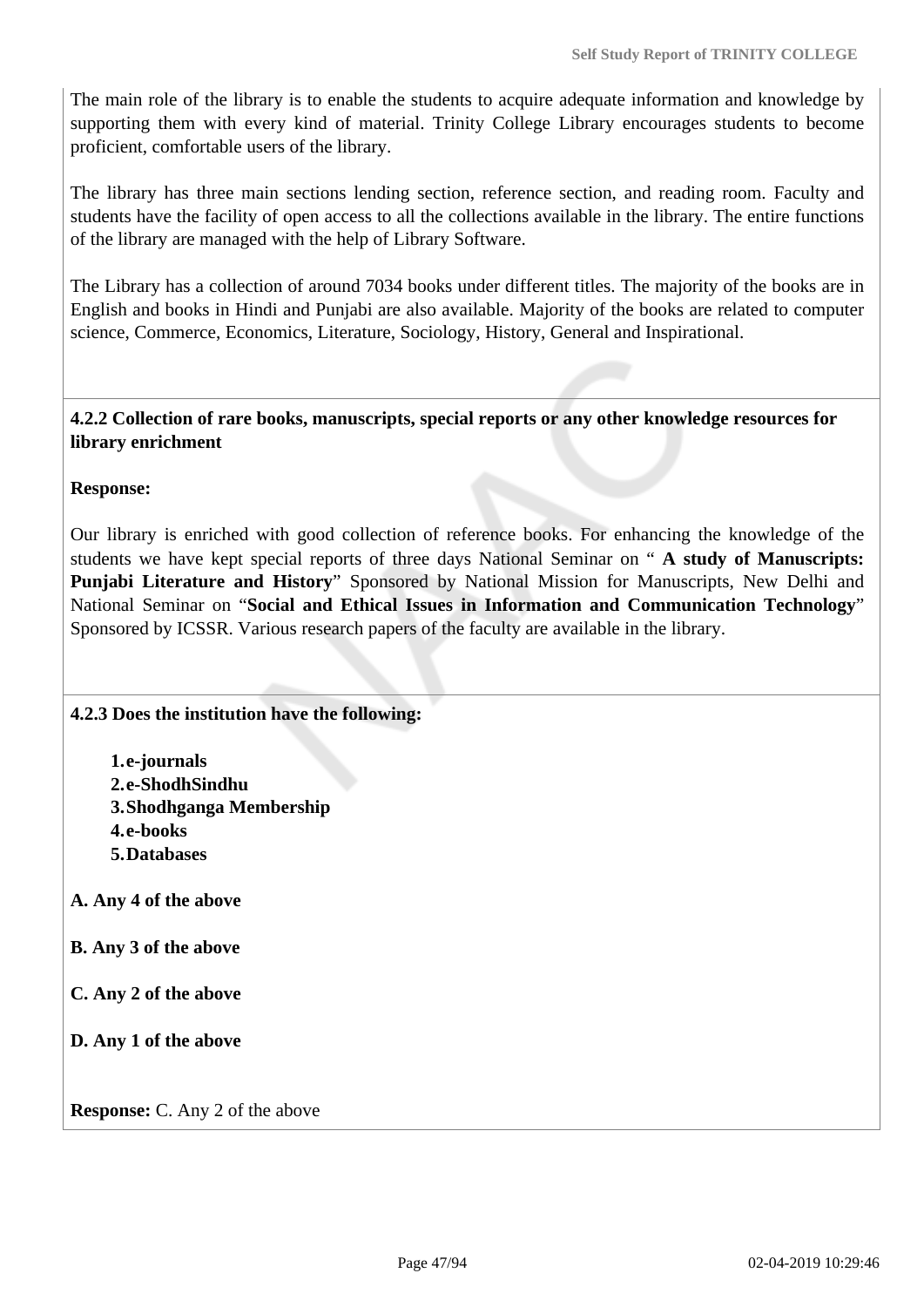The main role of the library is to enable the students to acquire adequate information and knowledge by supporting them with every kind of material. Trinity College Library encourages students to become proficient, comfortable users of the library.

The library has three main sections lending section, reference section, and reading room. Faculty and students have the facility of open access to all the collections available in the library. The entire functions of the library are managed with the help of Library Software.

The Library has a collection of around 7034 books under different titles. The majority of the books are in English and books in Hindi and Punjabi are also available. Majority of the books are related to computer science, Commerce, Economics, Literature, Sociology, History, General and Inspirational.

**4.2.2 Collection of rare books, manuscripts, special reports or any other knowledge resources for library enrichment**

**Response:**

Our library is enriched with good collection of reference books. For enhancing the knowledge of the students we have kept special reports of three days National Seminar on " **A study of Manuscripts: Punjabi Literature and History**" Sponsored by National Mission for Manuscripts, New Delhi and National Seminar on "**Social and Ethical Issues in Information and Communication Technology**" Sponsored by ICSSR. Various research papers of the faculty are available in the library.

**4.2.3 Does the institution have the following:**

1. **e-journals**
2. **e-ShodhSindhu**
3. **Shodhganga Membership**
4. **e-books**
5. **Databases**

**A. Any 4 of the above**

**B. Any 3 of the above**

**C. Any 2 of the above**

**D. Any 1 of the above**

**Response:** C. Any 2 of the above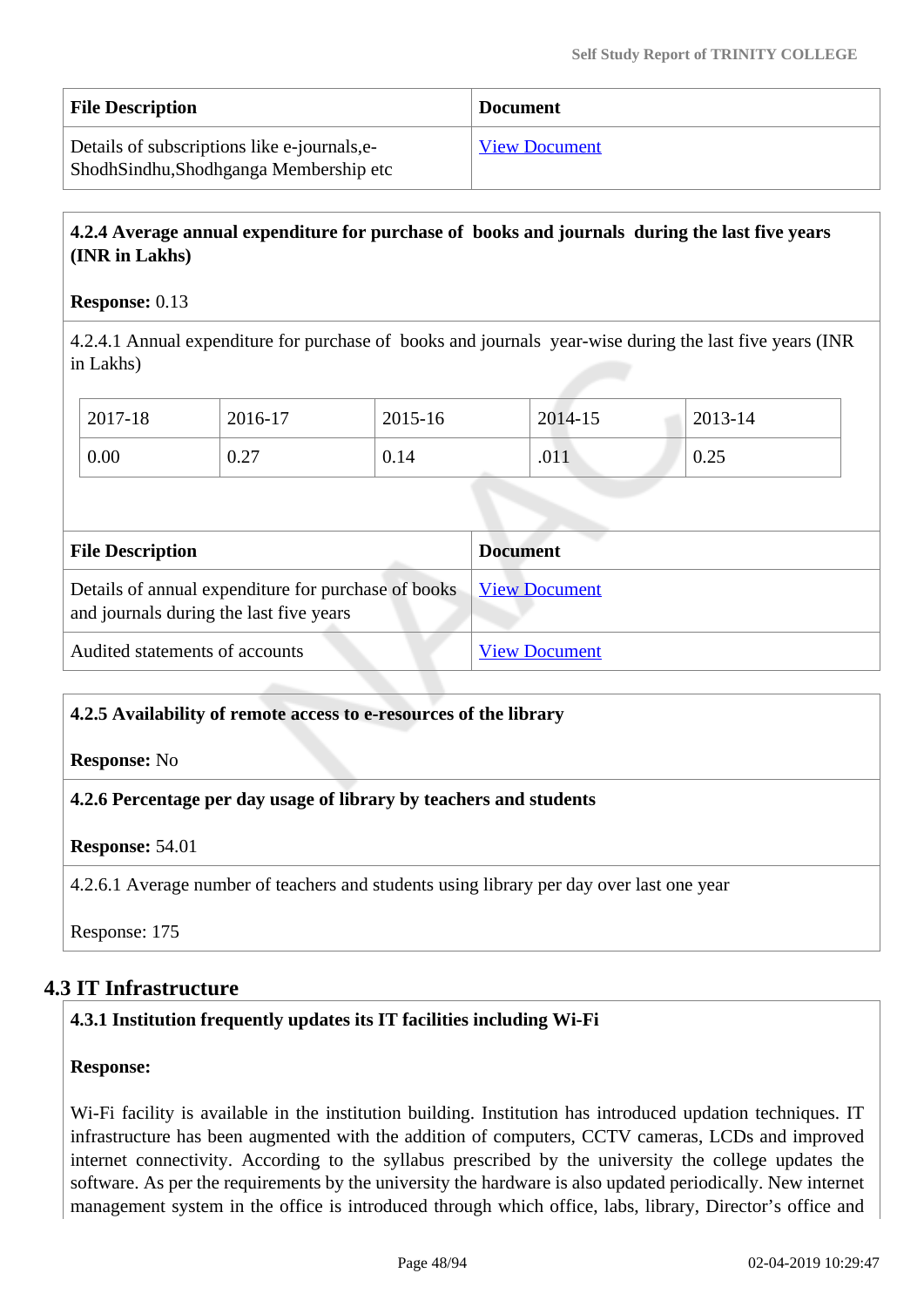| File Description | Document |
| --- | --- |
| Details of subscriptions like e-journals,e-ShodhSindhu,Shodhganga Membership etc | View Document |

**4.2.4 Average annual expenditure for purchase of books and journals during the last five years (INR in Lakhs)**

**Response:** 0.13

4.2.4.1 Annual expenditure for purchase of books and journals year-wise during the last five years (INR in Lakhs)

| 2017-18 | 2016-17 | 2015-16 | 2014-15 | 2013-14 |
| --- | --- | --- | --- | --- |
| 0.00 | 0.27 | 0.14 | .011 | 0.25 |

| File Description | Document |
| --- | --- |
| Details of annual expenditure for purchase of books and journals during the last five years | View Document |
| Audited statements of accounts | View Document |

**4.2.5 Availability of remote access to e-resources of the library**

**Response:** No

**4.2.6 Percentage per day usage of library by teachers and students**

**Response:** 54.01

4.2.6.1 Average number of teachers and students using library per day over last one year

Response: 175

## 4.3 IT Infrastructure

**4.3.1 Institution frequently updates its IT facilities including Wi-Fi**

**Response:**

Wi-Fi facility is available in the institution building. Institution has introduced updation techniques. IT infrastructure has been augmented with the addition of computers, CCTV cameras, LCDs and improved internet connectivity. According to the syllabus prescribed by the university the college updates the software. As per the requirements by the university the hardware is also updated periodically. New internet management system in the office is introduced through which office, labs, library, Director's office and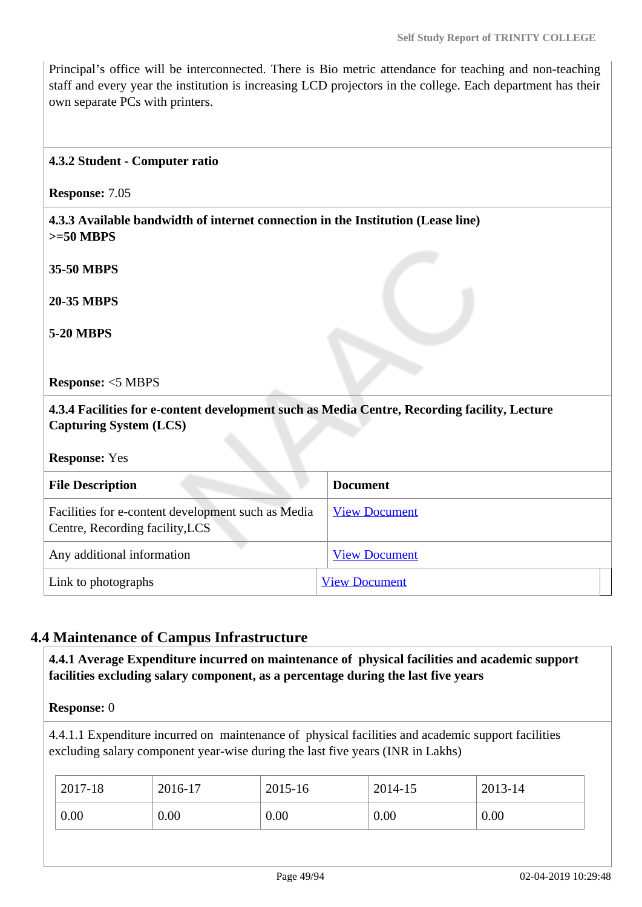Principal's office will be interconnected. There is Bio metric attendance for teaching and non-teaching staff and every year the institution is increasing LCD projectors in the college. Each department has their own separate PCs with printers.

**4.3.2 Student - Computer ratio**

**Response:** 7.05

**4.3.3 Available bandwidth of internet connection in the Institution (Lease line)**
**>=50 MBPS**

**35-50 MBPS**

**20-35 MBPS**

**5-20 MBPS**

**Response:** <5 MBPS

**4.3.4 Facilities for e-content development such as Media Centre, Recording facility, Lecture Capturing System (LCS)**

**Response:** Yes

| **File Description** | **Document** |
|---|---|
| Facilities for e-content development such as Media Centre, Recording facility,LCS | View Document |
| Any additional information | View Document |
| Link to photographs | View Document |

## 4.4 Maintenance of Campus Infrastructure

**4.4.1 Average Expenditure incurred on maintenance of physical facilities and academic support facilities excluding salary component, as a percentage during the last five years**

**Response:** 0

4.4.1.1 Expenditure incurred on maintenance of physical facilities and academic support facilities excluding salary component year-wise during the last five years (INR in Lakhs)

| 2017-18 | 2016-17 | 2015-16 | 2014-15 | 2013-14 |
|---|---|---|---|---|
| 0.00 | 0.00 | 0.00 | 0.00 | 0.00 |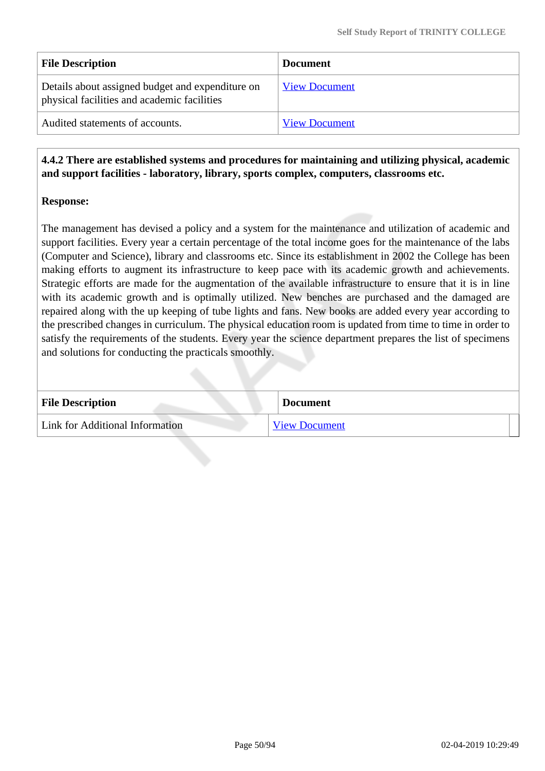| File Description | Document |
| --- | --- |
| Details about assigned budget and expenditure on physical facilities and academic facilities | View Document |
| Audited statements of accounts. | View Document |

**4.4.2 There are established systems and procedures for maintaining and utilizing physical, academic and support facilities - laboratory, library, sports complex, computers, classrooms etc.**

**Response:**

The management has devised a policy and a system for the maintenance and utilization of academic and support facilities. Every year a certain percentage of the total income goes for the maintenance of the labs (Computer and Science), library and classrooms etc. Since its establishment in 2002 the College has been making efforts to augment its infrastructure to keep pace with its academic growth and achievements. Strategic efforts are made for the augmentation of the available infrastructure to ensure that it is in line with its academic growth and is optimally utilized. New benches are purchased and the damaged are repaired along with the up keeping of tube lights and fans. New books are added every year according to the prescribed changes in curriculum. The physical education room is updated from time to time in order to satisfy the requirements of the students. Every year the science department prepares the list of specimens and solutions for conducting the practicals smoothly.

| File Description | Document |
| --- | --- |
| Link for Additional Information | View Document |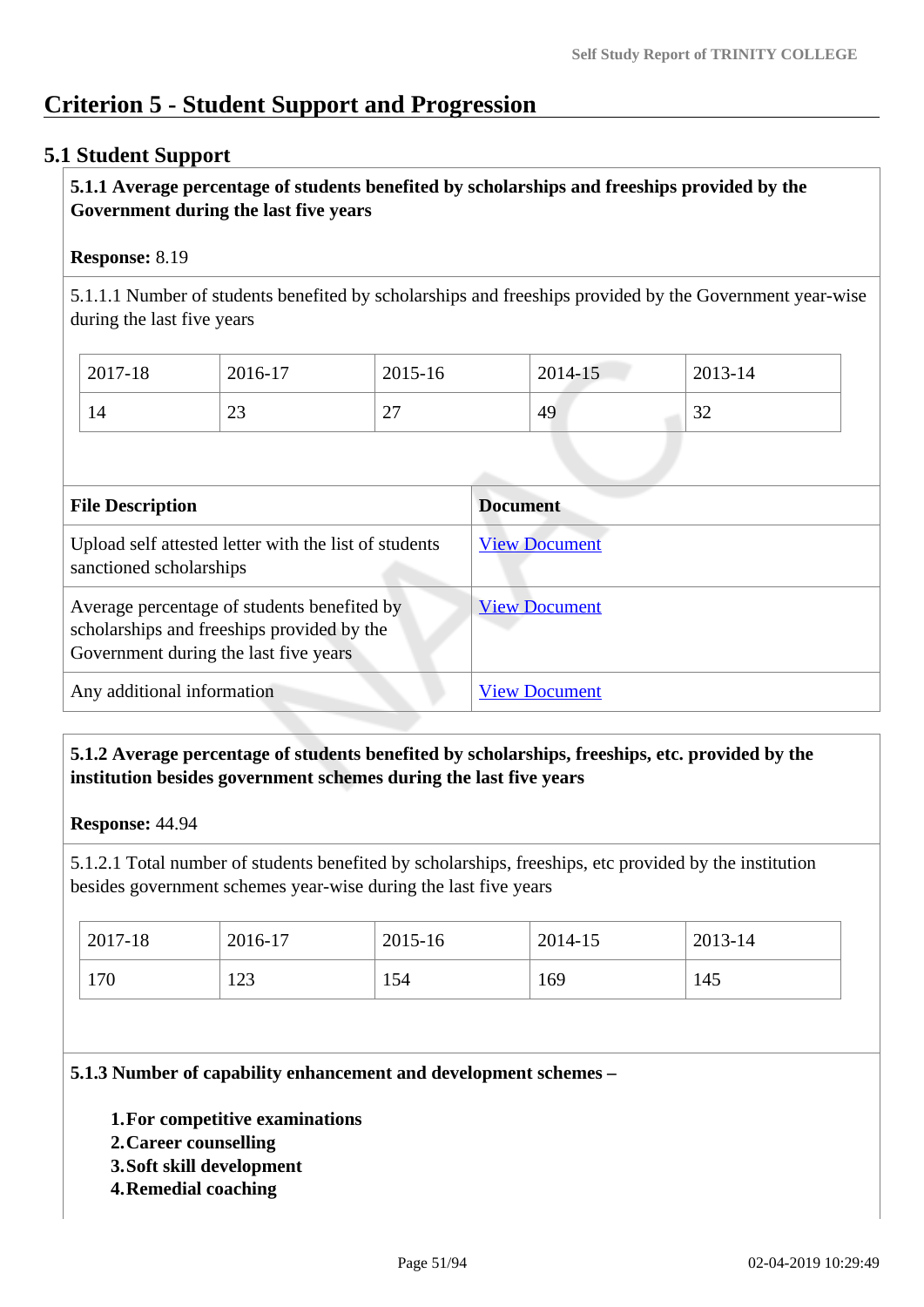# Criterion 5 - Student Support and Progression

## 5.1 Student Support

**5.1.1 Average percentage of students benefited by scholarships and freeships provided by the Government during the last five years**

**Response:** 8.19

5.1.1.1 Number of students benefited by scholarships and freeships provided by the Government year-wise during the last five years

| 2017-18 | 2016-17 | 2015-16 | 2014-15 | 2013-14 |
|---|---|---|---|---|
| 14 | 23 | 27 | 49 | 32 |

| File Description | Document |
|---|---|
| Upload self attested letter with the list of students sanctioned scholarships | View Document |
| Average percentage of students benefited by scholarships and freeships provided by the Government during the last five years | View Document |
| Any additional information | View Document |

**5.1.2 Average percentage of students benefited by scholarships, freeships, etc. provided by the institution besides government schemes during the last five years**

**Response:** 44.94

5.1.2.1 Total number of students benefited by scholarships, freeships, etc provided by the institution besides government schemes year-wise during the last five years

| 2017-18 | 2016-17 | 2015-16 | 2014-15 | 2013-14 |
|---|---|---|---|---|
| 170 | 123 | 154 | 169 | 145 |

**5.1.3 Number of capability enhancement and development schemes –**

1. **For competitive examinations**
2. **Career counselling**
3. **Soft skill development**
4. **Remedial coaching**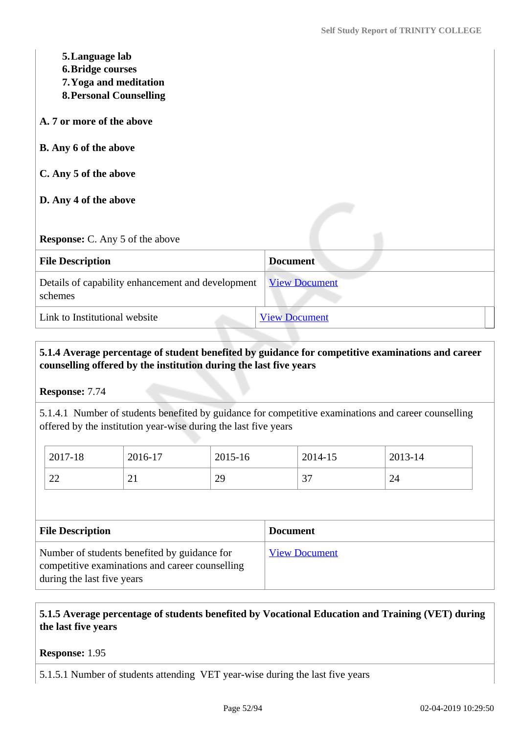5. **Language lab**
6. **Bridge courses**
7. **Yoga and meditation**
8. **Personal Counselling**

**A. 7 or more of the above**

**B. Any 6 of the above**

**C. Any 5 of the above**

**D. Any 4 of the above**

**Response:** C. Any 5 of the above

| File Description | Document |
|---|---|
| Details of capability enhancement and development schemes | View Document |
| Link to Institutional website | View Document |

**5.1.4 Average percentage of student benefited by guidance for competitive examinations and career counselling offered by the institution during the last five years**

**Response:** 7.74

5.1.4.1 Number of students benefited by guidance for competitive examinations and career counselling offered by the institution year-wise during the last five years

| 2017-18 | 2016-17 | 2015-16 | 2014-15 | 2013-14 |
|---|---|---|---|---|
| 22 | 21 | 29 | 37 | 24 |

| File Description | Document |
|---|---|
| Number of students benefited by guidance for competitive examinations and career counselling during the last five years | View Document |

**5.1.5 Average percentage of students benefited by Vocational Education and Training (VET) during the last five years**

**Response:** 1.95

5.1.5.1 Number of students attending VET year-wise during the last five years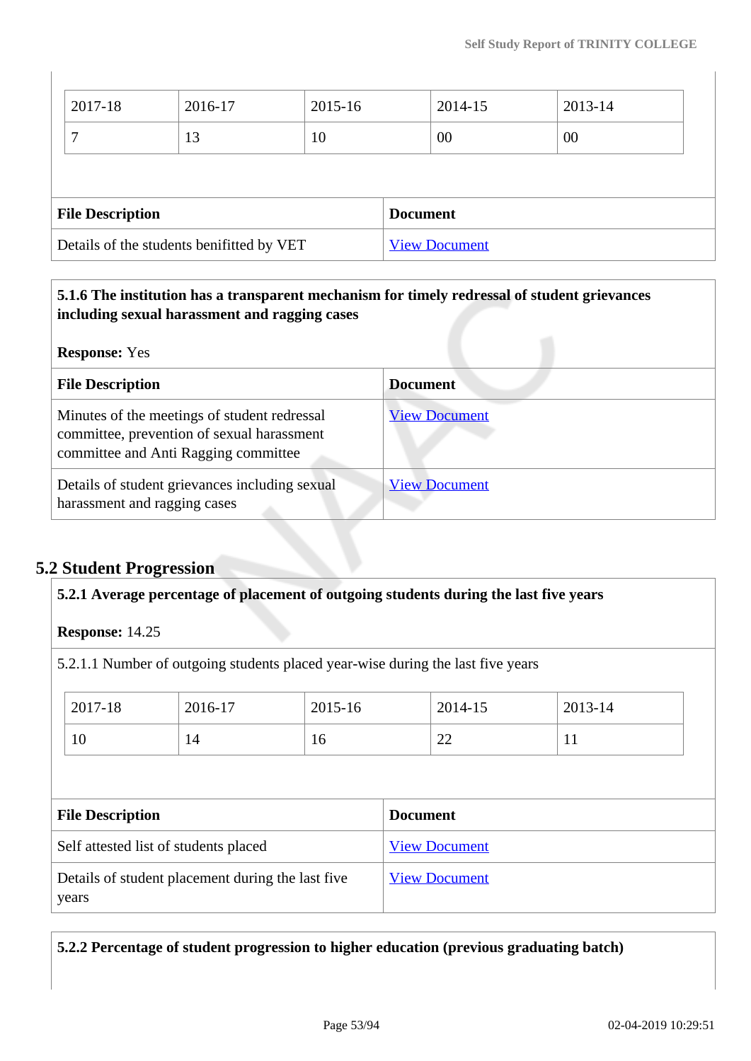| 2017-18 | 2016-17 | 2015-16 | 2014-15 | 2013-14 |
|---|---|---|---|---|
| 7 | 13 | 10 | 00 | 00 |

| File Description | Document |
|---|---|
| Details of the students benifitted by VET | View Document |

**5.1.6 The institution has a transparent mechanism for timely redressal of student grievances including sexual harassment and ragging cases**

**Response:** Yes

| File Description | Document |
|---|---|
| Minutes of the meetings of student redressal committee, prevention of sexual harassment committee and Anti Ragging committee | View Document |
| Details of student grievances including sexual harassment and ragging cases | View Document |

## 5.2 Student Progression

**5.2.1 Average percentage of placement of outgoing students during the last five years**

**Response:** 14.25

5.2.1.1 Number of outgoing students placed year-wise during the last five years

| 2017-18 | 2016-17 | 2015-16 | 2014-15 | 2013-14 |
|---|---|---|---|---|
| 10 | 14 | 16 | 22 | 11 |

| File Description | Document |
|---|---|
| Self attested list of students placed | View Document |
| Details of student placement during the last five years | View Document |

**5.2.2 Percentage of student progression to higher education (previous graduating batch)**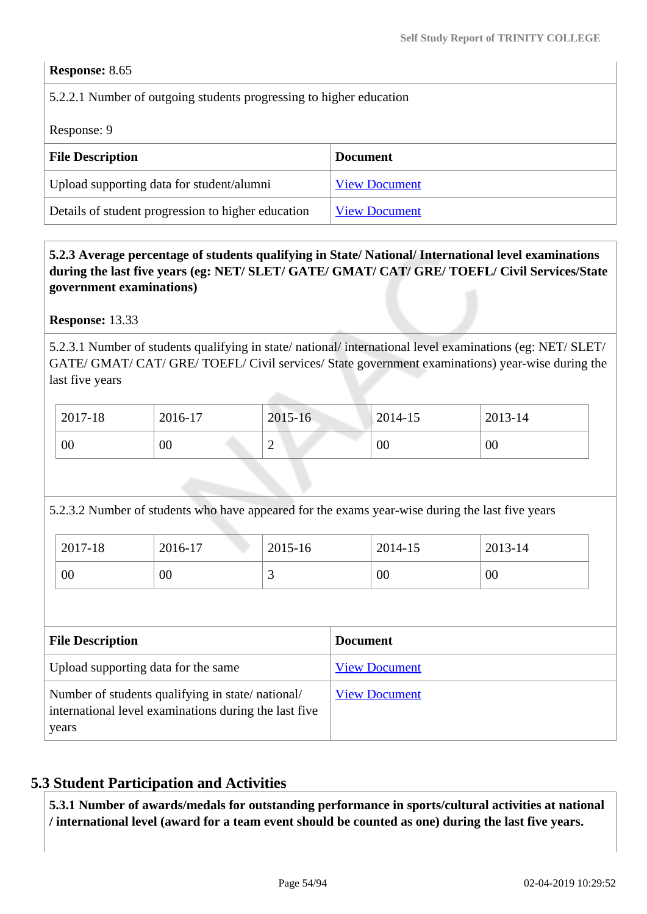**Response:** 8.65

5.2.2.1 Number of outgoing students progressing to higher education

Response: 9

| File Description | Document |
|---|---|
| Upload supporting data for student/alumni | View Document |
| Details of student progression to higher education | View Document |

**5.2.3 Average percentage of students qualifying in State/ National/ International level examinations during the last five years (eg: NET/ SLET/ GATE/ GMAT/ CAT/ GRE/ TOEFL/ Civil Services/State government examinations)**

**Response:** 13.33

5.2.3.1 Number of students qualifying in state/ national/ international level examinations (eg: NET/ SLET/ GATE/ GMAT/ CAT/ GRE/ TOEFL/ Civil services/ State government examinations) year-wise during the last five years

| 2017-18 | 2016-17 | 2015-16 | 2014-15 | 2013-14 |
|---|---|---|---|---|
| 00 | 00 | 2 | 00 | 00 |

5.2.3.2 Number of students who have appeared for the exams year-wise during the last five years

| 2017-18 | 2016-17 | 2015-16 | 2014-15 | 2013-14 |
|---|---|---|---|---|
| 00 | 00 | 3 | 00 | 00 |

| File Description | Document |
|---|---|
| Upload supporting data for the same | View Document |
| Number of students qualifying in state/ national/ international level examinations during the last five years | View Document |

## 5.3 Student Participation and Activities

**5.3.1 Number of awards/medals for outstanding performance in sports/cultural activities at national / international level (award for a team event should be counted as one) during the last five years.**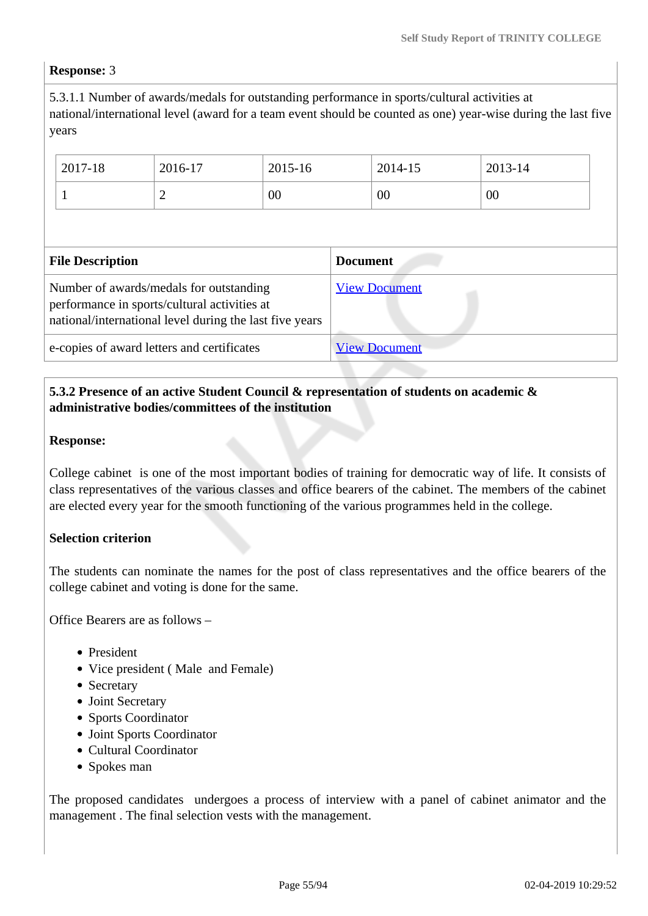**Response:** 3

5.3.1.1 Number of awards/medals for outstanding performance in sports/cultural activities at national/international level (award for a team event should be counted as one) year-wise during the last five years

| 2017-18 | 2016-17 | 2015-16 | 2014-15 | 2013-14 |
|---|---|---|---|---|
| 1 | 2 | 00 | 00 | 00 |

| File Description | Document |
|---|---|
| Number of awards/medals for outstanding performance in sports/cultural activities at national/international level during the last five years | View Document |
| e-copies of award letters and certificates | View Document |

**5.3.2 Presence of an active Student Council & representation of students on academic & administrative bodies/committees of the institution**

**Response:**

College cabinet is one of the most important bodies of training for democratic way of life. It consists of class representatives of the various classes and office bearers of the cabinet. The members of the cabinet are elected every year for the smooth functioning of the various programmes held in the college.

**Selection criterion**

The students can nominate the names for the post of class representatives and the office bearers of the college cabinet and voting is done for the same.

Office Bearers are as follows –

- President
- Vice president ( Male and Female)
- Secretary
- Joint Secretary
- Sports Coordinator
- Joint Sports Coordinator
- Cultural Coordinator
- Spokes man

The proposed candidates undergoes a process of interview with a panel of cabinet animator and the management . The final selection vests with the management.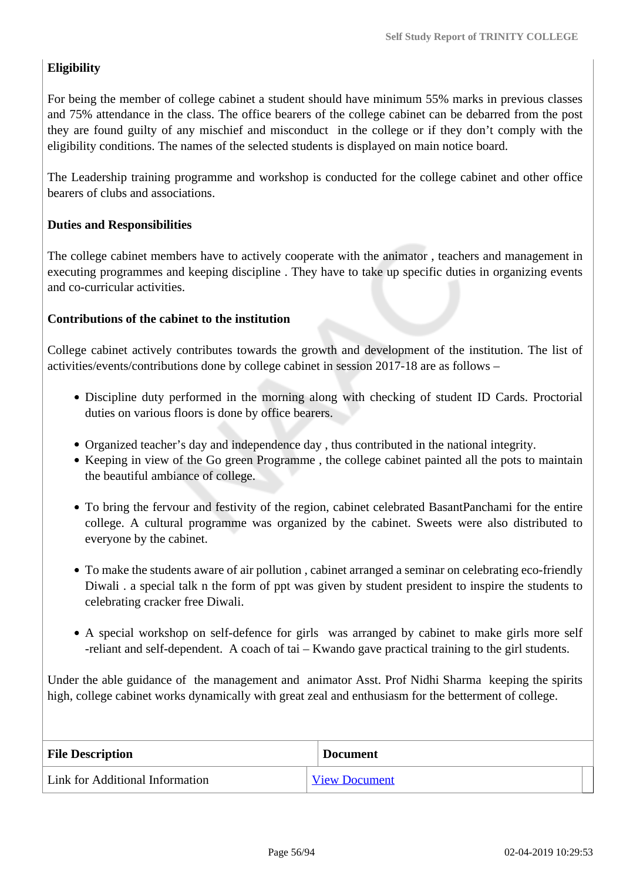**Eligibility**

For being the member of college cabinet a student should have minimum 55% marks in previous classes and 75% attendance in the class. The office bearers of the college cabinet can be debarred from the post they are found guilty of any mischief and misconduct in the college or if they don't comply with the eligibility conditions. The names of the selected students is displayed on main notice board.

The Leadership training programme and workshop is conducted for the college cabinet and other office bearers of clubs and associations.

**Duties and Responsibilities**

The college cabinet members have to actively cooperate with the animator , teachers and management in executing programmes and keeping discipline . They have to take up specific duties in organizing events and co-curricular activities.

**Contributions of the cabinet to the institution**

College cabinet actively contributes towards the growth and development of the institution. The list of activities/events/contributions done by college cabinet in session 2017-18 are as follows –

- Discipline duty performed in the morning along with checking of student ID Cards. Proctorial duties on various floors is done by office bearers.
- Organized teacher's day and independence day , thus contributed in the national integrity.
- Keeping in view of the Go green Programme , the college cabinet painted all the pots to maintain the beautiful ambiance of college.
- To bring the fervour and festivity of the region, cabinet celebrated BasantPanchami for the entire college. A cultural programme was organized by the cabinet. Sweets were also distributed to everyone by the cabinet.
- To make the students aware of air pollution , cabinet arranged a seminar on celebrating eco-friendly Diwali . a special talk n the form of ppt was given by student president to inspire the students to celebrating cracker free Diwali.
- A special workshop on self-defence for girls was arranged by cabinet to make girls more self -reliant and self-dependent. A coach of tai – Kwando gave practical training to the girl students.

Under the able guidance of the management and animator Asst. Prof Nidhi Sharma keeping the spirits high, college cabinet works dynamically with great zeal and enthusiasm for the betterment of college.

| File Description | Document |
|---|---|
| Link for Additional Information | View Document |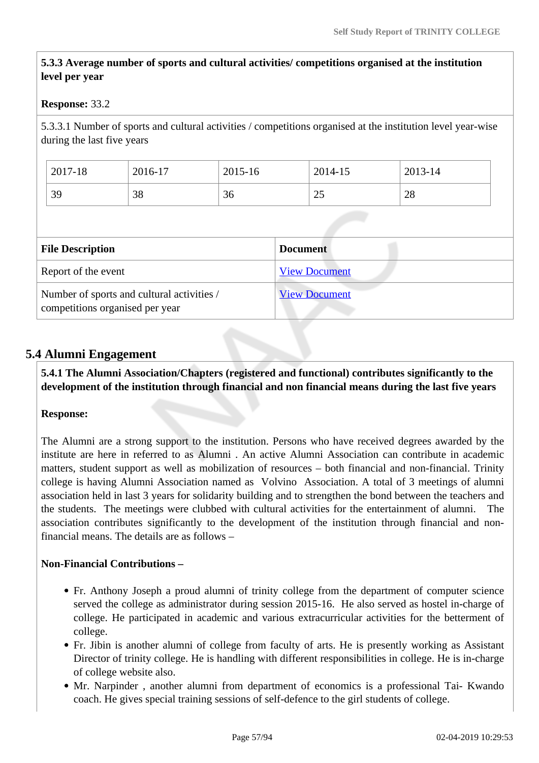**5.3.3 Average number of sports and cultural activities/ competitions organised at the institution level per year**

**Response:** 33.2

5.3.3.1 Number of sports and cultural activities / competitions organised at the institution level year-wise during the last five years

| 2017-18 | 2016-17 | 2015-16 | 2014-15 | 2013-14 |
|---|---|---|---|---|
| 39 | 38 | 36 | 25 | 28 |

| File Description | Document |
|---|---|
| Report of the event | View Document |
| Number of sports and cultural activities / competitions organised per year | View Document |

## 5.4 Alumni Engagement

**5.4.1 The Alumni Association/Chapters (registered and functional) contributes significantly to the development of the institution through financial and non financial means during the last five years**

**Response:**

The Alumni are a strong support to the institution. Persons who have received degrees awarded by the institute are here in referred to as Alumni . An active Alumni Association can contribute in academic matters, student support as well as mobilization of resources – both financial and non-financial. Trinity college is having Alumni Association named as Volvino Association. A total of 3 meetings of alumni association held in last 3 years for solidarity building and to strengthen the bond between the teachers and the students. The meetings were clubbed with cultural activities for the entertainment of alumni. The association contributes significantly to the development of the institution through financial and non-financial means. The details are as follows –

**Non-Financial Contributions –**

- Fr. Anthony Joseph a proud alumni of trinity college from the department of computer science served the college as administrator during session 2015-16. He also served as hostel in-charge of college. He participated in academic and various extracurricular activities for the betterment of college.
- Fr. Jibin is another alumni of college from faculty of arts. He is presently working as Assistant Director of trinity college. He is handling with different responsibilities in college. He is in-charge of college website also.
- Mr. Narpinder , another alumni from department of economics is a professional Tai- Kwando coach. He gives special training sessions of self-defence to the girl students of college.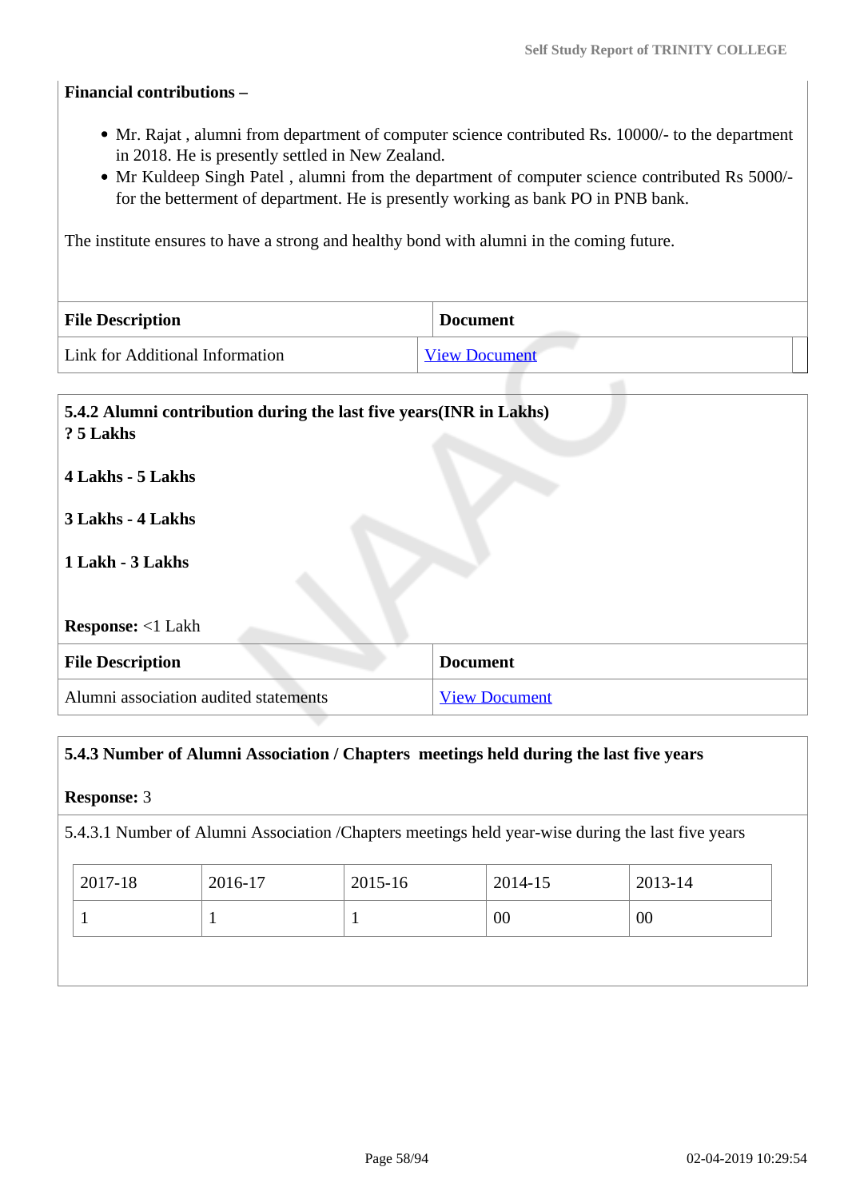**Financial contributions –**

- Mr. Rajat , alumni from department of computer science contributed Rs. 10000/- to the department in 2018. He is presently settled in New Zealand.
- Mr Kuldeep Singh Patel , alumni from the department of computer science contributed Rs 5000/- for the betterment of department. He is presently working as bank PO in PNB bank.

The institute ensures to have a strong and healthy bond with alumni in the coming future.

| File Description | Document |
|---|---|
| Link for Additional Information | View Document |

**5.4.2 Alumni contribution during the last five years(INR in Lakhs)**
**? 5 Lakhs**

**4 Lakhs - 5 Lakhs**

**3 Lakhs - 4 Lakhs**

**1 Lakh - 3 Lakhs**

**Response:** <1 Lakh

| File Description | Document |
|---|---|
| Alumni association audited statements | View Document |

**5.4.3 Number of Alumni Association / Chapters meetings held during the last five years**

**Response:** 3

5.4.3.1 Number of Alumni Association /Chapters meetings held year-wise during the last five years

| 2017-18 | 2016-17 | 2015-16 | 2014-15 | 2013-14 |
|---|---|---|---|---|
| 1 | 1 | 1 | 00 | 00 |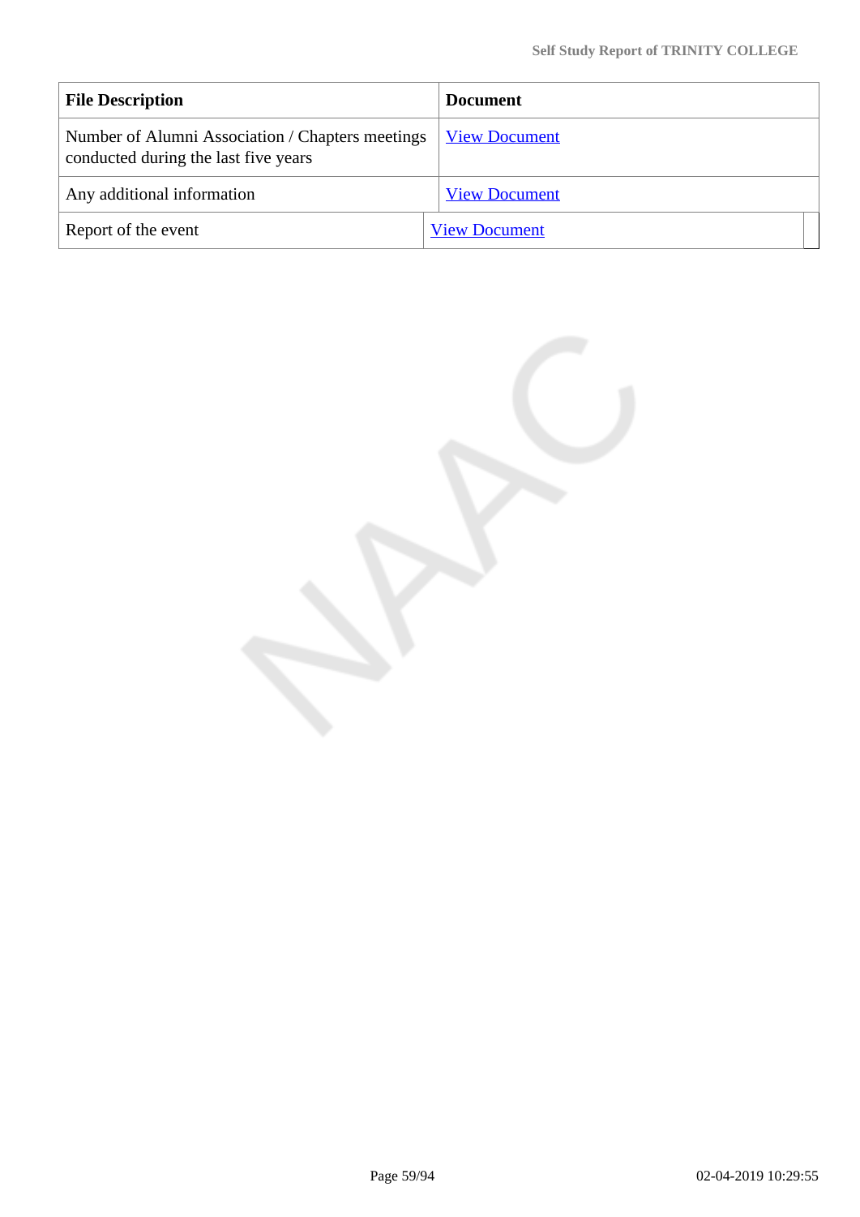| File Description | Document |
|---|---|
| Number of Alumni Association / Chapters meetings conducted during the last five years | View Document |
| Any additional information | View Document |
| Report of the event | View Document |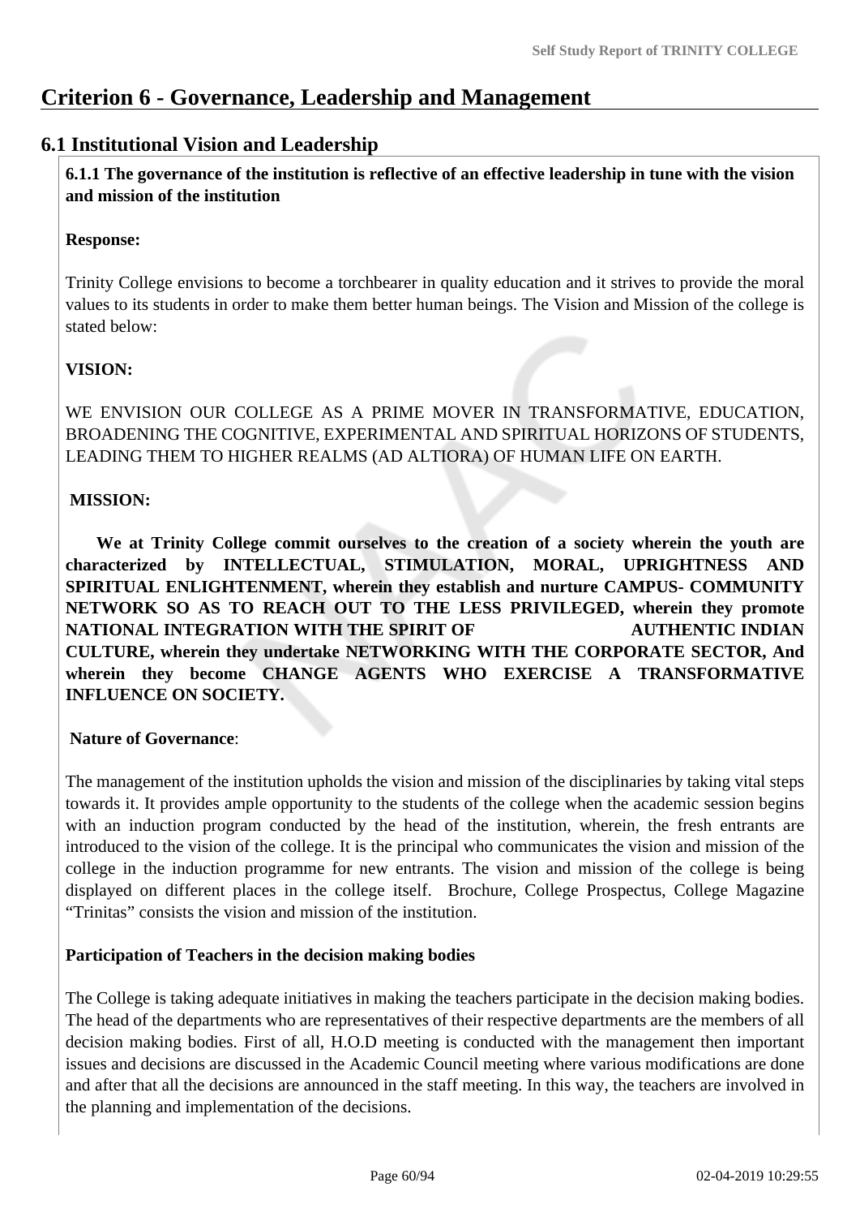# Criterion 6 - Governance, Leadership and Management

## 6.1 Institutional Vision and Leadership

**6.1.1 The governance of the institution is reflective of an effective leadership in tune with the vision and mission of the institution**

**Response:**

Trinity College envisions to become a torchbearer in quality education and it strives to provide the moral values to its students in order to make them better human beings. The Vision and Mission of the college is stated below:

**VISION:**

WE ENVISION OUR COLLEGE AS A PRIME MOVER IN TRANSFORMATIVE, EDUCATION, BROADENING THE COGNITIVE, EXPERIMENTAL AND SPIRITUAL HORIZONS OF STUDENTS, LEADING THEM TO HIGHER REALMS (AD ALTIORA) OF HUMAN LIFE ON EARTH.

**MISSION:**

**We at Trinity College commit ourselves to the creation of a society wherein the youth are characterized by INTELLECTUAL, STIMULATION, MORAL, UPRIGHTNESS AND SPIRITUAL ENLIGHTENMENT, wherein they establish and nurture CAMPUS- COMMUNITY NETWORK SO AS TO REACH OUT TO THE LESS PRIVILEGED, wherein they promote NATIONAL INTEGRATION WITH THE SPIRIT OF AUTHENTIC INDIAN CULTURE, wherein they undertake NETWORKING WITH THE CORPORATE SECTOR, And wherein they become CHANGE AGENTS WHO EXERCISE A TRANSFORMATIVE INFLUENCE ON SOCIETY.**

**Nature of Governance**:

The management of the institution upholds the vision and mission of the disciplinaries by taking vital steps towards it. It provides ample opportunity to the students of the college when the academic session begins with an induction program conducted by the head of the institution, wherein, the fresh entrants are introduced to the vision of the college. It is the principal who communicates the vision and mission of the college in the induction programme for new entrants. The vision and mission of the college is being displayed on different places in the college itself. Brochure, College Prospectus, College Magazine "Trinitas" consists the vision and mission of the institution.

**Participation of Teachers in the decision making bodies**

The College is taking adequate initiatives in making the teachers participate in the decision making bodies. The head of the departments who are representatives of their respective departments are the members of all decision making bodies. First of all, H.O.D meeting is conducted with the management then important issues and decisions are discussed in the Academic Council meeting where various modifications are done and after that all the decisions are announced in the staff meeting. In this way, the teachers are involved in the planning and implementation of the decisions.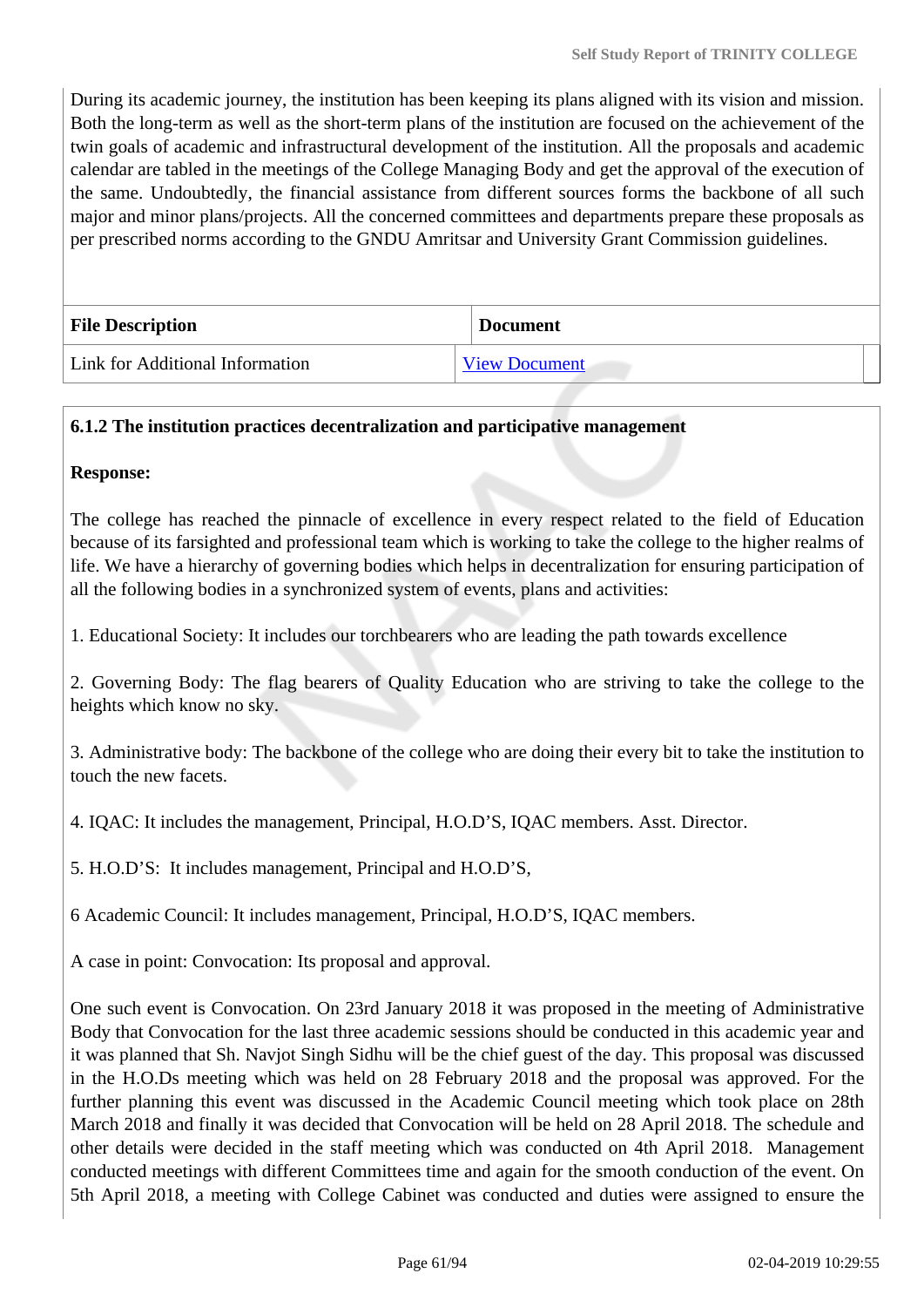During its academic journey, the institution has been keeping its plans aligned with its vision and mission. Both the long-term as well as the short-term plans of the institution are focused on the achievement of the twin goals of academic and infrastructural development of the institution. All the proposals and academic calendar are tabled in the meetings of the College Managing Body and get the approval of the execution of the same. Undoubtedly, the financial assistance from different sources forms the backbone of all such major and minor plans/projects. All the concerned committees and departments prepare these proposals as per prescribed norms according to the GNDU Amritsar and University Grant Commission guidelines.

| File Description | Document |
|---|---|
| Link for Additional Information | View Document |

**6.1.2 The institution practices decentralization and participative management**

**Response:**

The college has reached the pinnacle of excellence in every respect related to the field of Education because of its farsighted and professional team which is working to take the college to the higher realms of life. We have a hierarchy of governing bodies which helps in decentralization for ensuring participation of all the following bodies in a synchronized system of events, plans and activities:

1. Educational Society: It includes our torchbearers who are leading the path towards excellence

2. Governing Body: The flag bearers of Quality Education who are striving to take the college to the heights which know no sky.

3. Administrative body: The backbone of the college who are doing their every bit to take the institution to touch the new facets.

4. IQAC: It includes the management, Principal, H.O.D'S, IQAC members. Asst. Director.

5. H.O.D'S: It includes management, Principal and H.O.D'S,

6 Academic Council: It includes management, Principal, H.O.D'S, IQAC members.

A case in point: Convocation: Its proposal and approval.

One such event is Convocation. On 23rd January 2018 it was proposed in the meeting of Administrative Body that Convocation for the last three academic sessions should be conducted in this academic year and it was planned that Sh. Navjot Singh Sidhu will be the chief guest of the day. This proposal was discussed in the H.O.Ds meeting which was held on 28 February 2018 and the proposal was approved. For the further planning this event was discussed in the Academic Council meeting which took place on 28th March 2018 and finally it was decided that Convocation will be held on 28 April 2018. The schedule and other details were decided in the staff meeting which was conducted on 4th April 2018. Management conducted meetings with different Committees time and again for the smooth conduction of the event. On 5th April 2018, a meeting with College Cabinet was conducted and duties were assigned to ensure the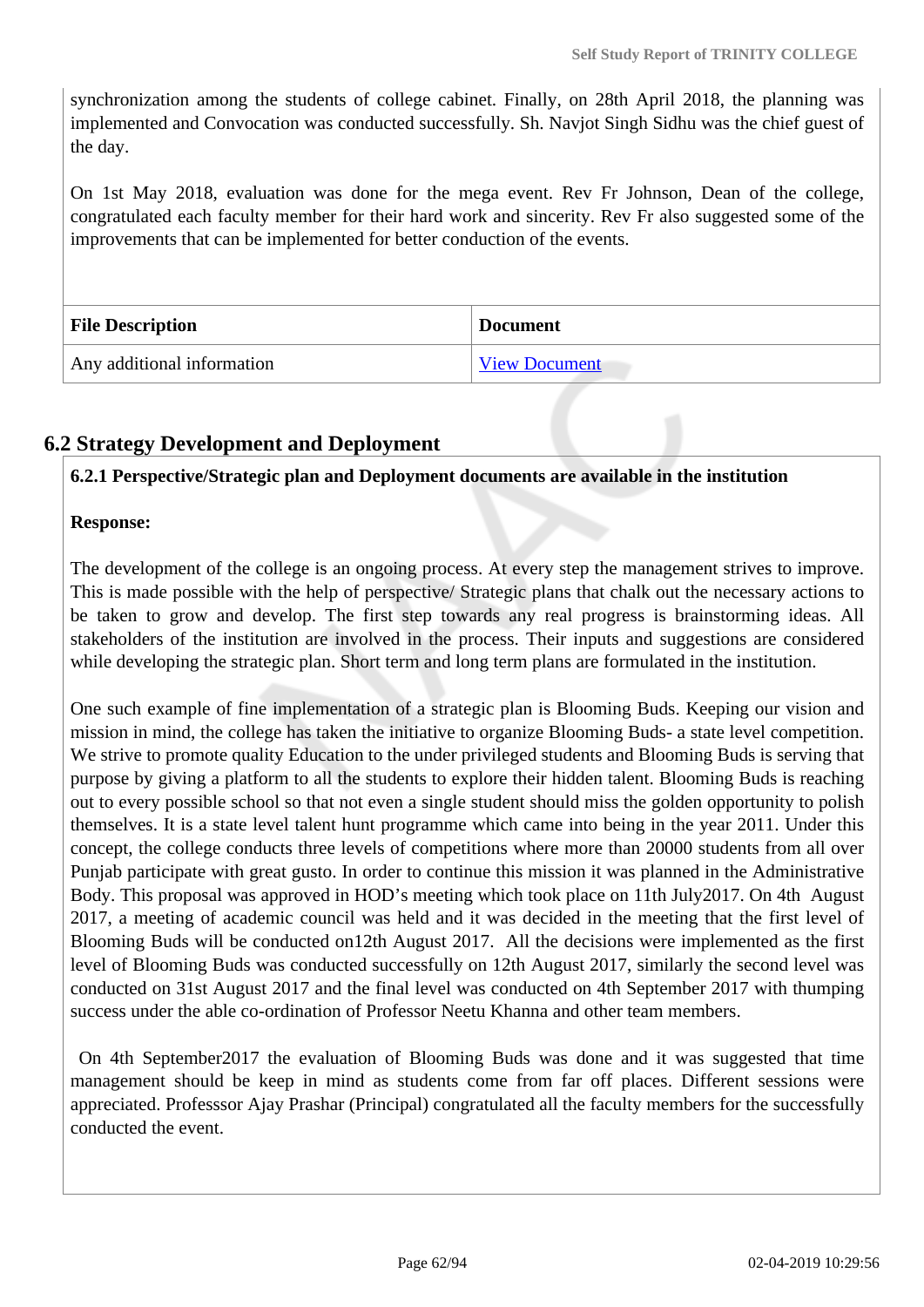synchronization among the students of college cabinet. Finally, on 28th April 2018, the planning was implemented and Convocation was conducted successfully. Sh. Navjot Singh Sidhu was the chief guest of the day.

On 1st May 2018, evaluation was done for the mega event. Rev Fr Johnson, Dean of the college, congratulated each faculty member for their hard work and sincerity. Rev Fr also suggested some of the improvements that can be implemented for better conduction of the events.

| File Description | Document |
| --- | --- |
| Any additional information | View Document |

## 6.2 Strategy Development and Deployment

**6.2.1 Perspective/Strategic plan and Deployment documents are available in the institution**

**Response:**

The development of the college is an ongoing process. At every step the management strives to improve. This is made possible with the help of perspective/ Strategic plans that chalk out the necessary actions to be taken to grow and develop. The first step towards any real progress is brainstorming ideas. All stakeholders of the institution are involved in the process. Their inputs and suggestions are considered while developing the strategic plan. Short term and long term plans are formulated in the institution.

One such example of fine implementation of a strategic plan is Blooming Buds. Keeping our vision and mission in mind, the college has taken the initiative to organize Blooming Buds- a state level competition. We strive to promote quality Education to the under privileged students and Blooming Buds is serving that purpose by giving a platform to all the students to explore their hidden talent. Blooming Buds is reaching out to every possible school so that not even a single student should miss the golden opportunity to polish themselves. It is a state level talent hunt programme which came into being in the year 2011. Under this concept, the college conducts three levels of competitions where more than 20000 students from all over Punjab participate with great gusto. In order to continue this mission it was planned in the Administrative Body. This proposal was approved in HOD's meeting which took place on 11th July2017. On 4th August 2017, a meeting of academic council was held and it was decided in the meeting that the first level of Blooming Buds will be conducted on12th August 2017. All the decisions were implemented as the first level of Blooming Buds was conducted successfully on 12th August 2017, similarly the second level was conducted on 31st August 2017 and the final level was conducted on 4th September 2017 with thumping success under the able co-ordination of Professor Neetu Khanna and other team members.

On 4th September2017 the evaluation of Blooming Buds was done and it was suggested that time management should be keep in mind as students come from far off places. Different sessions were appreciated. Professsor Ajay Prashar (Principal) congratulated all the faculty members for the successfully conducted the event.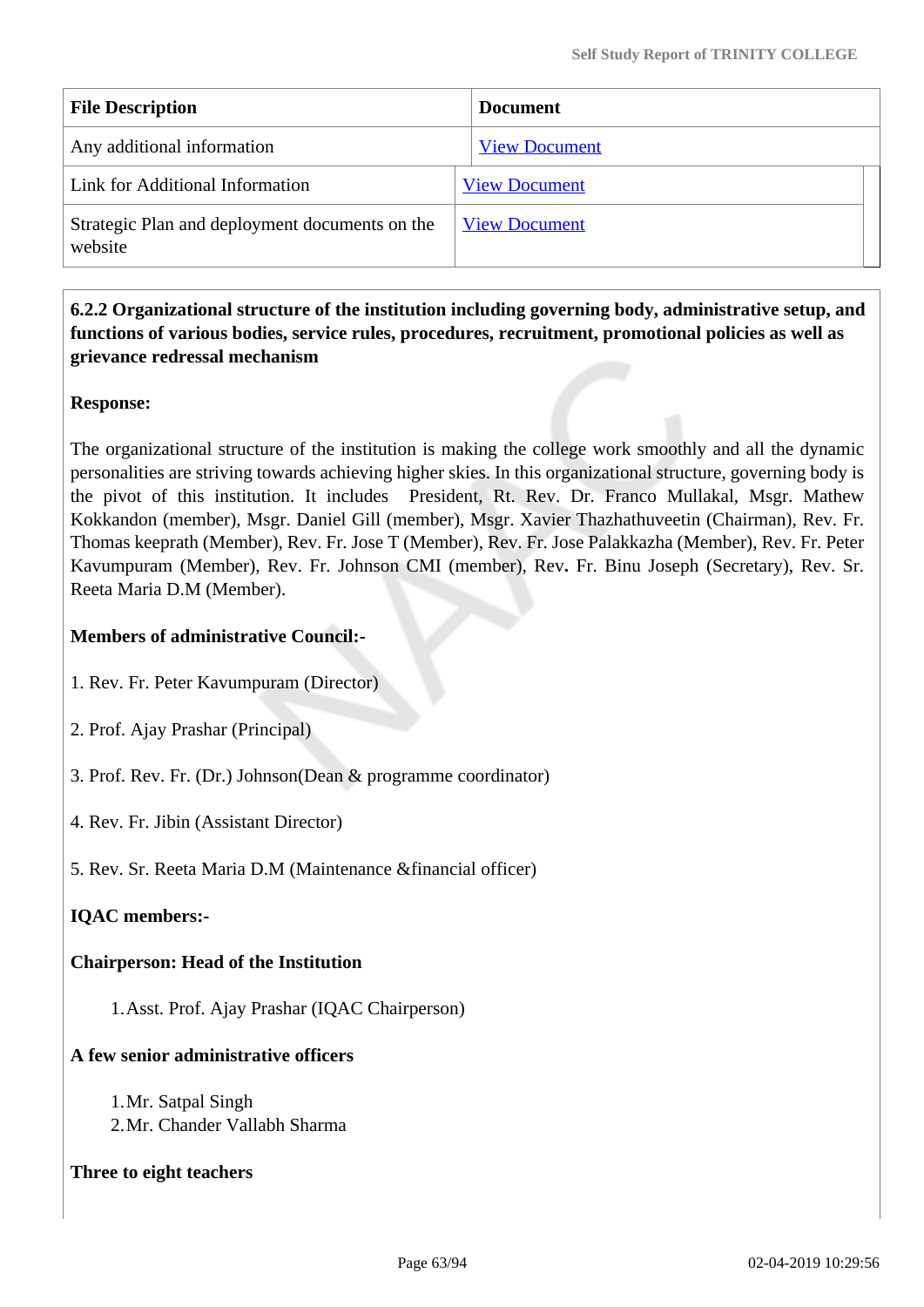| File Description | Document |
|---|---|
| Any additional information | View Document |
| Link for Additional Information | View Document |
| Strategic Plan and deployment documents on the website | View Document |

**6.2.2 Organizational structure of the institution including governing body, administrative setup, and functions of various bodies, service rules, procedures, recruitment, promotional policies as well as grievance redressal mechanism**

**Response:**

The organizational structure of the institution is making the college work smoothly and all the dynamic personalities are striving towards achieving higher skies. In this organizational structure, governing body is the pivot of this institution. It includes President, Rt. Rev. Dr. Franco Mullakal, Msgr. Mathew Kokkandon (member), Msgr. Daniel Gill (member), Msgr. Xavier Thazhathuveetin (Chairman), Rev. Fr. Thomas keeprath (Member), Rev. Fr. Jose T (Member), Rev. Fr. Jose Palakkazha (Member), Rev. Fr. Peter Kavumpuram (Member), Rev. Fr. Johnson CMI (member), Rev. Fr. Binu Joseph (Secretary), Rev. Sr. Reeta Maria D.M (Member).

**Members of administrative Council:-**

1. Rev. Fr. Peter Kavumpuram (Director)

2. Prof. Ajay Prashar (Principal)

3. Prof. Rev. Fr. (Dr.) Johnson(Dean & programme coordinator)

4. Rev. Fr. Jibin (Assistant Director)

5. Rev. Sr. Reeta Maria D.M (Maintenance &financial officer)

**IQAC members:-**

**Chairperson: Head of the Institution**

1. Asst. Prof. Ajay Prashar (IQAC Chairperson)

**A few senior administrative officers**

1. Mr. Satpal Singh
2. Mr. Chander Vallabh Sharma

**Three to eight teachers**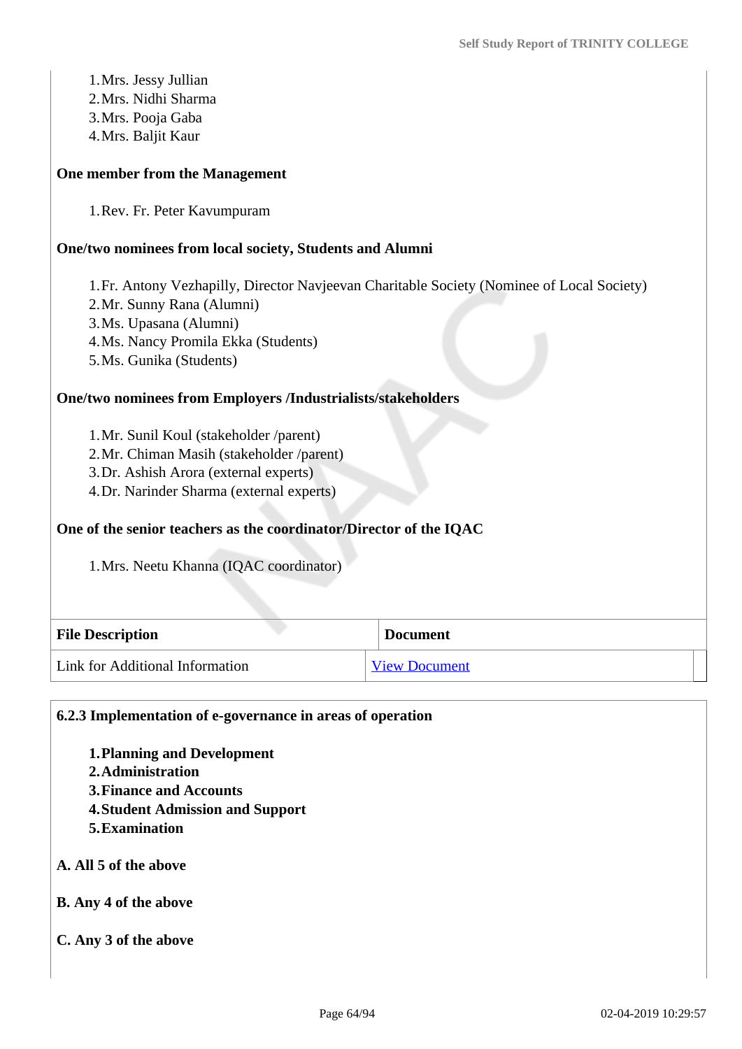1. Mrs. Jessy Jullian
2. Mrs. Nidhi Sharma
3. Mrs. Pooja Gaba
4. Mrs. Baljit Kaur

**One member from the Management**

1. Rev. Fr. Peter Kavumpuram

**One/two nominees from local society, Students and Alumni**

1. Fr. Antony Vezhapilly, Director Navjeevan Charitable Society (Nominee of Local Society)
2. Mr. Sunny Rana (Alumni)
3. Ms. Upasana (Alumni)
4. Ms. Nancy Promila Ekka (Students)
5. Ms. Gunika (Students)

**One/two nominees from Employers /Industrialists/stakeholders**

1. Mr. Sunil Koul (stakeholder /parent)
2. Mr. Chiman Masih (stakeholder /parent)
3. Dr. Ashish Arora (external experts)
4. Dr. Narinder Sharma (external experts)

**One of the senior teachers as the coordinator/Director of the IQAC**

1. Mrs. Neetu Khanna (IQAC coordinator)

| File Description | Document |
|---|---|
| Link for Additional Information | View Document |

**6.2.3 Implementation of e-governance in areas of operation**

1. **Planning and Development**
2. **Administration**
3. **Finance and Accounts**
4. **Student Admission and Support**
5. **Examination**

**A. All 5 of the above**

**B. Any 4 of the above**

**C. Any 3 of the above**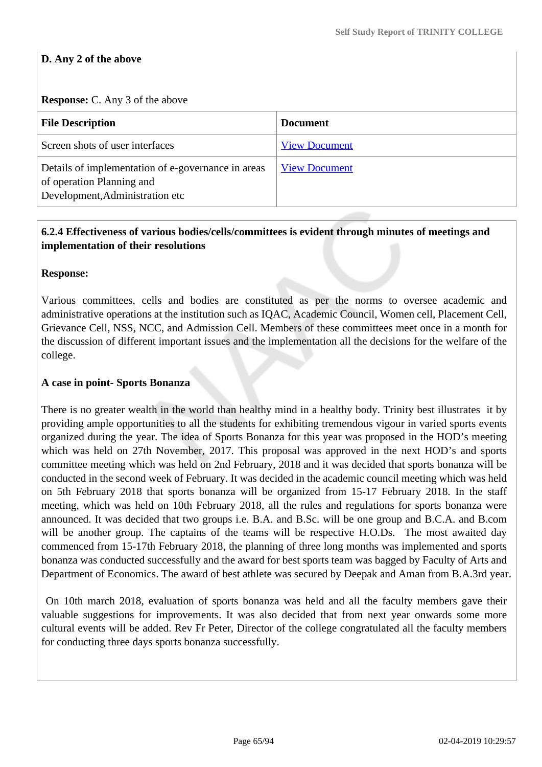**D. Any 2 of the above**

**Response:** C. Any 3 of the above

| File Description | Document |
| --- | --- |
| Screen shots of user interfaces | View Document |
| Details of implementation of e-governance in areas of operation Planning and Development,Administration etc | View Document |

**6.2.4 Effectiveness of various bodies/cells/committees is evident through minutes of meetings and implementation of their resolutions**

**Response:**

Various committees, cells and bodies are constituted as per the norms to oversee academic and administrative operations at the institution such as IQAC, Academic Council, Women cell, Placement Cell, Grievance Cell, NSS, NCC, and Admission Cell. Members of these committees meet once in a month for the discussion of different important issues and the implementation all the decisions for the welfare of the college.

**A case in point- Sports Bonanza**

There is no greater wealth in the world than healthy mind in a healthy body. Trinity best illustrates it by providing ample opportunities to all the students for exhibiting tremendous vigour in varied sports events organized during the year. The idea of Sports Bonanza for this year was proposed in the HOD's meeting which was held on 27th November, 2017. This proposal was approved in the next HOD's and sports committee meeting which was held on 2nd February, 2018 and it was decided that sports bonanza will be conducted in the second week of February. It was decided in the academic council meeting which was held on 5th February 2018 that sports bonanza will be organized from 15-17 February 2018. In the staff meeting, which was held on 10th February 2018, all the rules and regulations for sports bonanza were announced. It was decided that two groups i.e. B.A. and B.Sc. will be one group and B.C.A. and B.com will be another group. The captains of the teams will be respective H.O.Ds. The most awaited day commenced from 15-17th February 2018, the planning of three long months was implemented and sports bonanza was conducted successfully and the award for best sports team was bagged by Faculty of Arts and Department of Economics. The award of best athlete was secured by Deepak and Aman from B.A.3rd year.

On 10th march 2018, evaluation of sports bonanza was held and all the faculty members gave their valuable suggestions for improvements. It was also decided that from next year onwards some more cultural events will be added. Rev Fr Peter, Director of the college congratulated all the faculty members for conducting three days sports bonanza successfully.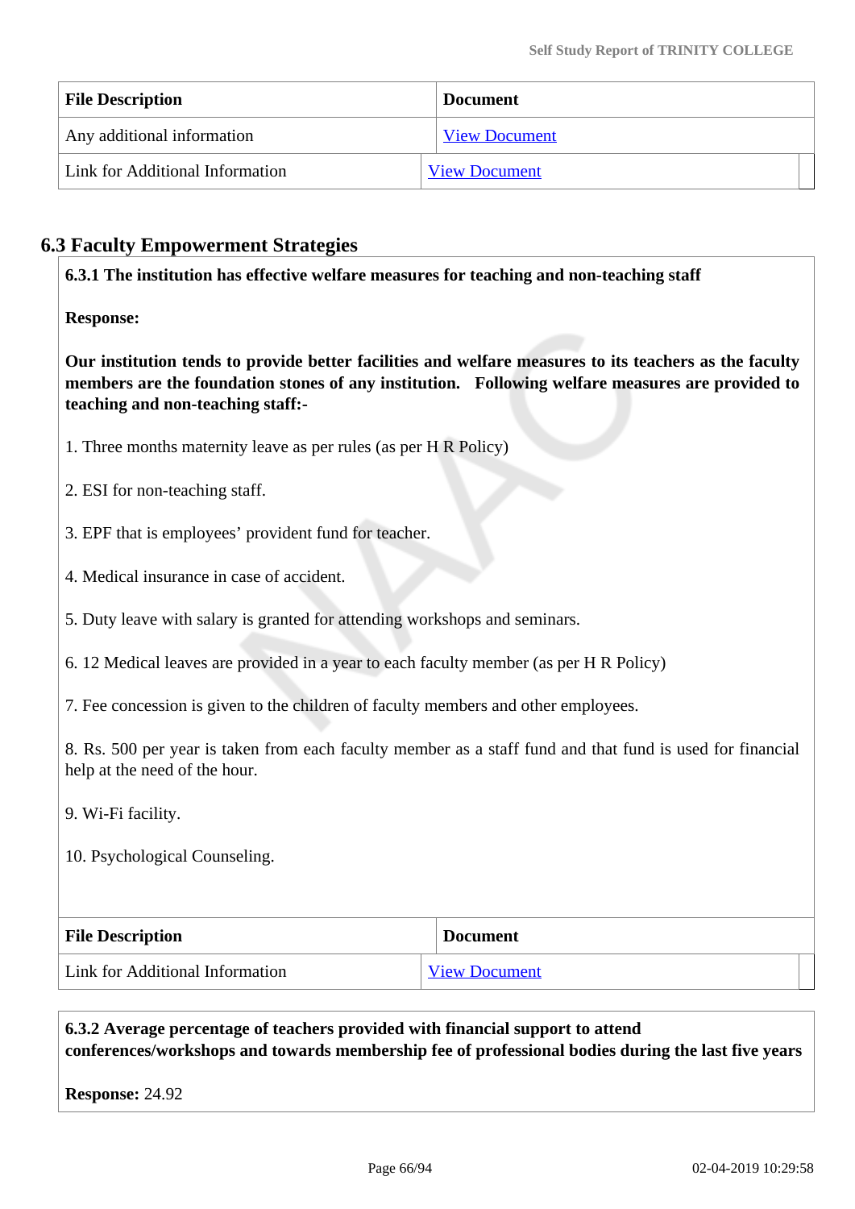| File Description | Document |
|---|---|
| Any additional information | View Document |
| Link for Additional Information | View Document |

## 6.3 Faculty Empowerment Strategies

**6.3.1 The institution has effective welfare measures for teaching and non-teaching staff**

**Response:**

**Our institution tends to provide better facilities and welfare measures to its teachers as the faculty members are the foundation stones of any institution. Following welfare measures are provided to teaching and non-teaching staff:-**

1. Three months maternity leave as per rules (as per H R Policy)

2. ESI for non-teaching staff.

3. EPF that is employees' provident fund for teacher.

4. Medical insurance in case of accident.

5. Duty leave with salary is granted for attending workshops and seminars.

6. 12 Medical leaves are provided in a year to each faculty member (as per H R Policy)

7. Fee concession is given to the children of faculty members and other employees.

8. Rs. 500 per year is taken from each faculty member as a staff fund and that fund is used for financial help at the need of the hour.

9. Wi-Fi facility.

10. Psychological Counseling.

| File Description | Document |
|---|---|
| Link for Additional Information | View Document |

**6.3.2 Average percentage of teachers provided with financial support to attend conferences/workshops and towards membership fee of professional bodies during the last five years**

**Response:** 24.92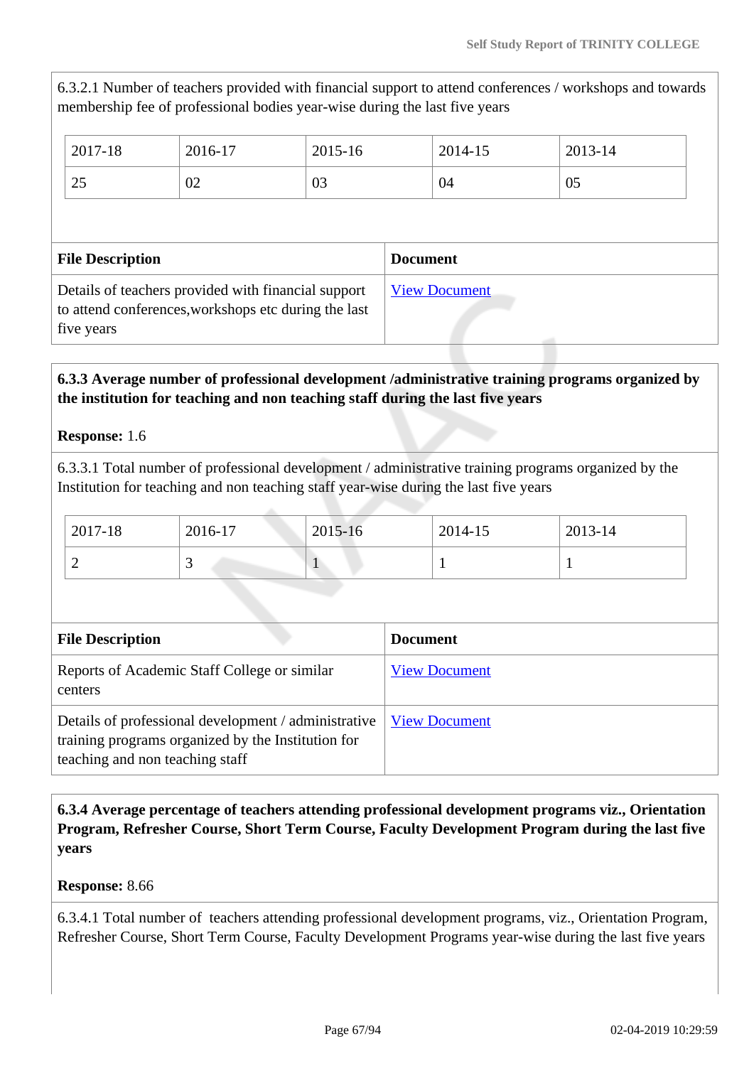6.3.2.1 Number of teachers provided with financial support to attend conferences / workshops and towards membership fee of professional bodies year-wise during the last five years

| 2017-18 | 2016-17 | 2015-16 | 2014-15 | 2013-14 |
|---|---|---|---|---|
| 25 | 02 | 03 | 04 | 05 |

| File Description | Document |
|---|---|
| Details of teachers provided with financial support to attend conferences,workshops etc during the last five years | View Document |

**6.3.3 Average number of professional development /administrative training programs organized by the institution for teaching and non teaching staff during the last five years**

**Response:** 1.6

6.3.3.1 Total number of professional development / administrative training programs organized by the Institution for teaching and non teaching staff year-wise during the last five years

| 2017-18 | 2016-17 | 2015-16 | 2014-15 | 2013-14 |
|---|---|---|---|---|
| 2 | 3 | 1 | 1 | 1 |

| File Description | Document |
|---|---|
| Reports of Academic Staff College or similar centers | View Document |
| Details of professional development / administrative training programs organized by the Institution for teaching and non teaching staff | View Document |

**6.3.4 Average percentage of teachers attending professional development programs viz., Orientation Program, Refresher Course, Short Term Course, Faculty Development Program during the last five years**

**Response:** 8.66

6.3.4.1 Total number of teachers attending professional development programs, viz., Orientation Program, Refresher Course, Short Term Course, Faculty Development Programs year-wise during the last five years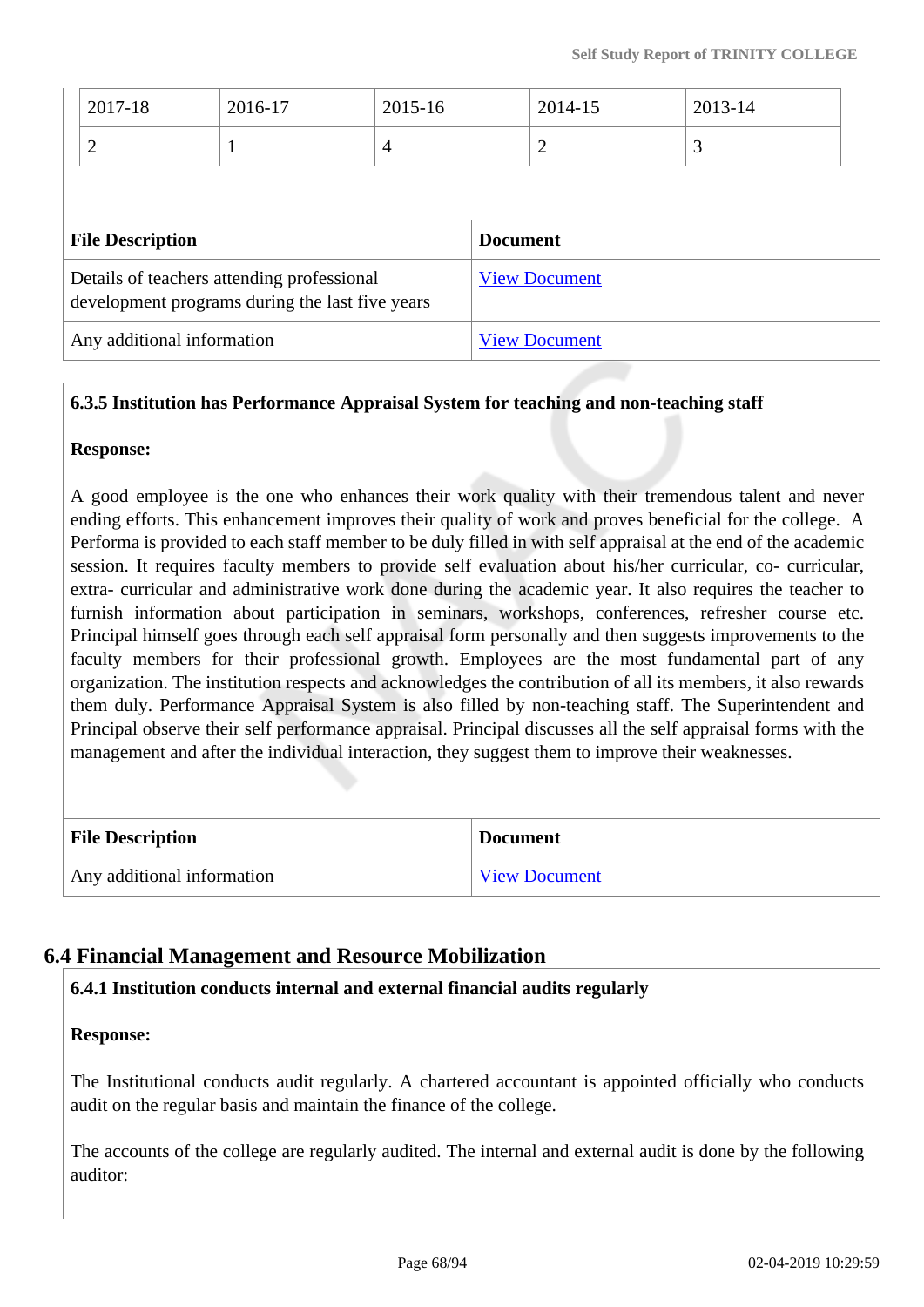| 2017-18 | 2016-17 | 2015-16 | 2014-15 | 2013-14 |
|---|---|---|---|---|
| 2 | 1 | 4 | 2 | 3 |

| File Description | Document |
|---|---|
| Details of teachers attending professional development programs during the last five years | View Document |
| Any additional information | View Document |

**6.3.5 Institution has Performance Appraisal System for teaching and non-teaching staff**

**Response:**

A good employee is the one who enhances their work quality with their tremendous talent and never ending efforts. This enhancement improves their quality of work and proves beneficial for the college. A Performa is provided to each staff member to be duly filled in with self appraisal at the end of the academic session. It requires faculty members to provide self evaluation about his/her curricular, co- curricular, extra- curricular and administrative work done during the academic year. It also requires the teacher to furnish information about participation in seminars, workshops, conferences, refresher course etc. Principal himself goes through each self appraisal form personally and then suggests improvements to the faculty members for their professional growth. Employees are the most fundamental part of any organization. The institution respects and acknowledges the contribution of all its members, it also rewards them duly. Performance Appraisal System is also filled by non-teaching staff. The Superintendent and Principal observe their self performance appraisal. Principal discusses all the self appraisal forms with the management and after the individual interaction, they suggest them to improve their weaknesses.

| File Description | Document |
|---|---|
| Any additional information | View Document |

## 6.4 Financial Management and Resource Mobilization

**6.4.1 Institution conducts internal and external financial audits regularly**

**Response:**

The Institutional conducts audit regularly. A chartered accountant is appointed officially who conducts audit on the regular basis and maintain the finance of the college.

The accounts of the college are regularly audited. The internal and external audit is done by the following auditor: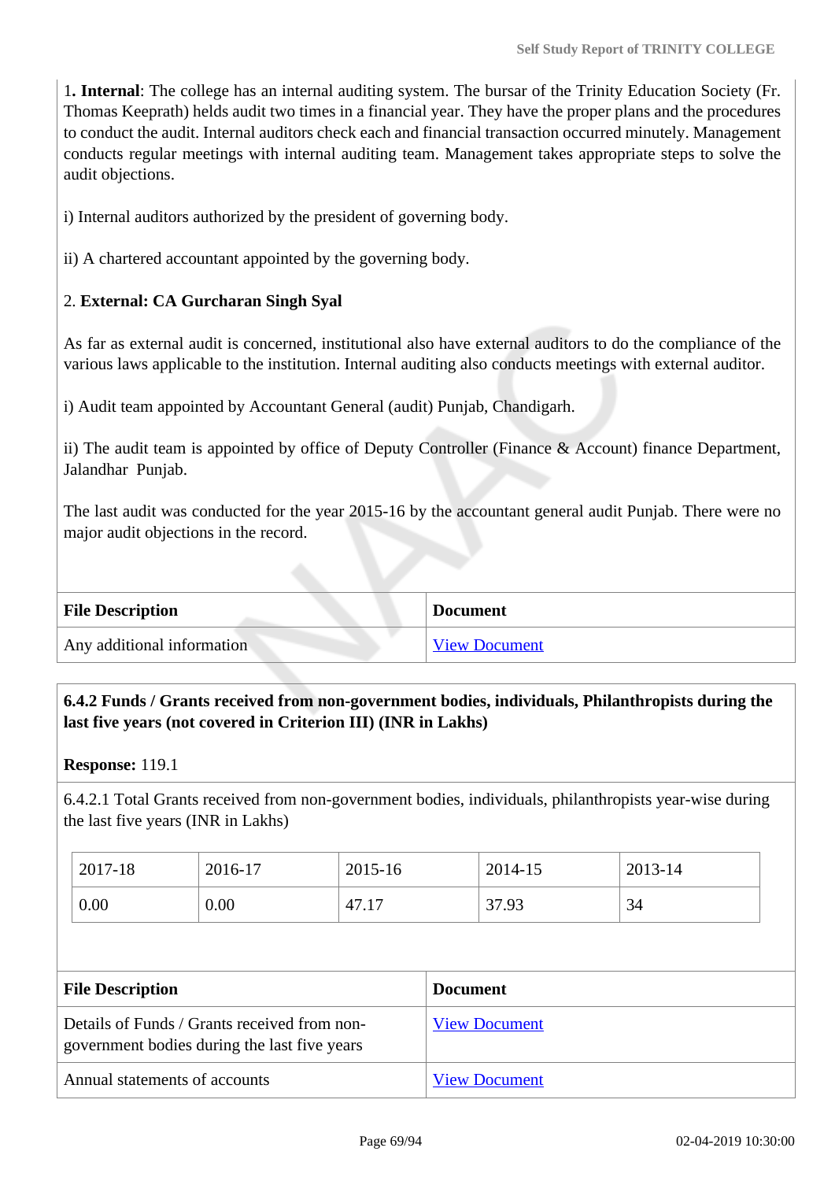1**. Internal**: The college has an internal auditing system. The bursar of the Trinity Education Society (Fr. Thomas Keeprath) helds audit two times in a financial year. They have the proper plans and the procedures to conduct the audit. Internal auditors check each and financial transaction occurred minutely. Management conducts regular meetings with internal auditing team. Management takes appropriate steps to solve the audit objections.

i) Internal auditors authorized by the president of governing body.

ii) A chartered accountant appointed by the governing body.

2. **External: CA Gurcharan Singh Syal**

As far as external audit is concerned, institutional also have external auditors to do the compliance of the various laws applicable to the institution. Internal auditing also conducts meetings with external auditor.

i) Audit team appointed by Accountant General (audit) Punjab, Chandigarh.

ii) The audit team is appointed by office of Deputy Controller (Finance & Account) finance Department, Jalandhar Punjab.

The last audit was conducted for the year 2015-16 by the accountant general audit Punjab. There were no major audit objections in the record.

| File Description | Document |
|---|---|
| Any additional information | View Document |

**6.4.2 Funds / Grants received from non-government bodies, individuals, Philanthropists during the last five years (not covered in Criterion III) (INR in Lakhs)**

**Response:** 119.1

6.4.2.1 Total Grants received from non-government bodies, individuals, philanthropists year-wise during the last five years (INR in Lakhs)

| 2017-18 | 2016-17 | 2015-16 | 2014-15 | 2013-14 |
|---|---|---|---|---|
| 0.00 | 0.00 | 47.17 | 37.93 | 34 |

| File Description | Document |
|---|---|
| Details of Funds / Grants received from non-government bodies during the last five years | View Document |
| Annual statements of accounts | View Document |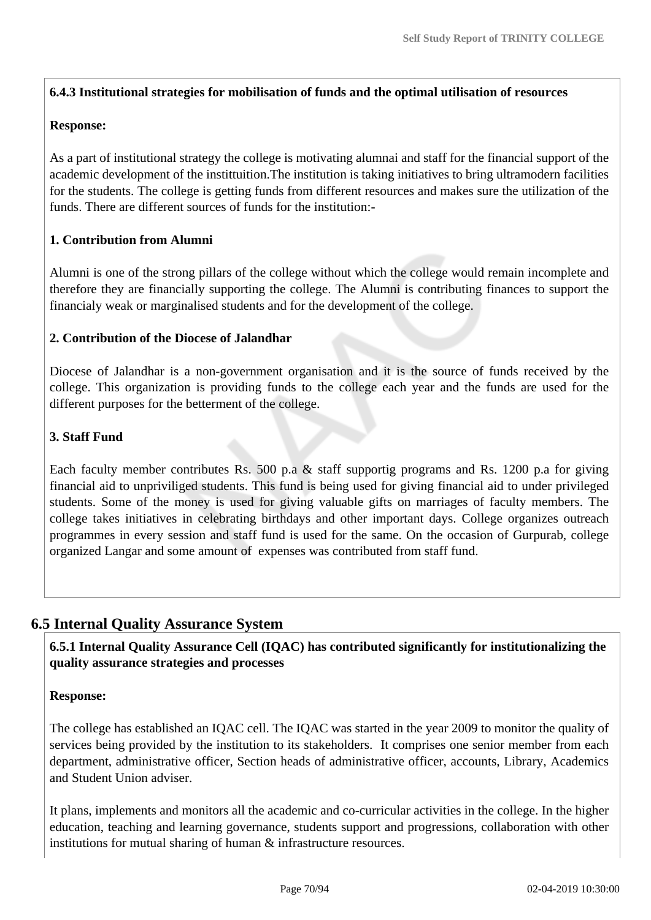**6.4.3 Institutional strategies for mobilisation of funds and the optimal utilisation of resources**

**Response:**

As a part of institutional strategy the college is motivating alumnai and staff for the financial support of the academic development of the instittuition.The institution is taking initiatives to bring ultramodern facilities for the students. The college is getting funds from different resources and makes sure the utilization of the funds. There are different sources of funds for the institution:-

**1. Contribution from Alumni**

Alumni is one of the strong pillars of the college without which the college would remain incomplete and therefore they are financially supporting the college. The Alumni is contributing finances to support the financialy weak or marginalised students and for the development of the college.

**2. Contribution of the Diocese of Jalandhar**

Diocese of Jalandhar is a non-government organisation and it is the source of funds received by the college. This organization is providing funds to the college each year and the funds are used for the different purposes for the betterment of the college.

**3. Staff Fund**

Each faculty member contributes Rs. 500 p.a & staff supportig programs and Rs. 1200 p.a for giving financial aid to unpriviliged students. This fund is being used for giving financial aid to under privileged students. Some of the money is used for giving valuable gifts on marriages of faculty members. The college takes initiatives in celebrating birthdays and other important days. College organizes outreach programmes in every session and staff fund is used for the same. On the occasion of Gurpurab, college organized Langar and some amount of expenses was contributed from staff fund.

## 6.5 Internal Quality Assurance System

**6.5.1 Internal Quality Assurance Cell (IQAC) has contributed significantly for institutionalizing the quality assurance strategies and processes**

**Response:**

The college has established an IQAC cell. The IQAC was started in the year 2009 to monitor the quality of services being provided by the institution to its stakeholders. It comprises one senior member from each department, administrative officer, Section heads of administrative officer, accounts, Library, Academics and Student Union adviser.

It plans, implements and monitors all the academic and co-curricular activities in the college. In the higher education, teaching and learning governance, students support and progressions, collaboration with other institutions for mutual sharing of human & infrastructure resources.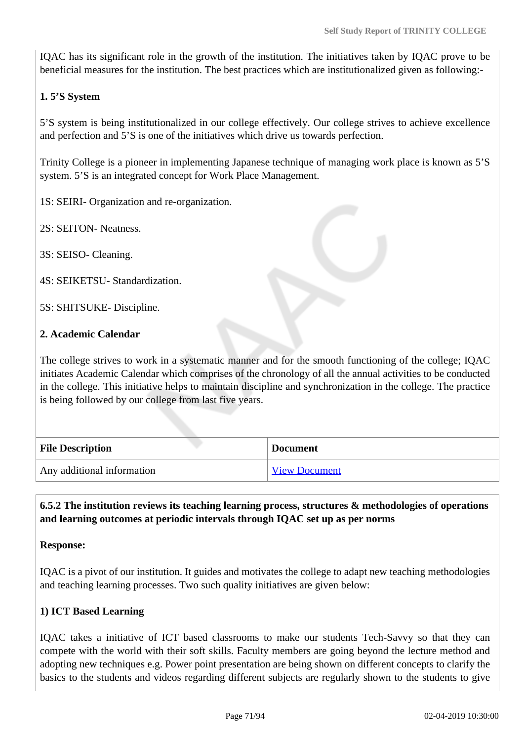IQAC has its significant role in the growth of the institution. The initiatives taken by IQAC prove to be beneficial measures for the institution. The best practices which are institutionalized given as following:-

**1. 5'S System**

5'S system is being institutionalized in our college effectively. Our college strives to achieve excellence and perfection and 5'S is one of the initiatives which drive us towards perfection.

Trinity College is a pioneer in implementing Japanese technique of managing work place is known as 5'S system. 5'S is an integrated concept for Work Place Management.

1S: SEIRI- Organization and re-organization.

2S: SEITON- Neatness.

3S: SEISO- Cleaning.

4S: SEIKETSU- Standardization.

5S: SHITSUKE- Discipline.

**2. Academic Calendar**

The college strives to work in a systematic manner and for the smooth functioning of the college; IQAC initiates Academic Calendar which comprises of the chronology of all the annual activities to be conducted in the college. This initiative helps to maintain discipline and synchronization in the college. The practice is being followed by our college from last five years.

| File Description | Document |
|---|---|
| Any additional information | View Document |

**6.5.2 The institution reviews its teaching learning process, structures & methodologies of operations and learning outcomes at periodic intervals through IQAC set up as per norms**

**Response:**

IQAC is a pivot of our institution. It guides and motivates the college to adapt new teaching methodologies and teaching learning processes. Two such quality initiatives are given below:

**1) ICT Based Learning**

IQAC takes a initiative of ICT based classrooms to make our students Tech-Savvy so that they can compete with the world with their soft skills. Faculty members are going beyond the lecture method and adopting new techniques e.g. Power point presentation are being shown on different concepts to clarify the basics to the students and videos regarding different subjects are regularly shown to the students to give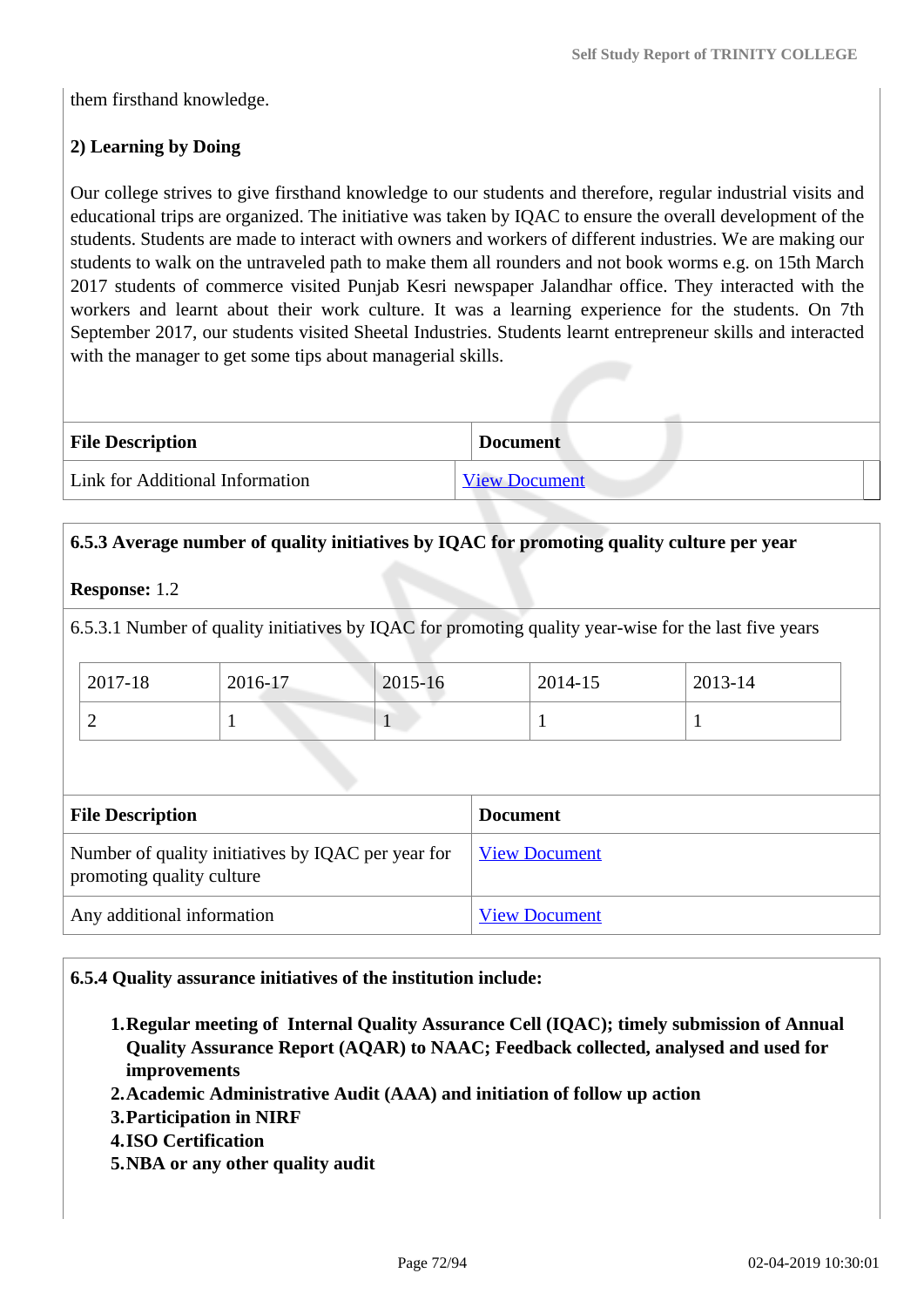them firsthand knowledge.

**2) Learning by Doing**

Our college strives to give firsthand knowledge to our students and therefore, regular industrial visits and educational trips are organized. The initiative was taken by IQAC to ensure the overall development of the students. Students are made to interact with owners and workers of different industries. We are making our students to walk on the untraveled path to make them all rounders and not book worms e.g. on 15th March 2017 students of commerce visited Punjab Kesri newspaper Jalandhar office. They interacted with the workers and learnt about their work culture. It was a learning experience for the students. On 7th September 2017, our students visited Sheetal Industries. Students learnt entrepreneur skills and interacted with the manager to get some tips about managerial skills.

| File Description | Document |
|---|---|
| Link for Additional Information | View Document |

**6.5.3 Average number of quality initiatives by IQAC for promoting quality culture per year**

**Response:** 1.2

6.5.3.1 Number of quality initiatives by IQAC for promoting quality year-wise for the last five years

| 2017-18 | 2016-17 | 2015-16 | 2014-15 | 2013-14 |
|---|---|---|---|---|
| 2 | 1 | 1 | 1 | 1 |

| File Description | Document |
|---|---|
| Number of quality initiatives by IQAC per year for promoting quality culture | View Document |
| Any additional information | View Document |

**6.5.4 Quality assurance initiatives of the institution include:**

1. **Regular meeting of Internal Quality Assurance Cell (IQAC); timely submission of Annual Quality Assurance Report (AQAR) to NAAC; Feedback collected, analysed and used for improvements**
2. **Academic Administrative Audit (AAA) and initiation of follow up action**
3. **Participation in NIRF**
4. **ISO Certification**
5. **NBA or any other quality audit**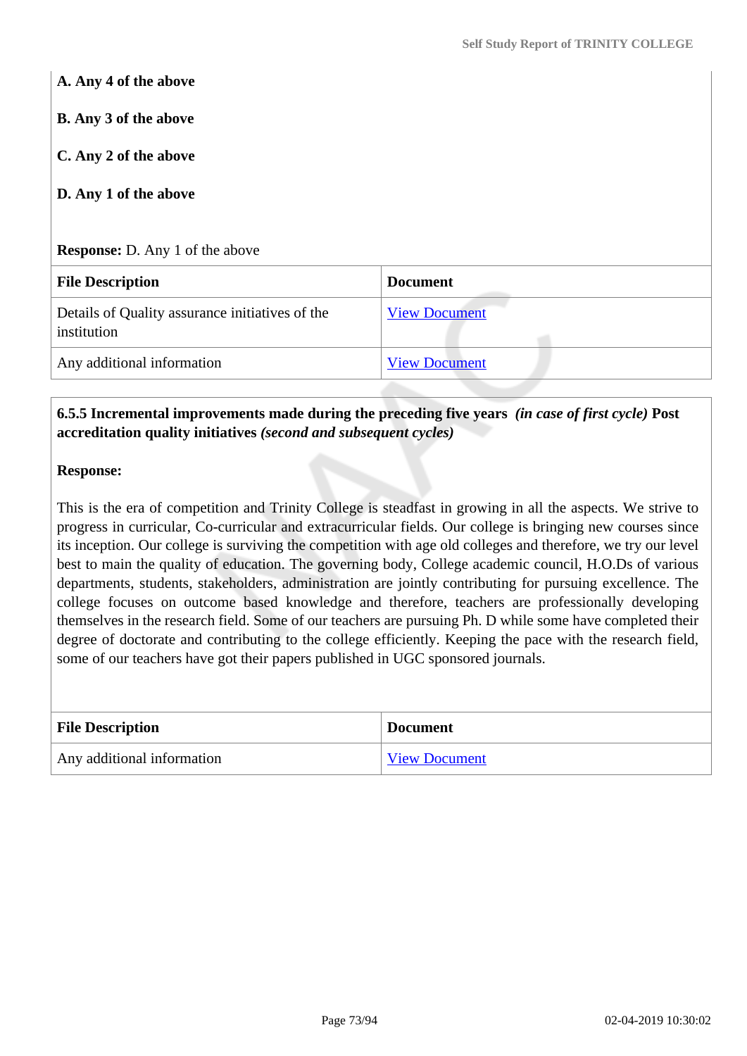**A. Any 4 of the above**

**B. Any 3 of the above**

**C. Any 2 of the above**

**D. Any 1 of the above**

**Response:** D. Any 1 of the above

| File Description | Document |
| --- | --- |
| Details of Quality assurance initiatives of the institution | View Document |
| Any additional information | View Document |

**6.5.5 Incremental improvements made during the preceding five years** ***(in case of first cycle)*** **Post accreditation quality initiatives** ***(second and subsequent cycles)***

**Response:**

This is the era of competition and Trinity College is steadfast in growing in all the aspects. We strive to progress in curricular, Co-curricular and extracurricular fields. Our college is bringing new courses since its inception. Our college is surviving the competition with age old colleges and therefore, we try our level best to main the quality of education. The governing body, College academic council, H.O.Ds of various departments, students, stakeholders, administration are jointly contributing for pursuing excellence. The college focuses on outcome based knowledge and therefore, teachers are professionally developing themselves in the research field. Some of our teachers are pursuing Ph. D while some have completed their degree of doctorate and contributing to the college efficiently. Keeping the pace with the research field, some of our teachers have got their papers published in UGC sponsored journals.

| File Description | Document |
| --- | --- |
| Any additional information | View Document |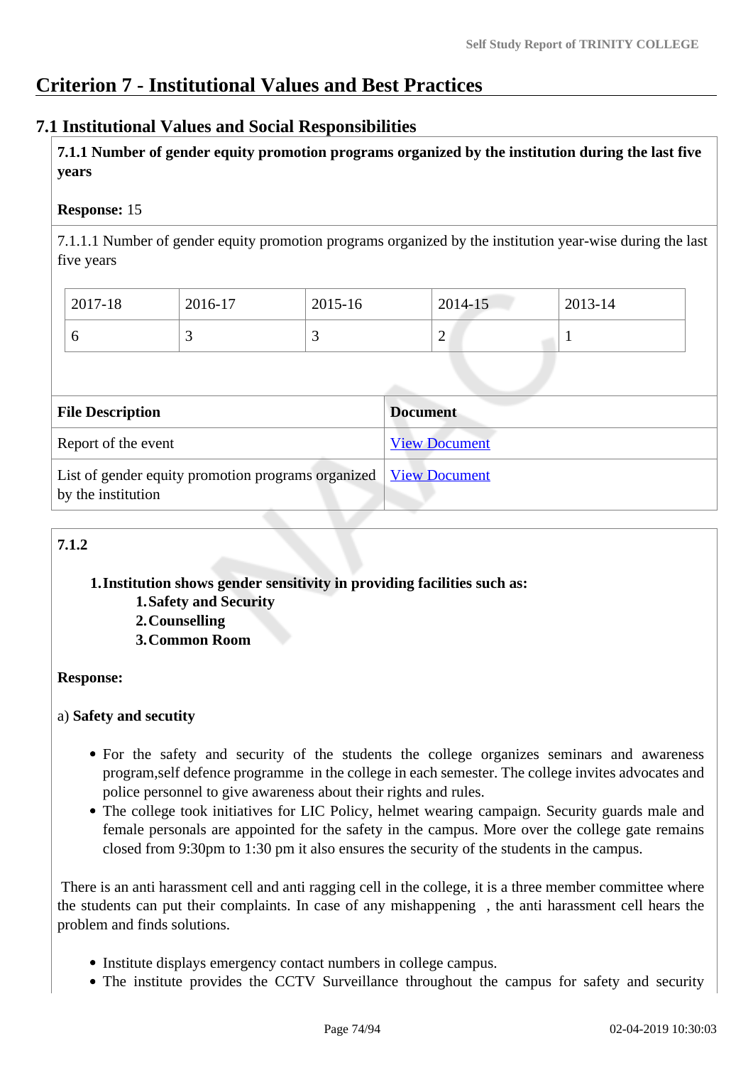# Criterion 7 - Institutional Values and Best Practices

## 7.1 Institutional Values and Social Responsibilities

**7.1.1 Number of gender equity promotion programs organized by the institution during the last five years**

**Response:** 15

7.1.1.1 Number of gender equity promotion programs organized by the institution year-wise during the last five years

| 2017-18 | 2016-17 | 2015-16 | 2014-15 | 2013-14 |
|---|---|---|---|---|
| 6 | 3 | 3 | 2 | 1 |

| File Description | Document |
|---|---|
| Report of the event | View Document |
| List of gender equity promotion programs organized by the institution | View Document |

**7.1.2**

1. **Institution shows gender sensitivity in providing facilities such as:**
    1. **Safety and Security**
    2. **Counselling**
    3. **Common Room**

**Response:**

a) **Safety and secuity**

- For the safety and security of the students the college organizes seminars and awareness program,self defence programme in the college in each semester. The college invites advocates and police personnel to give awareness about their rights and rules.
- The college took initiatives for LIC Policy, helmet wearing campaign. Security guards male and female personals are appointed for the safety in the campus. More over the college gate remains closed from 9:30pm to 1:30 pm it also ensures the security of the students in the campus.

There is an anti harassment cell and anti ragging cell in the college, it is a three member committee where the students can put their complaints. In case of any mishappening , the anti harassment cell hears the problem and finds solutions.

- Institute displays emergency contact numbers in college campus.
- The institute provides the CCTV Surveillance throughout the campus for safety and security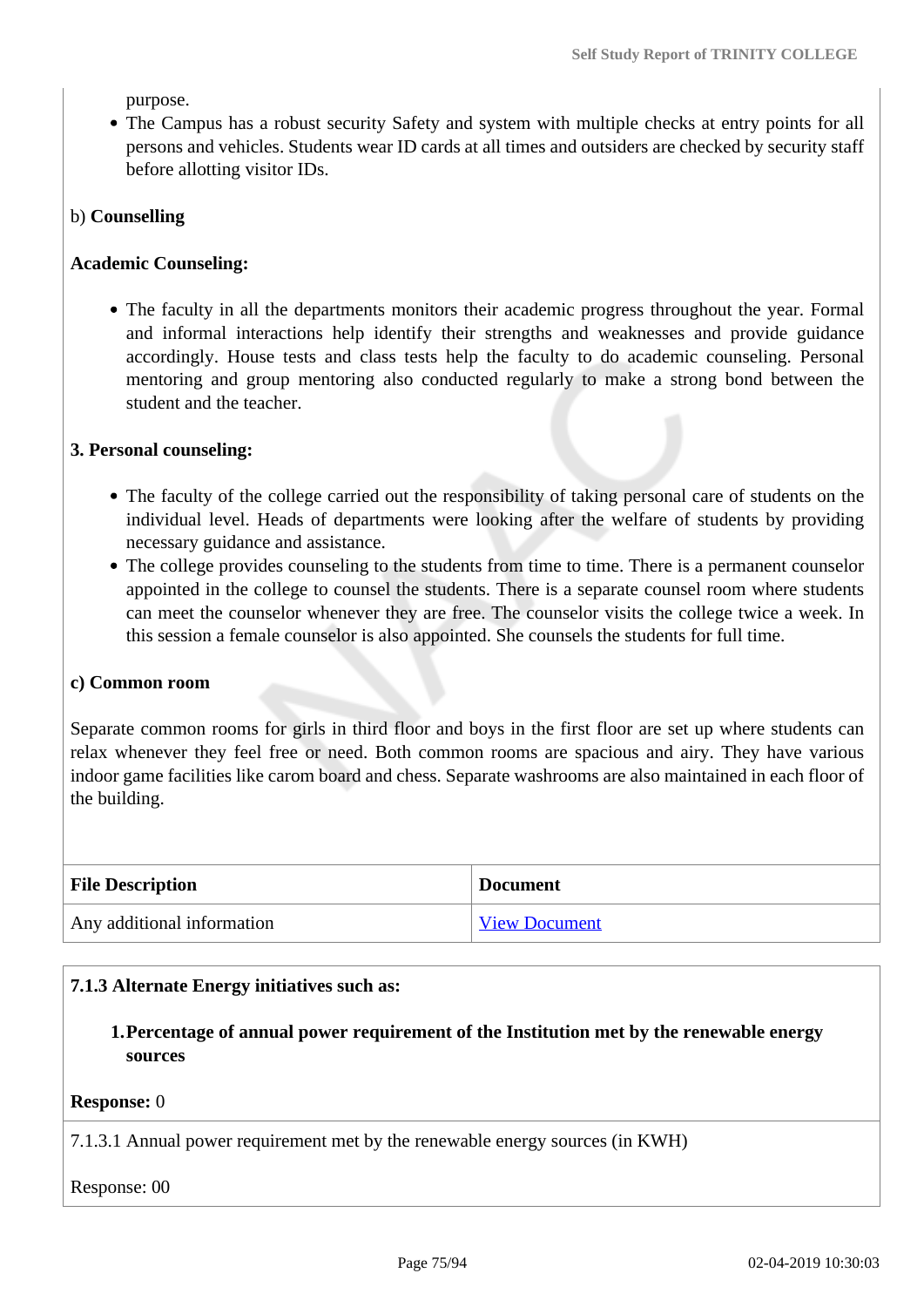purpose.

- The Campus has a robust security Safety and system with multiple checks at entry points for all persons and vehicles. Students wear ID cards at all times and outsiders are checked by security staff before allotting visitor IDs.

b) **Counselling**

**Academic Counseling:**

- The faculty in all the departments monitors their academic progress throughout the year. Formal and informal interactions help identify their strengths and weaknesses and provide guidance accordingly. House tests and class tests help the faculty to do academic counseling. Personal mentoring and group mentoring also conducted regularly to make a strong bond between the student and the teacher.

**3. Personal counseling:**

- The faculty of the college carried out the responsibility of taking personal care of students on the individual level. Heads of departments were looking after the welfare of students by providing necessary guidance and assistance.
- The college provides counseling to the students from time to time. There is a permanent counselor appointed in the college to counsel the students. There is a separate counsel room where students can meet the counselor whenever they are free. The counselor visits the college twice a week. In this session a female counselor is also appointed. She counsels the students for full time.

**c) Common room**

Separate common rooms for girls in third floor and boys in the first floor are set up where students can relax whenever they feel free or need. Both common rooms are spacious and airy. They have various indoor game facilities like carom board and chess. Separate washrooms are also maintained in each floor of the building.

| File Description | Document |
|---|---|
| Any additional information | View Document |

**7.1.3 Alternate Energy initiatives such as:**

1. **Percentage of annual power requirement of the Institution met by the renewable energy sources**

**Response:** 0

7.1.3.1 Annual power requirement met by the renewable energy sources (in KWH)

Response: 00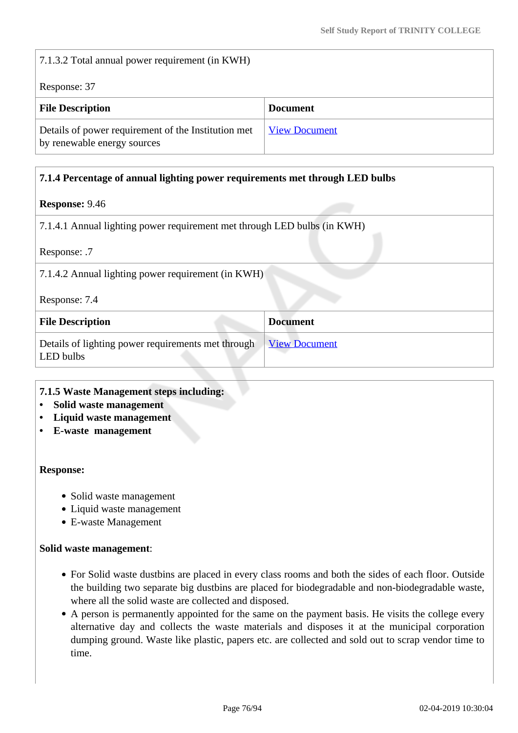7.1.3.2 Total annual power requirement (in KWH)

Response: 37

| File Description | Document |
|---|---|
| Details of power requirement of the Institution met by renewable energy sources | View Document |

**7.1.4 Percentage of annual lighting power requirements met through LED bulbs**

**Response:** 9.46

7.1.4.1 Annual lighting power requirement met through LED bulbs (in KWH)

Response: .7

7.1.4.2 Annual lighting power requirement (in KWH)

Response: 7.4

| File Description | Document |
|---|---|
| Details of lighting power requirements met through LED bulbs | View Document |

**7.1.5 Waste Management steps including:**

- **Solid waste management**
- **Liquid waste management**
- **E-waste management**

**Response:**

- Solid waste management
- Liquid waste management
- E-waste Management

**Solid waste management**:

- For Solid waste dustbins are placed in every class rooms and both the sides of each floor. Outside the building two separate big dustbins are placed for biodegradable and non-biodegradable waste, where all the solid waste are collected and disposed.
- A person is permanently appointed for the same on the payment basis. He visits the college every alternative day and collects the waste materials and disposes it at the municipal corporation dumping ground. Waste like plastic, papers etc. are collected and sold out to scrap vendor time to time.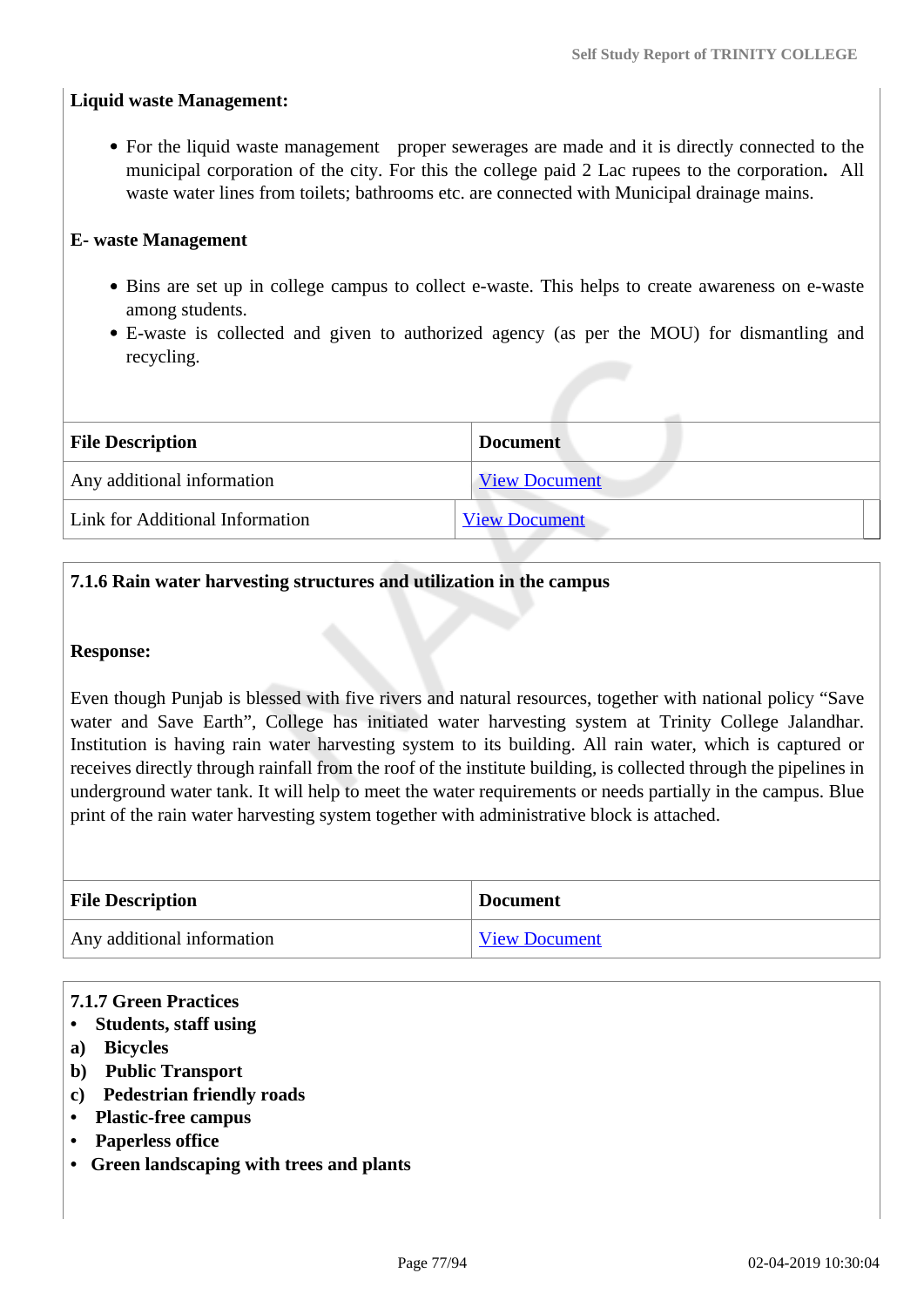**Liquid waste Management:**

- For the liquid waste management proper sewerages are made and it is directly connected to the municipal corporation of the city. For this the college paid 2 Lac rupees to the corporation**.** All waste water lines from toilets; bathrooms etc. are connected with Municipal drainage mains.

**E- waste Management**

- Bins are set up in college campus to collect e-waste. This helps to create awareness on e-waste among students.
- E-waste is collected and given to authorized agency (as per the MOU) for dismantling and recycling.

| File Description | Document |
|---|---|
| Any additional information | View Document |
| Link for Additional Information | View Document |

**7.1.6 Rain water harvesting structures and utilization in the campus**

**Response:**

Even though Punjab is blessed with five rivers and natural resources, together with national policy “Save water and Save Earth”, College has initiated water harvesting system at Trinity College Jalandhar. Institution is having rain water harvesting system to its building. All rain water, which is captured or receives directly through rainfall from the roof of the institute building, is collected through the pipelines in underground water tank. It will help to meet the water requirements or needs partially in the campus. Blue print of the rain water harvesting system together with administrative block is attached.

| File Description | Document |
|---|---|
| Any additional information | View Document |

**7.1.7 Green Practices**

- **Students, staff using**

**a) Bicycles**

**b) Public Transport**

**c) Pedestrian friendly roads**

- **Plastic-free campus**
- **Paperless office**
- **Green landscaping with trees and plants**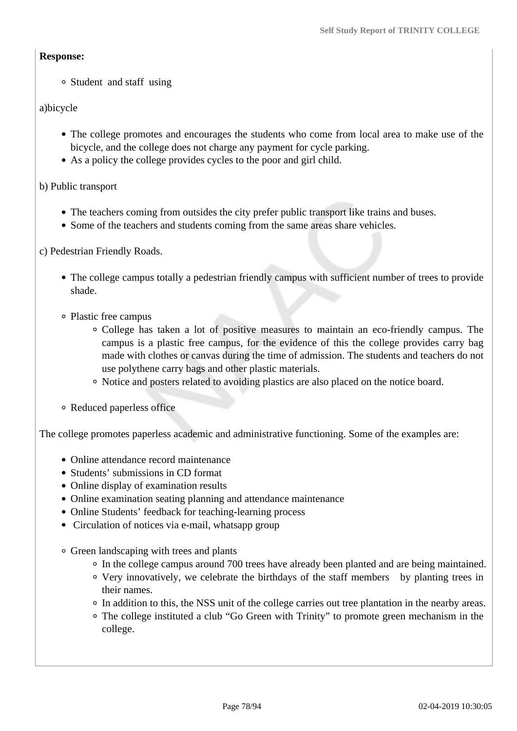**Response:**

- Student and staff using

a)bicycle

- The college promotes and encourages the students who come from local area to make use of the bicycle, and the college does not charge any payment for cycle parking.
- As a policy the college provides cycles to the poor and girl child.

b) Public transport

- The teachers coming from outsides the city prefer public transport like trains and buses.
- Some of the teachers and students coming from the same areas share vehicles.

c) Pedestrian Friendly Roads.

- The college campus totally a pedestrian friendly campus with sufficient number of trees to provide shade.

- Plastic free campus
  - College has taken a lot of positive measures to maintain an eco-friendly campus. The campus is a plastic free campus, for the evidence of this the college provides carry bag made with clothes or canvas during the time of admission. The students and teachers do not use polythene carry bags and other plastic materials.
  - Notice and posters related to avoiding plastics are also placed on the notice board.

- Reduced paperless office

The college promotes paperless academic and administrative functioning. Some of the examples are:

- Online attendance record maintenance
- Students' submissions in CD format
- Online display of examination results
- Online examination seating planning and attendance maintenance
- Online Students' feedback for teaching-learning process
- Circulation of notices via e-mail, whatsapp group

- Green landscaping with trees and plants
  - In the college campus around 700 trees have already been planted and are being maintained.
  - Very innovatively, we celebrate the birthdays of the staff members by planting trees in their names.
  - In addition to this, the NSS unit of the college carries out tree plantation in the nearby areas.
  - The college instituted a club "Go Green with Trinity" to promote green mechanism in the college.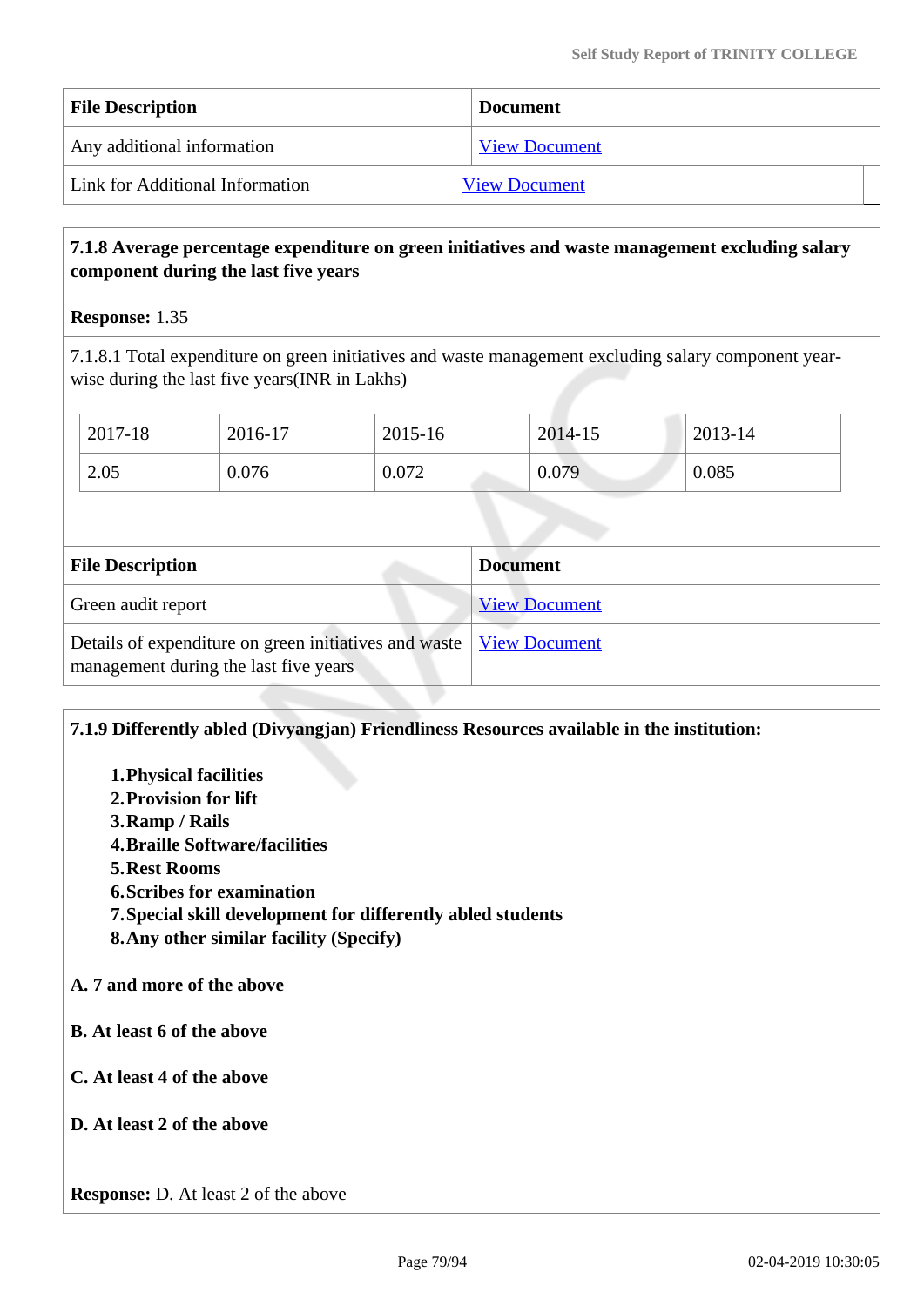| File Description | Document |
|---|---|
| Any additional information | View Document |
| Link for Additional Information | View Document |

**7.1.8 Average percentage expenditure on green initiatives and waste management excluding salary component during the last five years**

**Response:** 1.35

7.1.8.1 Total expenditure on green initiatives and waste management excluding salary component year-wise during the last five years(INR in Lakhs)

| 2017-18 | 2016-17 | 2015-16 | 2014-15 | 2013-14 |
|---|---|---|---|---|
| 2.05 | 0.076 | 0.072 | 0.079 | 0.085 |

| File Description | Document |
|---|---|
| Green audit report | View Document |
| Details of expenditure on green initiatives and waste management during the last five years | View Document |

**7.1.9 Differently abled (Divyangjan) Friendliness Resources available in the institution:**

1. **Physical facilities**
2. **Provision for lift**
3. **Ramp / Rails**
4. **Braille Software/facilities**
5. **Rest Rooms**
6. **Scribes for examination**
7. **Special skill development for differently abled students**
8. **Any other similar facility (Specify)**

**A. 7 and more of the above**

**B. At least 6 of the above**

**C. At least 4 of the above**

**D. At least 2 of the above**

**Response:** D. At least 2 of the above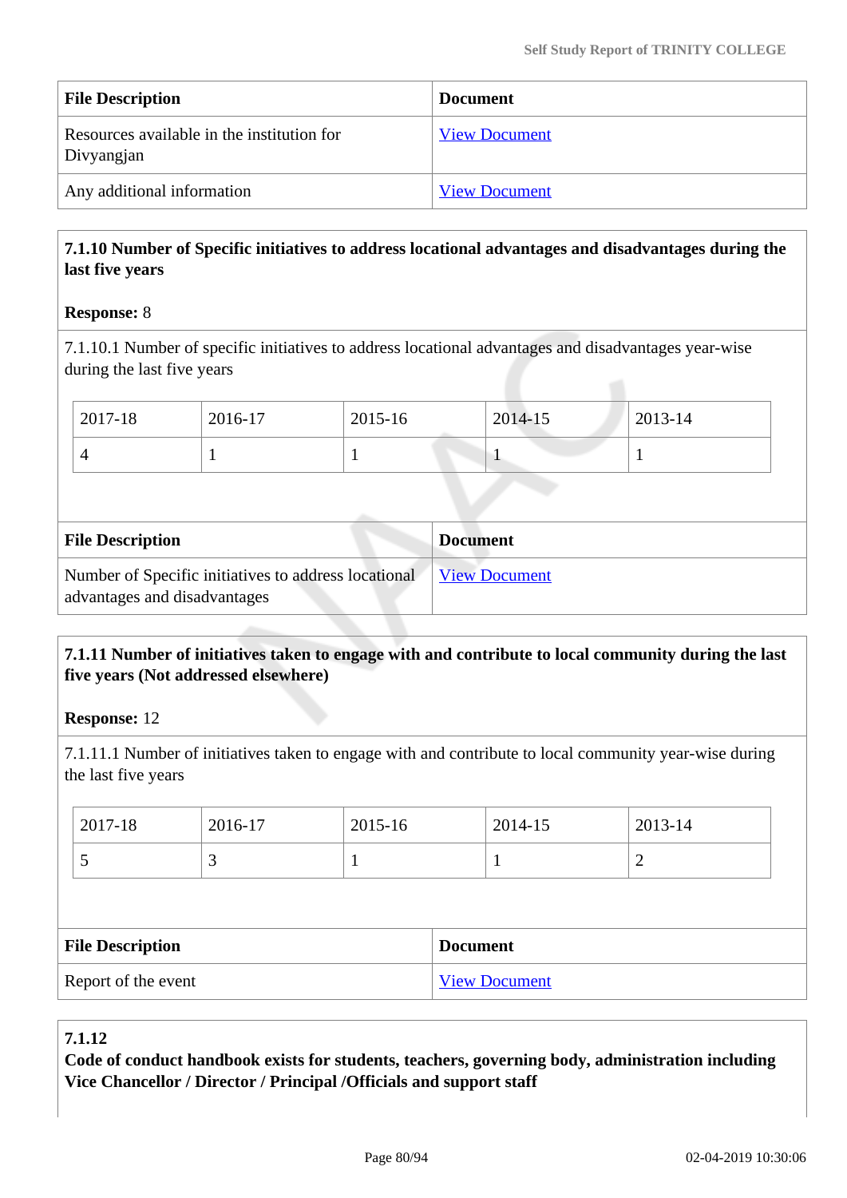| File Description | Document |
|---|---|
| Resources available in the institution for Divyangjan | View Document |
| Any additional information | View Document |

**7.1.10 Number of Specific initiatives to address locational advantages and disadvantages during the last five years**

**Response:** 8

7.1.10.1 Number of specific initiatives to address locational advantages and disadvantages year-wise during the last five years

| 2017-18 | 2016-17 | 2015-16 | 2014-15 | 2013-14 |
|---|---|---|---|---|
| 4 | 1 | 1 | 1 | 1 |

| File Description | Document |
|---|---|
| Number of Specific initiatives to address locational advantages and disadvantages | View Document |

**7.1.11 Number of initiatives taken to engage with and contribute to local community during the last five years (Not addressed elsewhere)**

**Response:** 12

7.1.11.1 Number of initiatives taken to engage with and contribute to local community year-wise during the last five years

| 2017-18 | 2016-17 | 2015-16 | 2014-15 | 2013-14 |
|---|---|---|---|---|
| 5 | 3 | 1 | 1 | 2 |

| File Description | Document |
|---|---|
| Report of the event | View Document |

**7.1.12**
**Code of conduct handbook exists for students, teachers, governing body, administration including Vice Chancellor / Director / Principal /Officials and support staff**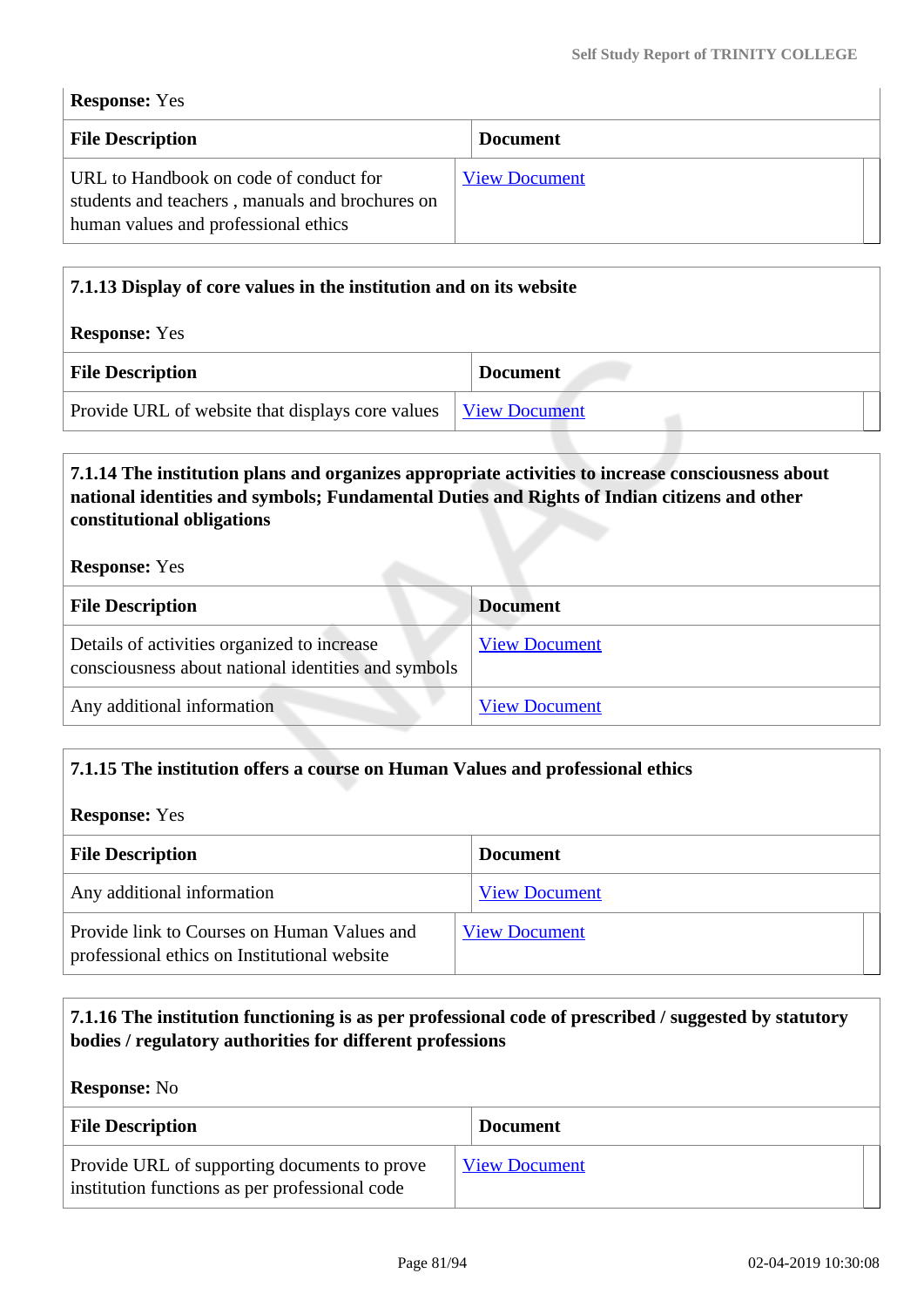**Response:** Yes

| File Description | Document |
|---|---|
| URL to Handbook on code of conduct for students and teachers , manuals and brochures on human values and professional ethics | View Document |

**7.1.13 Display of core values in the institution and on its website**

**Response:** Yes

| File Description | Document |
|---|---|
| Provide URL of website that displays core values | View Document |

**7.1.14 The institution plans and organizes appropriate activities to increase consciousness about national identities and symbols; Fundamental Duties and Rights of Indian citizens and other constitutional obligations**

**Response:** Yes

| File Description | Document |
|---|---|
| Details of activities organized to increase consciousness about national identities and symbols | View Document |
| Any additional information | View Document |

**7.1.15 The institution offers a course on Human Values and professional ethics**

**Response:** Yes

| File Description | Document |
|---|---|
| Any additional information | View Document |
| Provide link to Courses on Human Values and professional ethics on Institutional website | View Document |

**7.1.16 The institution functioning is as per professional code of prescribed / suggested by statutory bodies / regulatory authorities for different professions**

**Response:** No

| File Description | Document |
|---|---|
| Provide URL of supporting documents to prove institution functions as per professional code | View Document |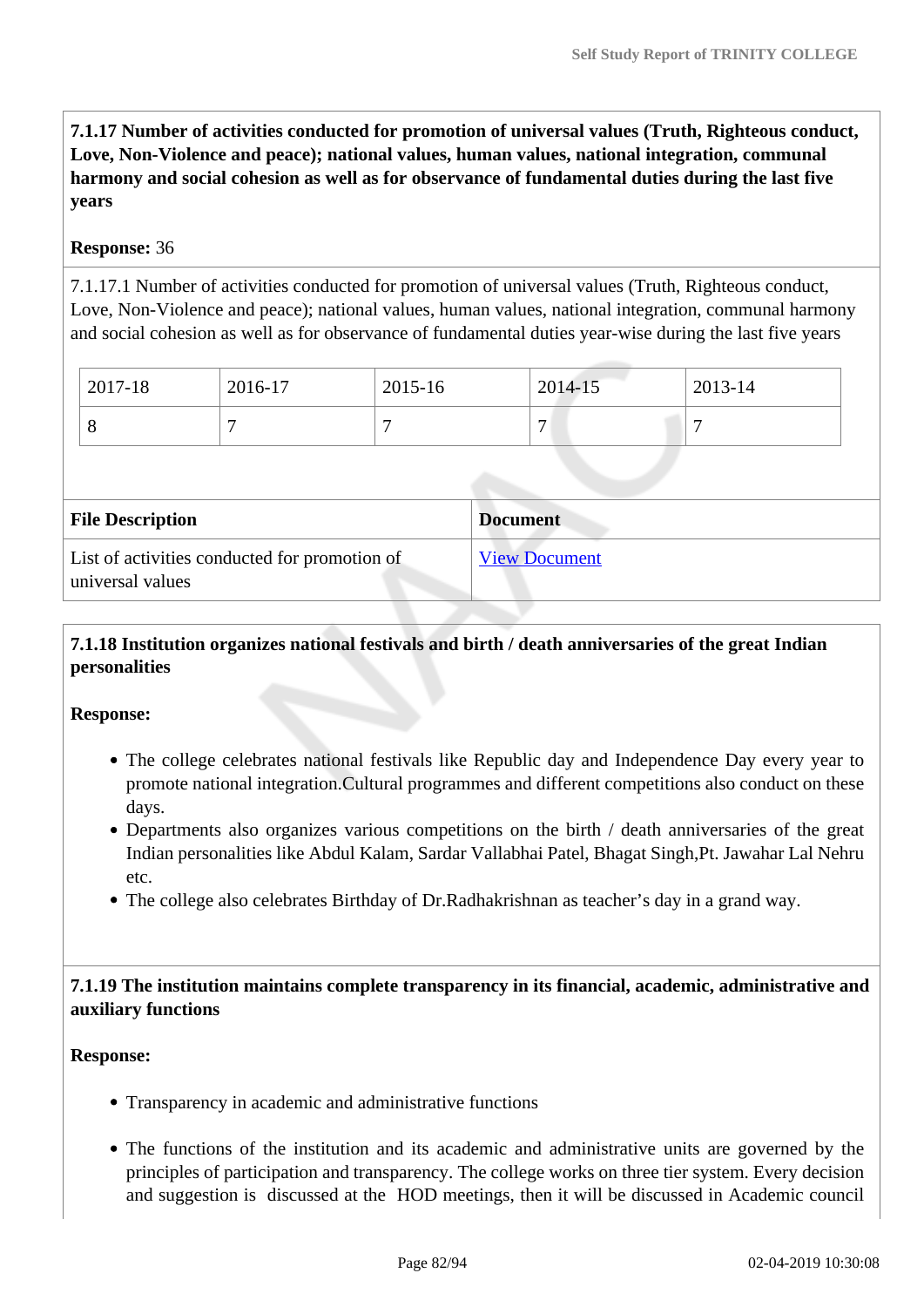**7.1.17 Number of activities conducted for promotion of universal values (Truth, Righteous conduct, Love, Non-Violence and peace); national values, human values, national integration, communal harmony and social cohesion as well as for observance of fundamental duties during the last five years**

**Response:** 36

7.1.17.1 Number of activities conducted for promotion of universal values (Truth, Righteous conduct, Love, Non-Violence and peace); national values, human values, national integration, communal harmony and social cohesion as well as for observance of fundamental duties year-wise during the last five years

| 2017-18 | 2016-17 | 2015-16 | 2014-15 | 2013-14 |
|---|---|---|---|---|
| 8 | 7 | 7 | 7 | 7 |

| File Description | Document |
|---|---|
| List of activities conducted for promotion of universal values | View Document |

**7.1.18 Institution organizes national festivals and birth / death anniversaries of the great Indian personalities**

**Response:**

- The college celebrates national festivals like Republic day and Independence Day every year to promote national integration.Cultural programmes and different competitions also conduct on these days.
- Departments also organizes various competitions on the birth / death anniversaries of the great Indian personalities like Abdul Kalam, Sardar Vallabhai Patel, Bhagat Singh,Pt. Jawahar Lal Nehru etc.
- The college also celebrates Birthday of Dr.Radhakrishnan as teacher's day in a grand way.

**7.1.19 The institution maintains complete transparency in its financial, academic, administrative and auxiliary functions**

**Response:**

- Transparency in academic and administrative functions
- The functions of the institution and its academic and administrative units are governed by the principles of participation and transparency. The college works on three tier system. Every decision and suggestion is discussed at the HOD meetings, then it will be discussed in Academic council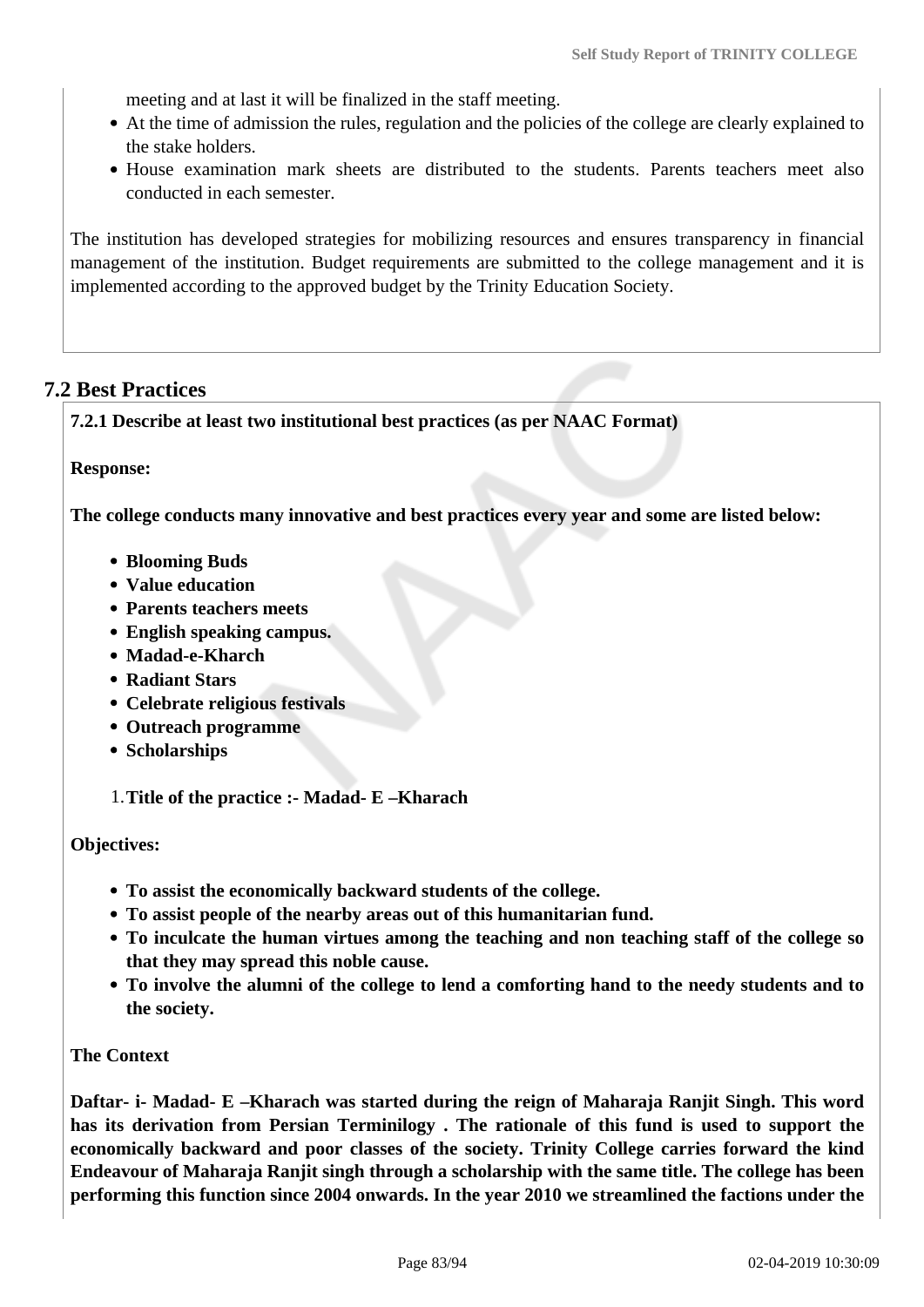meeting and at last it will be finalized in the staff meeting.

- At the time of admission the rules, regulation and the policies of the college are clearly explained to the stake holders.
- House examination mark sheets are distributed to the students. Parents teachers meet also conducted in each semester.

The institution has developed strategies for mobilizing resources and ensures transparency in financial management of the institution. Budget requirements are submitted to the college management and it is implemented according to the approved budget by the Trinity Education Society.

## 7.2 Best Practices

**7.2.1 Describe at least two institutional best practices (as per NAAC Format)**

**Response:**

**The college conducts many innovative and best practices every year and some are listed below:**

- **Blooming Buds**
- **Value education**
- **Parents teachers meets**
- **English speaking campus.**
- **Madad-e-Kharch**
- **Radiant Stars**
- **Celebrate religious festivals**
- **Outreach programme**
- **Scholarships**

1. **Title of the practice :- Madad- E –Kharach**

**Objectives:**

- **To assist the economically backward students of the college.**
- **To assist people of the nearby areas out of this humanitarian fund.**
- **To inculcate the human virtues among the teaching and non teaching staff of the college so that they may spread this noble cause.**
- **To involve the alumni of the college to lend a comforting hand to the needy students and to the society.**

**The Context**

**Daftar- i- Madad- E –Kharach was started during the reign of Maharaja Ranjit Singh. This word has its derivation from Persian Terminilogy . The rationale of this fund is used to support the economically backward and poor classes of the society. Trinity College carries forward the kind Endeavour of Maharaja Ranjit singh through a scholarship with the same title. The college has been performing this function since 2004 onwards. In the year 2010 we streamlined the factions under the**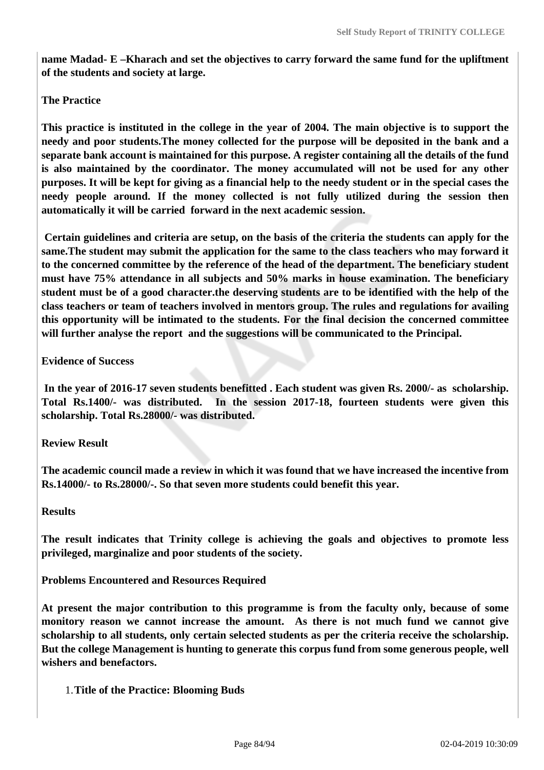**name Madad- E –Kharach and set the objectives to carry forward the same fund for the upliftment of the students and society at large.**

**The Practice**

**This practice is instituted in the college in the year of 2004. The main objective is to support the needy and poor students.The money collected for the purpose will be deposited in the bank and a separate bank account is maintained for this purpose. A register containing all the details of the fund is also maintained by the coordinator. The money accumulated will not be used for any other purposes. It will be kept for giving as a financial help to the needy student or in the special cases the needy people around. If the money collected is not fully utilized during the session then automatically it will be carried forward in the next academic session.**

**Certain guidelines and criteria are setup, on the basis of the criteria the students can apply for the same.The student may submit the application for the same to the class teachers who may forward it to the concerned committee by the reference of the head of the department. The beneficiary student must have 75% attendance in all subjects and 50% marks in house examination. The beneficiary student must be of a good character.the deserving students are to be identified with the help of the class teachers or team of teachers involved in mentors group. The rules and regulations for availing this opportunity will be intimated to the students. For the final decision the concerned committee will further analyse the report and the suggestions will be communicated to the Principal.**

**Evidence of Success**

**In the year of 2016-17 seven students benefitted . Each student was given Rs. 2000/- as scholarship. Total Rs.1400/- was distributed. In the session 2017-18, fourteen students were given this scholarship. Total Rs.28000/- was distributed.**

**Review Result**

**The academic council made a review in which it was found that we have increased the incentive from Rs.14000/- to Rs.28000/-. So that seven more students could benefit this year.**

**Results**

**The result indicates that Trinity college is achieving the goals and objectives to promote less privileged, marginalize and poor students of the society.**

**Problems Encountered and Resources Required**

**At present the major contribution to this programme is from the faculty only, because of some monitory reason we cannot increase the amount. As there is not much fund we cannot give scholarship to all students, only certain selected students as per the criteria receive the scholarship. But the college Management is hunting to generate this corpus fund from some generous people, well wishers and benefactors.**

1. **Title of the Practice: Blooming Buds**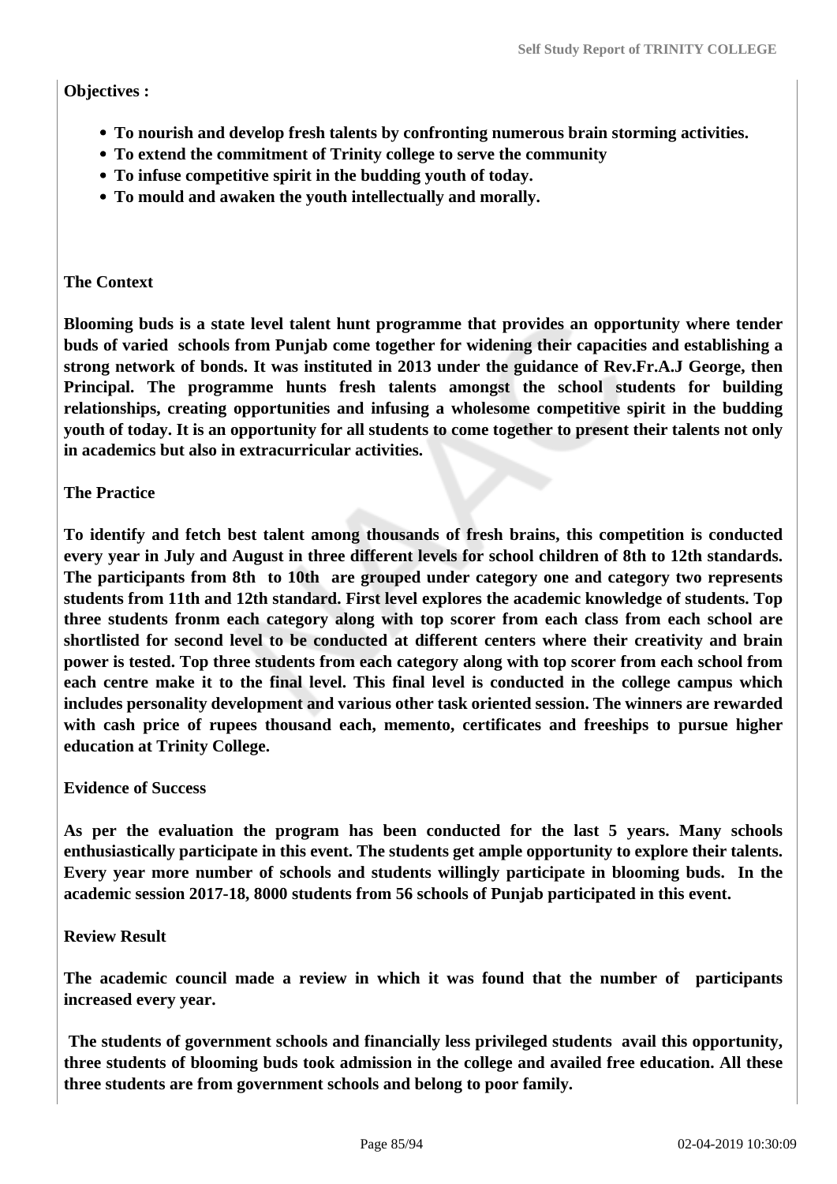**Objectives :**

- **To nourish and develop fresh talents by confronting numerous brain storming activities.**
- **To extend the commitment of Trinity college to serve the community**
- **To infuse competitive spirit in the budding youth of today.**
- **To mould and awaken the youth intellectually and morally.**

**The Context**

**Blooming buds is a state level talent hunt programme that provides an opportunity where tender buds of varied schools from Punjab come together for widening their capacities and establishing a strong network of bonds. It was instituted in 2013 under the guidance of Rev.Fr.A.J George, then Principal. The programme hunts fresh talents amongst the school students for building relationships, creating opportunities and infusing a wholesome competitive spirit in the budding youth of today. It is an opportunity for all students to come together to present their talents not only in academics but also in extracurricular activities.**

**The Practice**

**To identify and fetch best talent among thousands of fresh brains, this competition is conducted every year in July and August in three different levels for school children of 8th to 12th standards. The participants from 8th to 10th are grouped under category one and category two represents students from 11th and 12th standard. First level explores the academic knowledge of students. Top three students fronm each category along with top scorer from each class from each school are shortlisted for second level to be conducted at different centers where their creativity and brain power is tested. Top three students from each category along with top scorer from each school from each centre make it to the final level. This final level is conducted in the college campus which includes personality development and various other task oriented session. The winners are rewarded with cash price of rupees thousand each, memento, certificates and freeships to pursue higher education at Trinity College.**

**Evidence of Success**

**As per the evaluation the program has been conducted for the last 5 years. Many schools enthusiastically participate in this event. The students get ample opportunity to explore their talents. Every year more number of schools and students willingly participate in blooming buds. In the academic session 2017-18, 8000 students from 56 schools of Punjab participated in this event.**

**Review Result**

**The academic council made a review in which it was found that the number of participants increased every year.**

**The students of government schools and financially less privileged students avail this opportunity, three students of blooming buds took admission in the college and availed free education. All these three students are from government schools and belong to poor family.**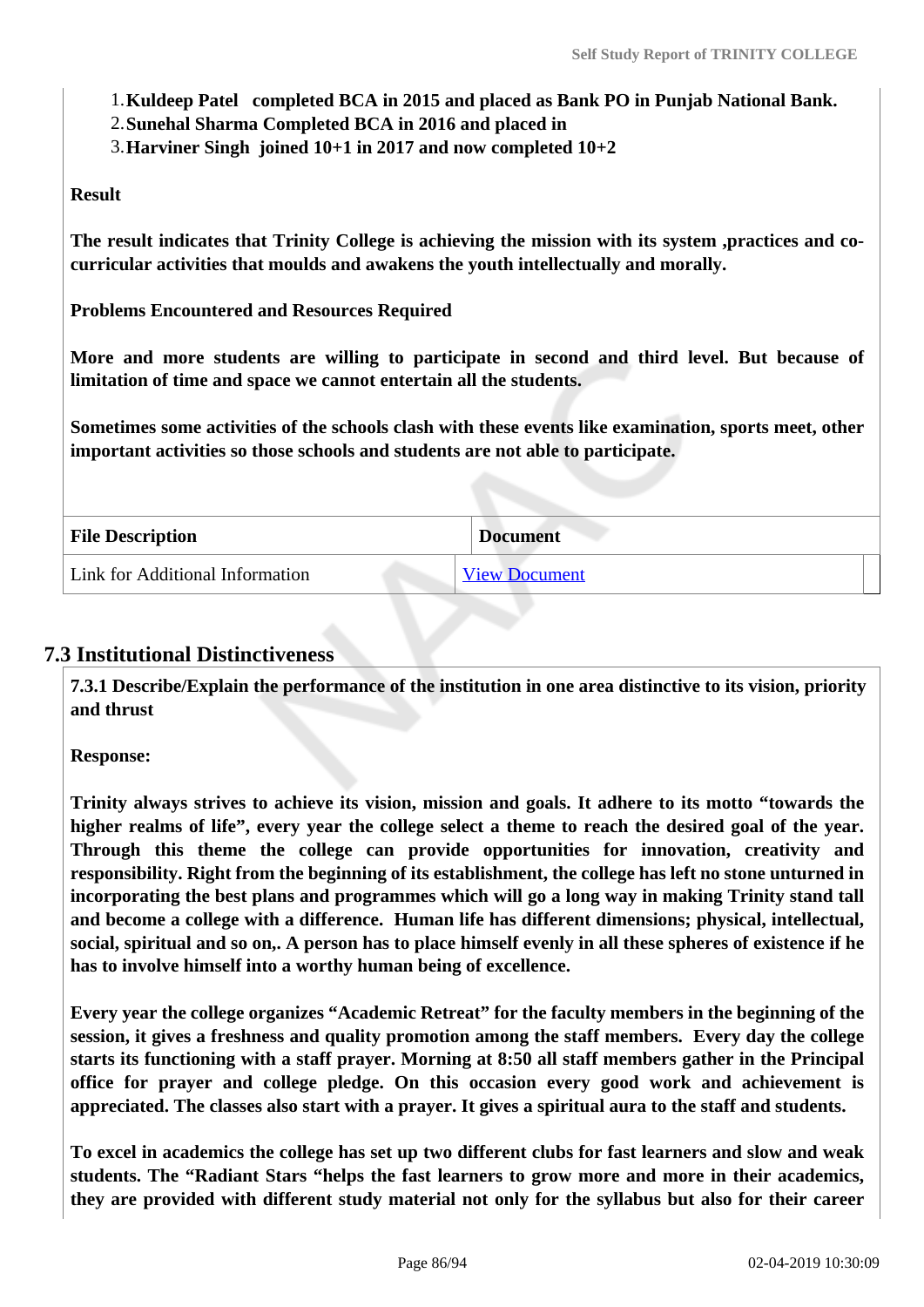1. **Kuldeep Patel completed BCA in 2015 and placed as Bank PO in Punjab National Bank.**
2. **Sunehal Sharma Completed BCA in 2016 and placed in**
3. **Harviner Singh joined 10+1 in 2017 and now completed 10+2**

**Result**

**The result indicates that Trinity College is achieving the mission with its system ,practices and co-curricular activities that moulds and awakens the youth intellectually and morally.**

**Problems Encountered and Resources Required**

**More and more students are willing to participate in second and third level. But because of limitation of time and space we cannot entertain all the students.**

**Sometimes some activities of the schools clash with these events like examination, sports meet, other important activities so those schools and students are not able to participate.**

| File Description | Document |
|---|---|
| Link for Additional Information | View Document |

## 7.3 Institutional Distinctiveness

**7.3.1 Describe/Explain the performance of the institution in one area distinctive to its vision, priority and thrust**

**Response:**

**Trinity always strives to achieve its vision, mission and goals. It adhere to its motto "towards the higher realms of life", every year the college select a theme to reach the desired goal of the year. Through this theme the college can provide opportunities for innovation, creativity and responsibility. Right from the beginning of its establishment, the college has left no stone unturned in incorporating the best plans and programmes which will go a long way in making Trinity stand tall and become a college with a difference. Human life has different dimensions; physical, intellectual, social, spiritual and so on,. A person has to place himself evenly in all these spheres of existence if he has to involve himself into a worthy human being of excellence.**

**Every year the college organizes "Academic Retreat" for the faculty members in the beginning of the session, it gives a freshness and quality promotion among the staff members. Every day the college starts its functioning with a staff prayer. Morning at 8:50 all staff members gather in the Principal office for prayer and college pledge. On this occasion every good work and achievement is appreciated. The classes also start with a prayer. It gives a spiritual aura to the staff and students.**

**To excel in academics the college has set up two different clubs for fast learners and slow and weak students. The "Radiant Stars "helps the fast learners to grow more and more in their academics, they are provided with different study material not only for the syllabus but also for their career**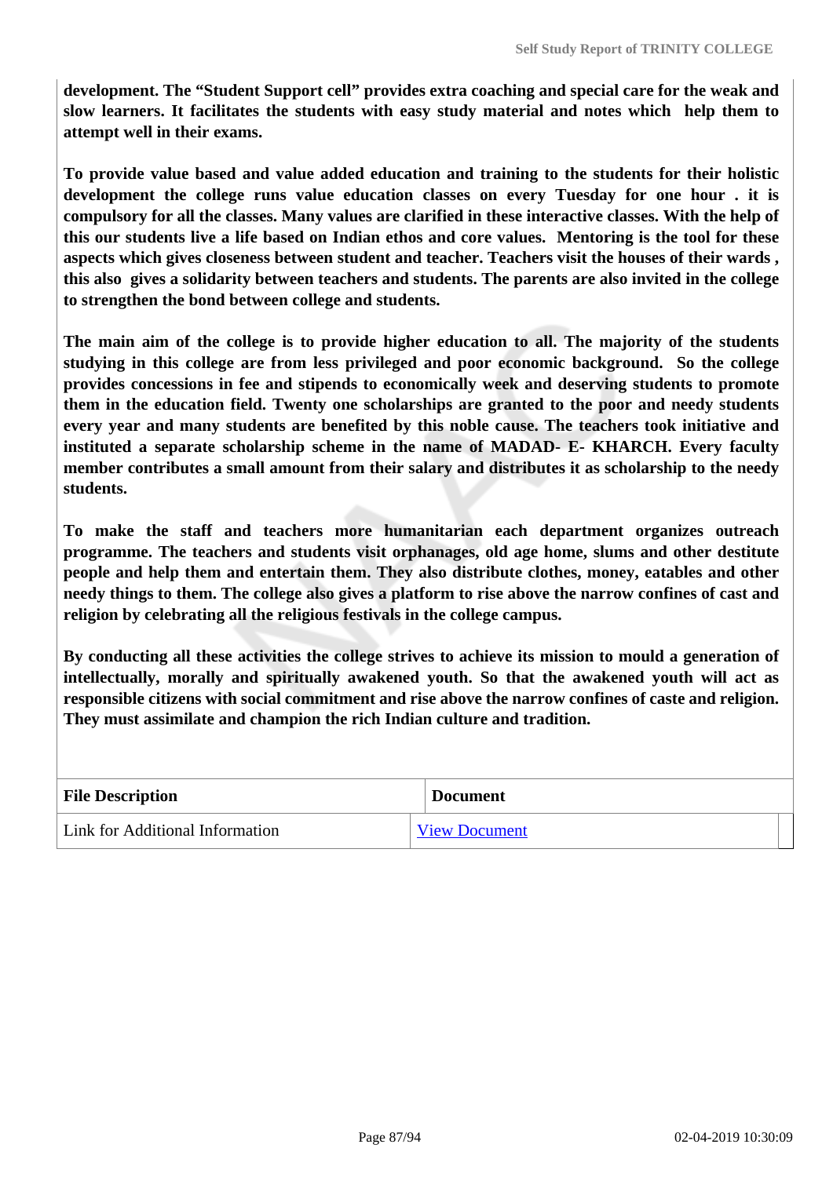**development. The "Student Support cell" provides extra coaching and special care for the weak and slow learners. It facilitates the students with easy study material and notes which help them to attempt well in their exams.**

**To provide value based and value added education and training to the students for their holistic development the college runs value education classes on every Tuesday for one hour . it is compulsory for all the classes. Many values are clarified in these interactive classes. With the help of this our students live a life based on Indian ethos and core values. Mentoring is the tool for these aspects which gives closeness between student and teacher. Teachers visit the houses of their wards , this also gives a solidarity between teachers and students. The parents are also invited in the college to strengthen the bond between college and students.**

**The main aim of the college is to provide higher education to all. The majority of the students studying in this college are from less privileged and poor economic background. So the college provides concessions in fee and stipends to economically week and deserving students to promote them in the education field. Twenty one scholarships are granted to the poor and needy students every year and many students are benefited by this noble cause. The teachers took initiative and instituted a separate scholarship scheme in the name of MADAD- E- KHARCH. Every faculty member contributes a small amount from their salary and distributes it as scholarship to the needy students.**

**To make the staff and teachers more humanitarian each department organizes outreach programme. The teachers and students visit orphanages, old age home, slums and other destitute people and help them and entertain them. They also distribute clothes, money, eatables and other needy things to them. The college also gives a platform to rise above the narrow confines of cast and religion by celebrating all the religious festivals in the college campus.**

**By conducting all these activities the college strives to achieve its mission to mould a generation of intellectually, morally and spiritually awakened youth. So that the awakened youth will act as responsible citizens with social commitment and rise above the narrow confines of caste and religion. They must assimilate and champion the rich Indian culture and tradition.**

| File Description | Document |
|---|---|
| Link for Additional Information | View Document |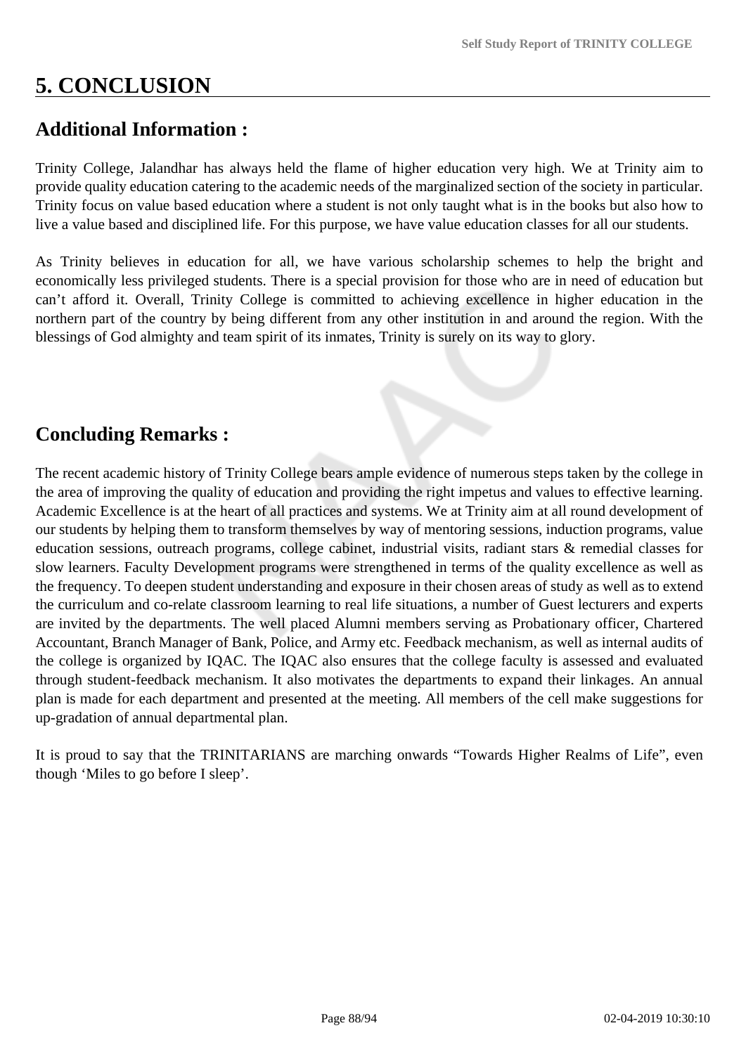# 5. CONCLUSION

## Additional Information :

Trinity College, Jalandhar has always held the flame of higher education very high. We at Trinity aim to provide quality education catering to the academic needs of the marginalized section of the society in particular. Trinity focus on value based education where a student is not only taught what is in the books but also how to live a value based and disciplined life. For this purpose, we have value education classes for all our students.

As Trinity believes in education for all, we have various scholarship schemes to help the bright and economically less privileged students. There is a special provision for those who are in need of education but can't afford it. Overall, Trinity College is committed to achieving excellence in higher education in the northern part of the country by being different from any other institution in and around the region. With the blessings of God almighty and team spirit of its inmates, Trinity is surely on its way to glory.

## Concluding Remarks :

The recent academic history of Trinity College bears ample evidence of numerous steps taken by the college in the area of improving the quality of education and providing the right impetus and values to effective learning. Academic Excellence is at the heart of all practices and systems. We at Trinity aim at all round development of our students by helping them to transform themselves by way of mentoring sessions, induction programs, value education sessions, outreach programs, college cabinet, industrial visits, radiant stars & remedial classes for slow learners. Faculty Development programs were strengthened in terms of the quality excellence as well as the frequency. To deepen student understanding and exposure in their chosen areas of study as well as to extend the curriculum and co-relate classroom learning to real life situations, a number of Guest lecturers and experts are invited by the departments. The well placed Alumni members serving as Probationary officer, Chartered Accountant, Branch Manager of Bank, Police, and Army etc. Feedback mechanism, as well as internal audits of the college is organized by IQAC. The IQAC also ensures that the college faculty is assessed and evaluated through student-feedback mechanism. It also motivates the departments to expand their linkages. An annual plan is made for each department and presented at the meeting. All members of the cell make suggestions for up-gradation of annual departmental plan.

It is proud to say that the TRINITARIANS are marching onwards "Towards Higher Realms of Life", even though 'Miles to go before I sleep'.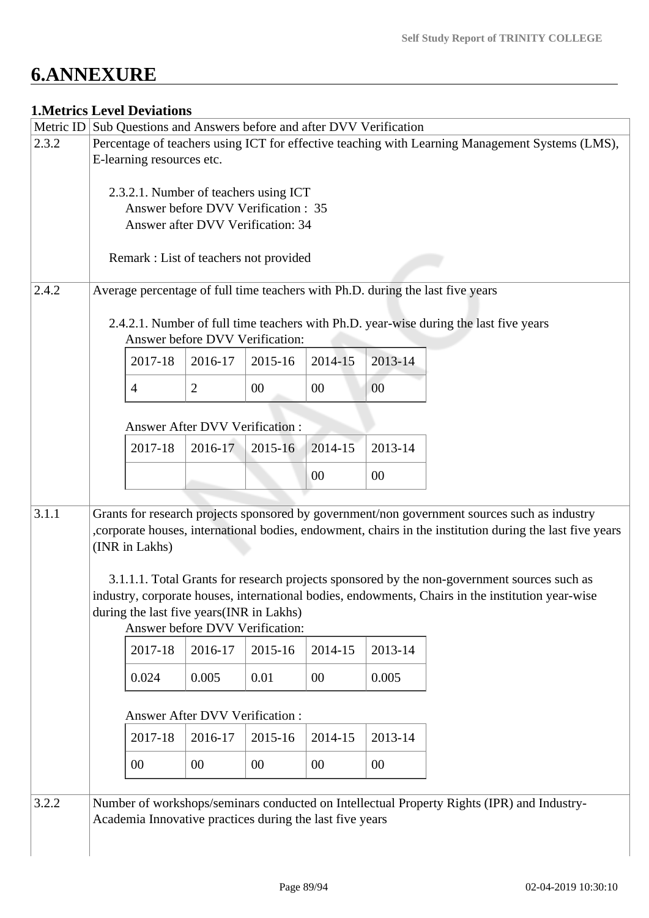# 6.ANNEXURE

## 1.Metrics Level Deviations

| Metric ID | Sub Questions and Answers before and after DVV Verification |
|---|---|
| 2.3.2 | Percentage of teachers using ICT for effective teaching with Learning Management Systems (LMS), E-learning resources etc.<br><br>2.3.2.1. Number of teachers using ICT<br>Answer before DVV Verification : 35<br>Answer after DVV Verification: 34<br><br>Remark : List of teachers not provided |
| 2.4.2 | Average percentage of full time teachers with Ph.D. during the last five years<br><br>2.4.2.1. Number of full time teachers with Ph.D. year-wise during the last five years<br>Answer before DVV Verification:<br>2017-18: 4, 2016-17: 2, 2015-16: 00, 2014-15: 00, 2013-14: 00<br><br>Answer After DVV Verification :<br>2017-18: , 2016-17: , 2015-16: , 2014-15: 00, 2013-14: 00 |
| 3.1.1 | Grants for research projects sponsored by government/non government sources such as industry ,corporate houses, international bodies, endowment, chairs in the institution during the last five years (INR in Lakhs)<br><br>3.1.1.1. Total Grants for research projects sponsored by the non-government sources such as industry, corporate houses, international bodies, endowments, Chairs in the institution year-wise during the last five years(INR in Lakhs)<br>Answer before DVV Verification:<br>2017-18: 0.024, 2016-17: 0.005, 2015-16: 0.01, 2014-15: 00, 2013-14: 0.005<br><br>Answer After DVV Verification :<br>2017-18: 00, 2016-17: 00, 2015-16: 00, 2014-15: 00, 2013-14: 00 |
| 3.2.2 | Number of workshops/seminars conducted on Intellectual Property Rights (IPR) and Industry-Academia Innovative practices during the last five years |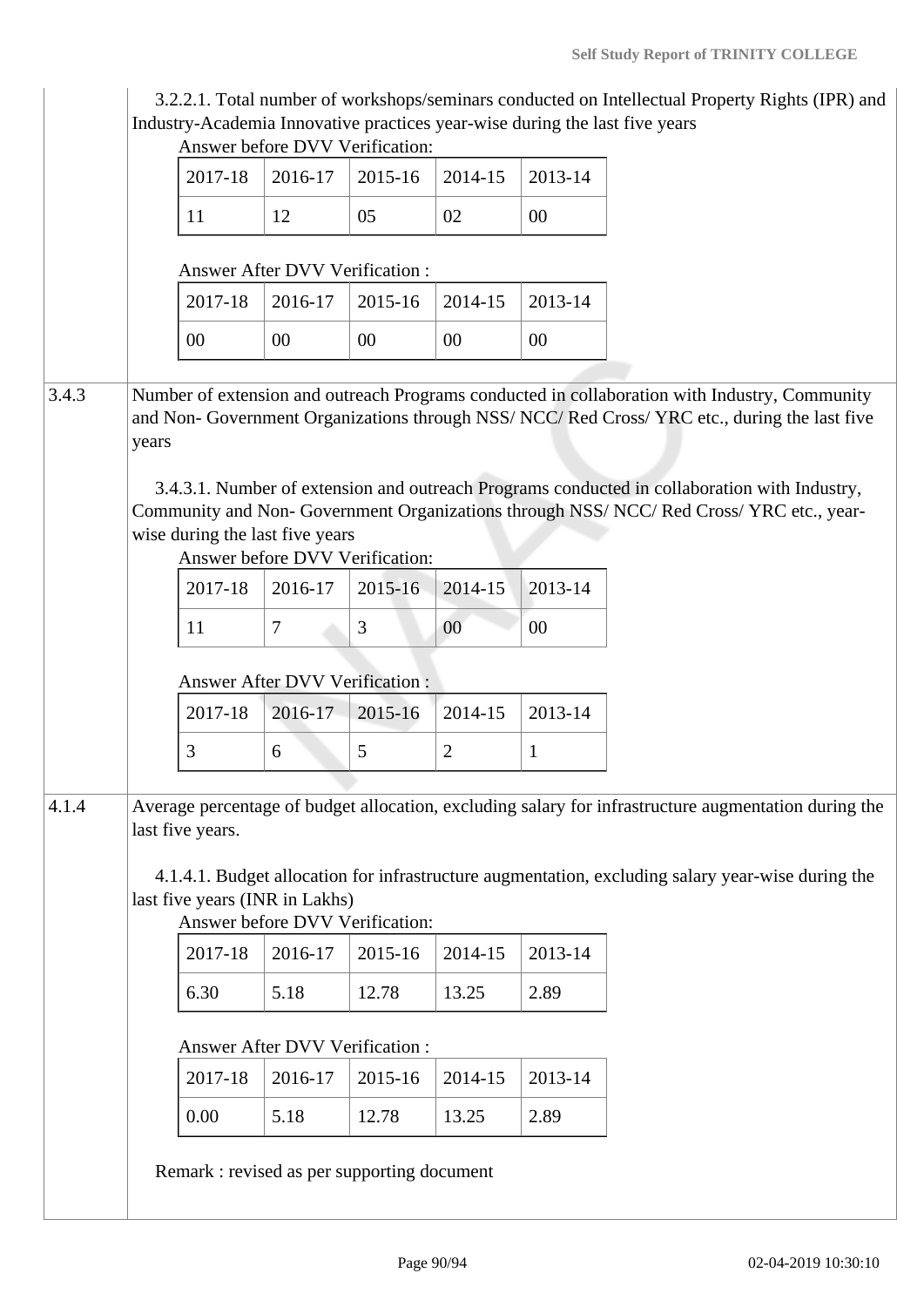3.2.2.1. Total number of workshops/seminars conducted on Intellectual Property Rights (IPR) and Industry-Academia Innovative practices year-wise during the last five years

Answer before DVV Verification:

| 2017-18 | 2016-17 | 2015-16 | 2014-15 | 2013-14 |
|---|---|---|---|---|
| 11 | 12 | 05 | 02 | 00 |

Answer After DVV Verification :

| 2017-18 | 2016-17 | 2015-16 | 2014-15 | 2013-14 |
|---|---|---|---|---|
| 00 | 00 | 00 | 00 | 00 |

**3.4.3** Number of extension and outreach Programs conducted in collaboration with Industry, Community and Non- Government Organizations through NSS/ NCC/ Red Cross/ YRC etc., during the last five years

3.4.3.1. Number of extension and outreach Programs conducted in collaboration with Industry, Community and Non- Government Organizations through NSS/ NCC/ Red Cross/ YRC etc., year-wise during the last five years

Answer before DVV Verification:

| 2017-18 | 2016-17 | 2015-16 | 2014-15 | 2013-14 |
|---|---|---|---|---|
| 11 | 7 | 3 | 00 | 00 |

Answer After DVV Verification :

| 2017-18 | 2016-17 | 2015-16 | 2014-15 | 2013-14 |
|---|---|---|---|---|
| 3 | 6 | 5 | 2 | 1 |

**4.1.4** Average percentage of budget allocation, excluding salary for infrastructure augmentation during the last five years.

4.1.4.1. Budget allocation for infrastructure augmentation, excluding salary year-wise during the last five years (INR in Lakhs)

Answer before DVV Verification:

| 2017-18 | 2016-17 | 2015-16 | 2014-15 | 2013-14 |
|---|---|---|---|---|
| 6.30 | 5.18 | 12.78 | 13.25 | 2.89 |

Answer After DVV Verification :

| 2017-18 | 2016-17 | 2015-16 | 2014-15 | 2013-14 |
|---|---|---|---|---|
| 0.00 | 5.18 | 12.78 | 13.25 | 2.89 |

Remark : revised as per supporting document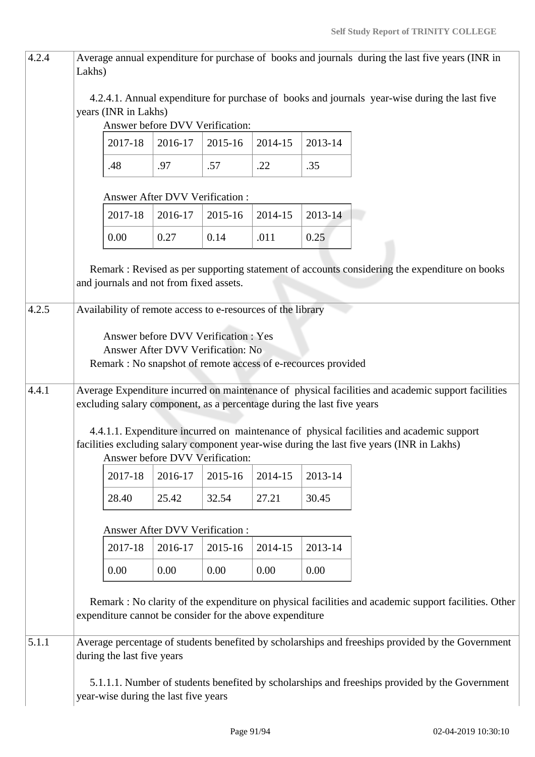| | |
|---|---|
| 4.2.4 | Average annual expenditure for purchase of books and journals during the last five years (INR in Lakhs)<br><br>4.2.4.1. Annual expenditure for purchase of books and journals year-wise during the last five years (INR in Lakhs)<br>Answer before DVV Verification:<br>2017-18: .48 \| 2016-17: .97 \| 2015-16: .57 \| 2014-15: .22 \| 2013-14: .35<br><br>Answer After DVV Verification :<br>2017-18: 0.00 \| 2016-17: 0.27 \| 2015-16: 0.14 \| 2014-15: .011 \| 2013-14: 0.25<br><br>Remark : Revised as per supporting statement of accounts considering the expenditure on books and journals and not from fixed assets. |
| 4.2.5 | Availability of remote access to e-resources of the library<br><br>Answer before DVV Verification : Yes<br>Answer After DVV Verification: No<br>Remark : No snapshot of remote access of e-recources provided |
| 4.4.1 | Average Expenditure incurred on maintenance of physical facilities and academic support facilities excluding salary component, as a percentage during the last five years<br><br>4.4.1.1. Expenditure incurred on maintenance of physical facilities and academic support facilities excluding salary component year-wise during the last five years (INR in Lakhs)<br>Answer before DVV Verification:<br>2017-18: 28.40 \| 2016-17: 25.42 \| 2015-16: 32.54 \| 2014-15: 27.21 \| 2013-14: 30.45<br><br>Answer After DVV Verification :<br>2017-18: 0.00 \| 2016-17: 0.00 \| 2015-16: 0.00 \| 2014-15: 0.00 \| 2013-14: 0.00<br><br>Remark : No clarity of the expenditure on physical facilities and academic support facilities. Other expenditure cannot be consider for the above expenditure |
| 5.1.1 | Average percentage of students benefited by scholarships and freeships provided by the Government during the last five years<br><br>5.1.1.1. Number of students benefited by scholarships and freeships provided by the Government year-wise during the last five years |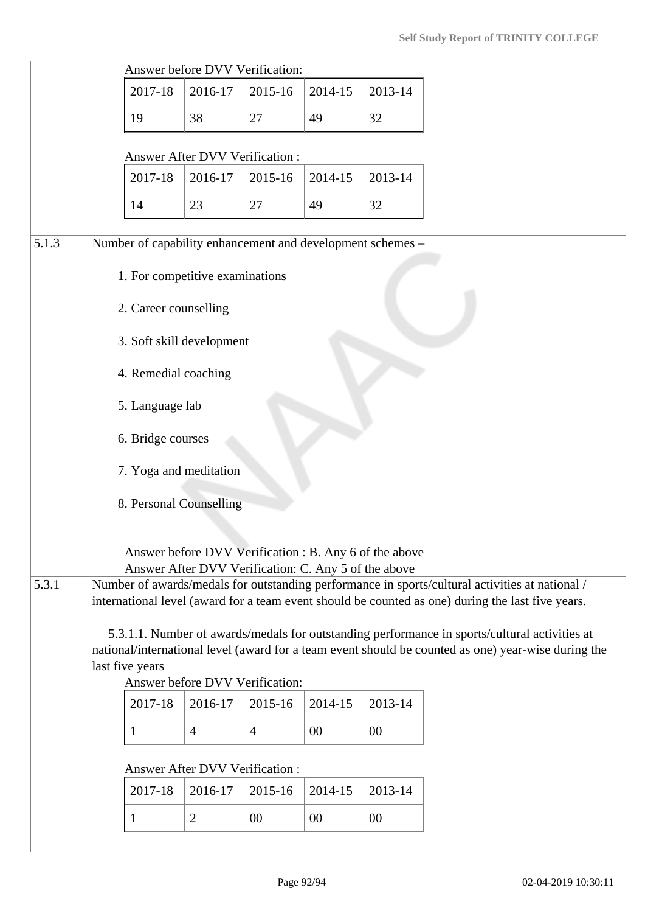Answer before DVV Verification:

| 2017-18 | 2016-17 | 2015-16 | 2014-15 | 2013-14 |
|---|---|---|---|---|
| 19 | 38 | 27 | 49 | 32 |

Answer After DVV Verification :

| 2017-18 | 2016-17 | 2015-16 | 2014-15 | 2013-14 |
|---|---|---|---|---|
| 14 | 23 | 27 | 49 | 32 |

**5.1.3** Number of capability enhancement and development schemes –

1. For competitive examinations
2. Career counselling
3. Soft skill development
4. Remedial coaching
5. Language lab
6. Bridge courses
7. Yoga and meditation
8. Personal Counselling

Answer before DVV Verification : B. Any 6 of the above
Answer After DVV Verification: C. Any 5 of the above

**5.3.1** Number of awards/medals for outstanding performance in sports/cultural activities at national / international level (award for a team event should be counted as one) during the last five years.

5.3.1.1. Number of awards/medals for outstanding performance in sports/cultural activities at national/international level (award for a team event should be counted as one) year-wise during the last five years

Answer before DVV Verification:

| 2017-18 | 2016-17 | 2015-16 | 2014-15 | 2013-14 |
|---|---|---|---|---|
| 1 | 4 | 4 | 00 | 00 |

Answer After DVV Verification :

| 2017-18 | 2016-17 | 2015-16 | 2014-15 | 2013-14 |
|---|---|---|---|---|
| 1 | 2 | 00 | 00 | 00 |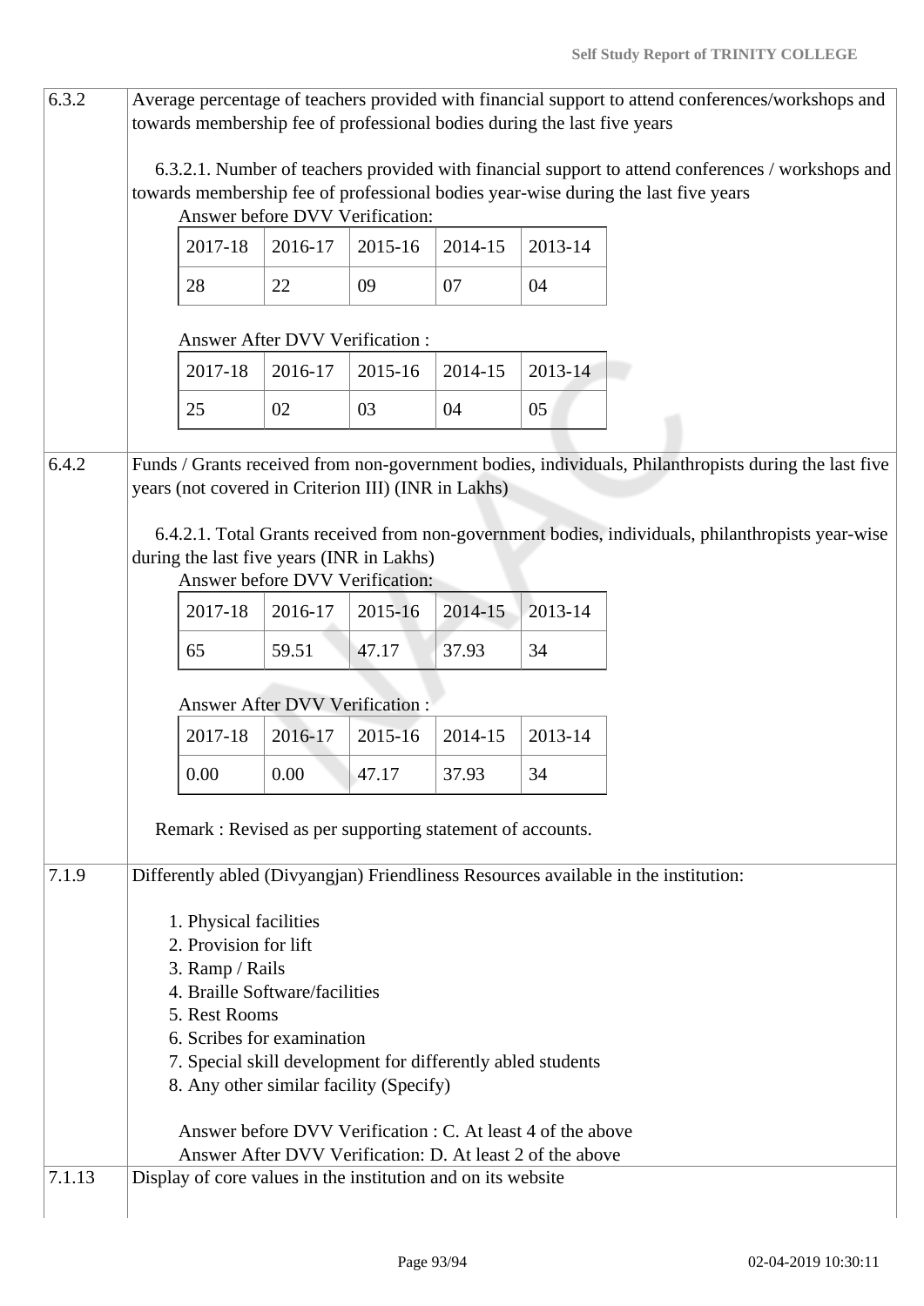| | |
|---|---|
| 6.3.2 | Average percentage of teachers provided with financial support to attend conferences/workshops and towards membership fee of professional bodies during the last five years |

6.3.2.1. Number of teachers provided with financial support to attend conferences / workshops and towards membership fee of professional bodies year-wise during the last five years

Answer before DVV Verification:

| 2017-18 | 2016-17 | 2015-16 | 2014-15 | 2013-14 |
|---|---|---|---|---|
| 28 | 22 | 09 | 07 | 04 |

Answer After DVV Verification :

| 2017-18 | 2016-17 | 2015-16 | 2014-15 | 2013-14 |
|---|---|---|---|---|
| 25 | 02 | 03 | 04 | 05 |

| | |
|---|---|
| 6.4.2 | Funds / Grants received from non-government bodies, individuals, Philanthropists during the last five years (not covered in Criterion III) (INR in Lakhs) |

6.4.2.1. Total Grants received from non-government bodies, individuals, philanthropists year-wise during the last five years (INR in Lakhs)

Answer before DVV Verification:

| 2017-18 | 2016-17 | 2015-16 | 2014-15 | 2013-14 |
|---|---|---|---|---|
| 65 | 59.51 | 47.17 | 37.93 | 34 |

Answer After DVV Verification :

| 2017-18 | 2016-17 | 2015-16 | 2014-15 | 2013-14 |
|---|---|---|---|---|
| 0.00 | 0.00 | 47.17 | 37.93 | 34 |

Remark : Revised as per supporting statement of accounts.

| | |
|---|---|
| 7.1.9 | Differently abled (Divyangjan) Friendliness Resources available in the institution: |

1. Physical facilities
2. Provision for lift
3. Ramp / Rails
4. Braille Software/facilities
5. Rest Rooms
6. Scribes for examination
7. Special skill development for differently abled students
8. Any other similar facility (Specify)

Answer before DVV Verification : C. At least 4 of the above
Answer After DVV Verification: D. At least 2 of the above

| | |
|---|---|
| 7.1.13 | Display of core values in the institution and on its website |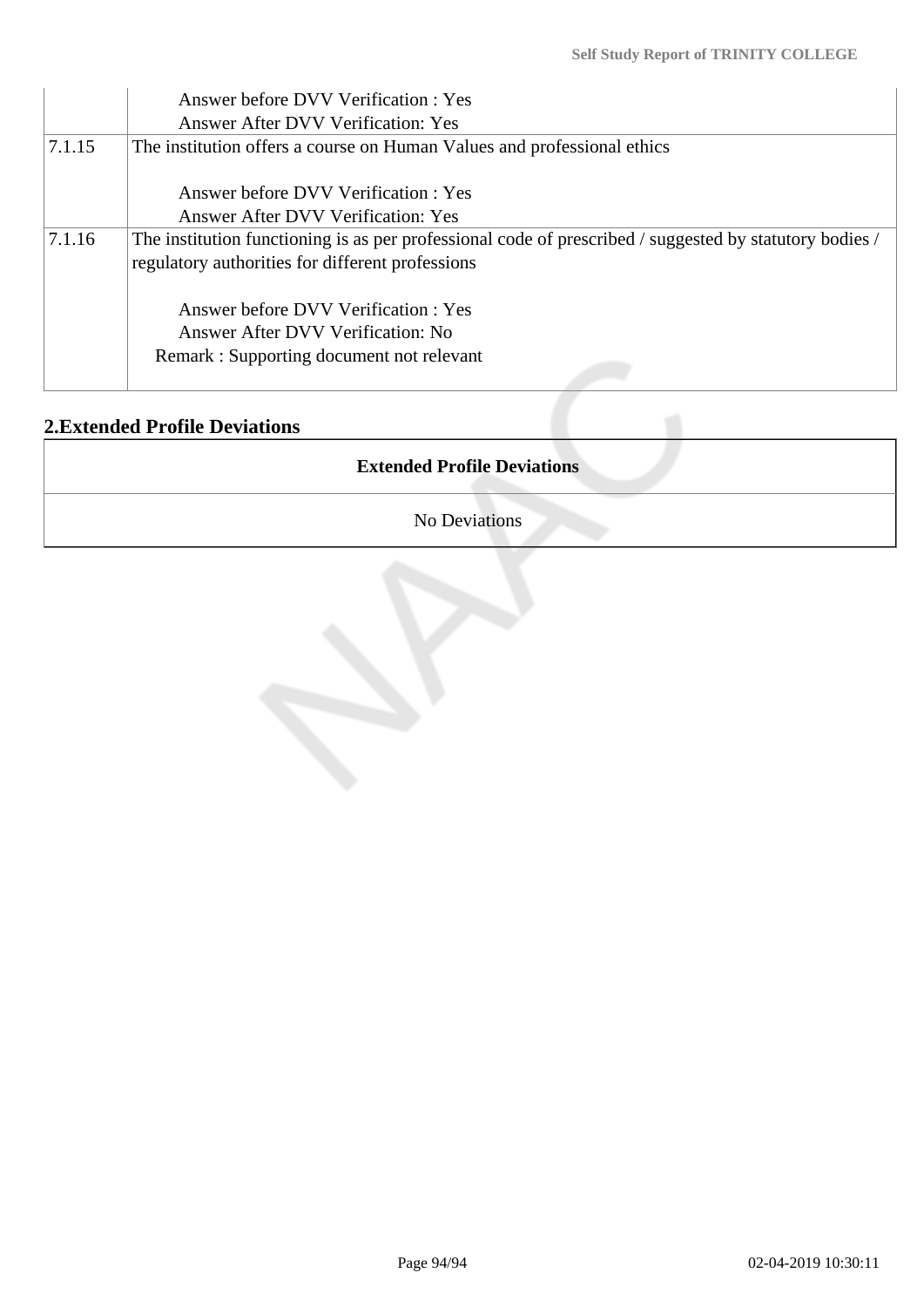| | |
|---|---|
| | Answer before DVV Verification : Yes<br>Answer After DVV Verification: Yes |
| 7.1.15 | The institution offers a course on Human Values and professional ethics<br><br>Answer before DVV Verification : Yes<br>Answer After DVV Verification: Yes |
| 7.1.16 | The institution functioning is as per professional code of prescribed / suggested by statutory bodies / regulatory authorities for different professions<br><br>Answer before DVV Verification : Yes<br>Answer After DVV Verification: No<br>Remark : Supporting document not relevant |

## 2.Extended Profile Deviations

| Extended Profile Deviations |
|---|
| No Deviations |